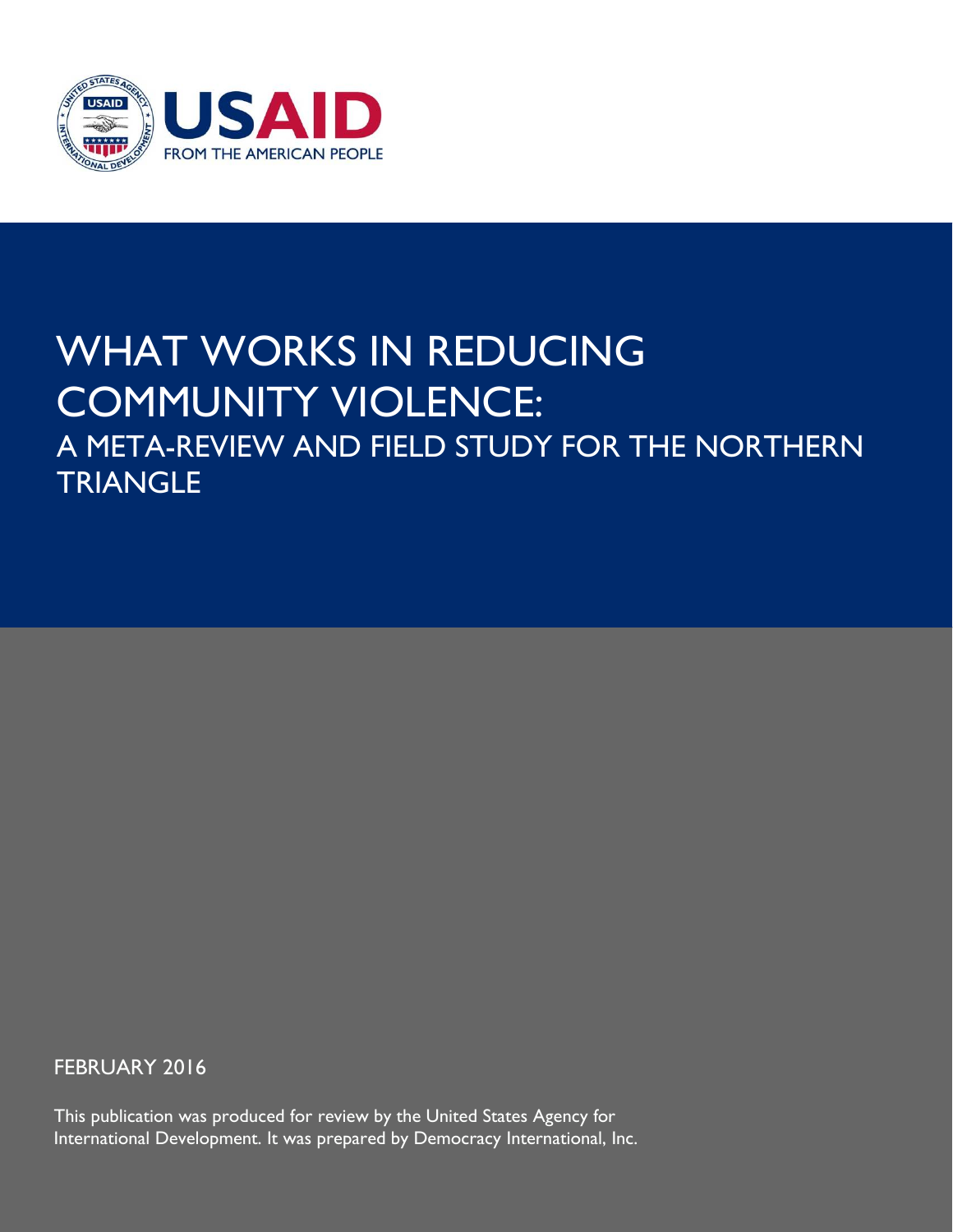USAID

FROM THE AMERICAN PEOPLE

# WHAT WORKS IN REDUCING COMMUNITY VIOLENCE:

## A META-REVIEW AND FIELD STUDY FOR THE NORTHERN TRIANGLE

FEBRUARY 2016

This publication was produced for review by the United States Agency for International Development. It was prepared by Democracy International, Inc.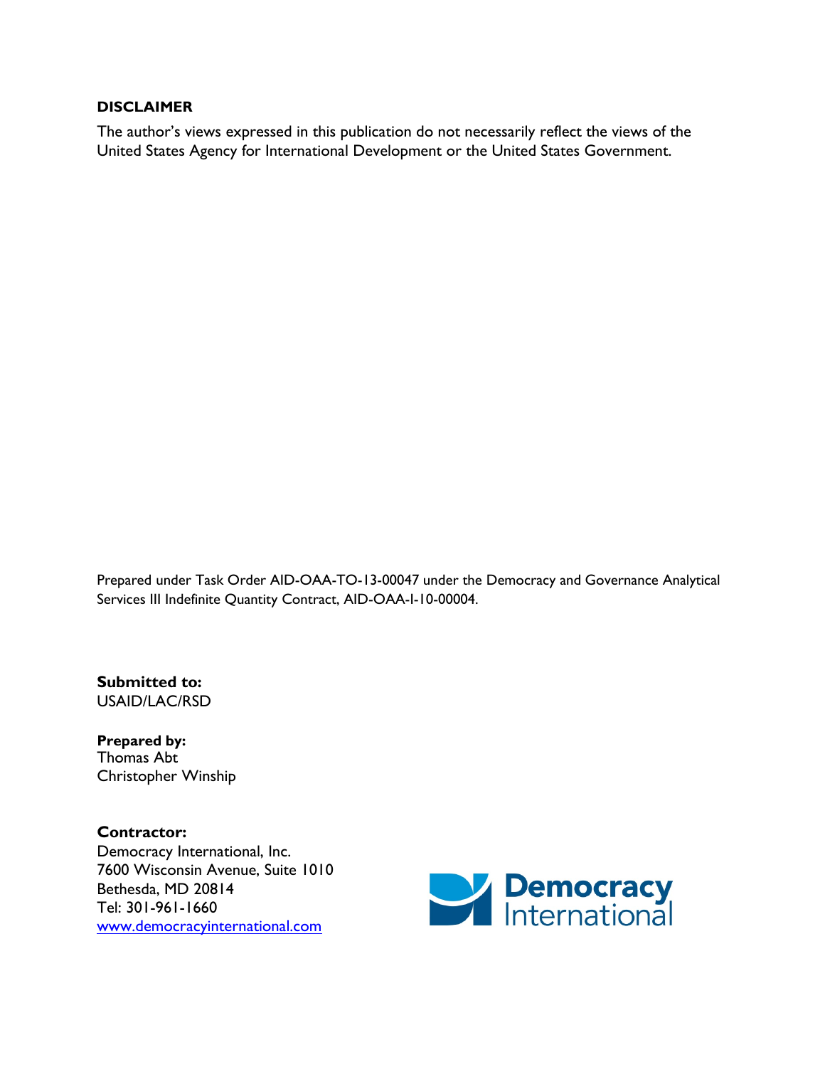**DISCLAIMER**

The author's views expressed in this publication do not necessarily reflect the views of the United States Agency for International Development or the United States Government.

Prepared under Task Order AID-OAA-TO-13-00047 under the Democracy and Governance Analytical Services III Indefinite Quantity Contract, AID-OAA-I-10-00004.

**Submitted to:**
USAID/LAC/RSD

**Prepared by:**
Thomas Abt
Christopher Winship

**Contractor:**
Democracy International, Inc.
7600 Wisconsin Avenue, Suite 1010
Bethesda, MD 20814
Tel: 301-961-1660
www.democracyinternational.com

Democracy International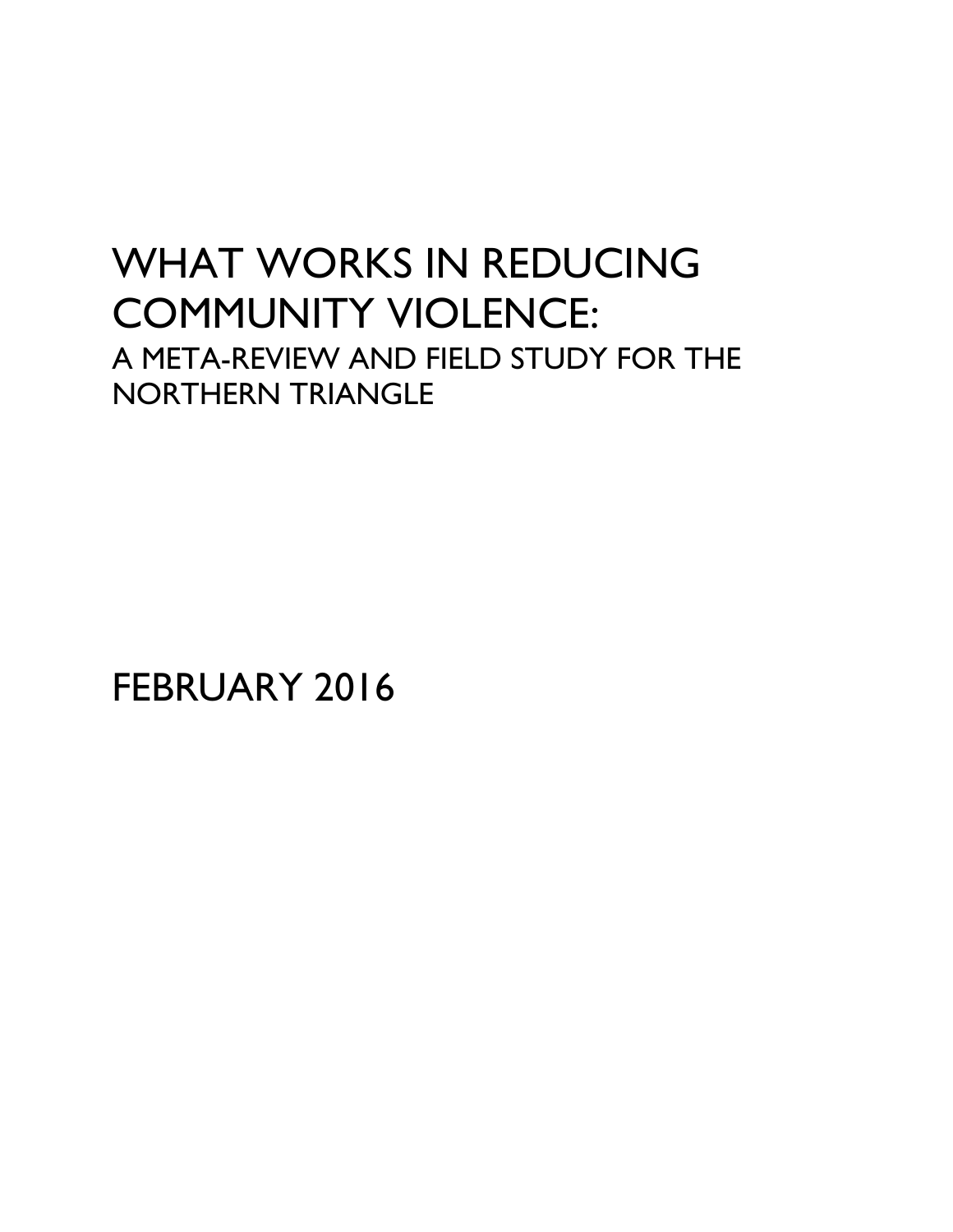# WHAT WORKS IN REDUCING COMMUNITY VIOLENCE:

## A META-REVIEW AND FIELD STUDY FOR THE NORTHERN TRIANGLE

FEBRUARY 2016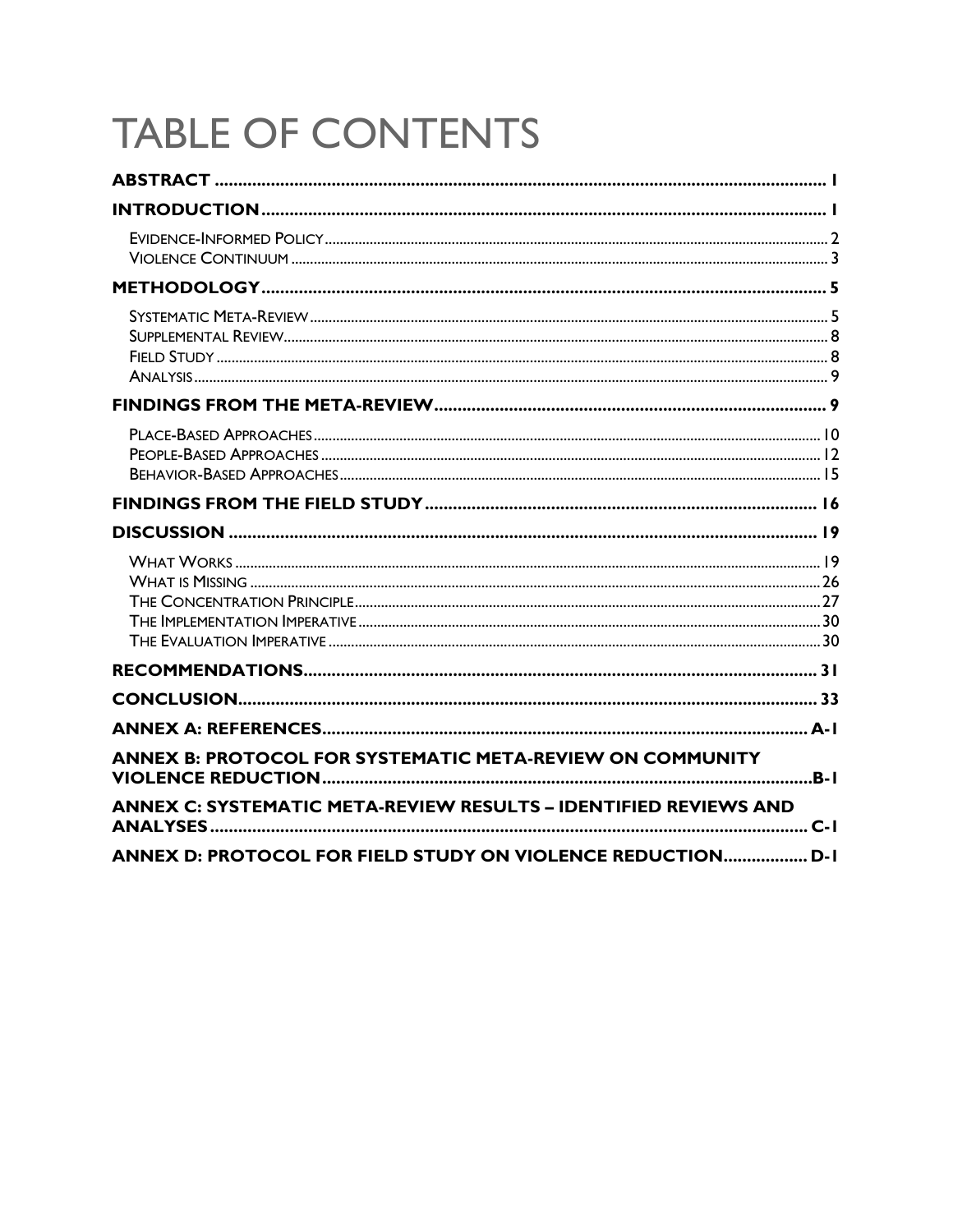# TABLE OF CONTENTS

**ABSTRACT** .......... 1

**INTRODUCTION** .......... 1

- Evidence-Informed Policy .......... 2
- Violence Continuum .......... 3

**METHODOLOGY** .......... 5

- Systematic Meta-Review .......... 5
- Supplemental Review .......... 8
- Field Study .......... 8
- Analysis .......... 9

**FINDINGS FROM THE META-REVIEW** .......... 9

- Place-Based Approaches .......... 10
- People-Based Approaches .......... 12
- Behavior-Based Approaches .......... 15

**FINDINGS FROM THE FIELD STUDY** .......... 16

**DISCUSSION** .......... 19

- What Works .......... 19
- What is Missing .......... 26
- The Concentration Principle .......... 27
- The Implementation Imperative .......... 30
- The Evaluation Imperative .......... 30

**RECOMMENDATIONS** .......... 31

**CONCLUSION** .......... 33

**ANNEX A: REFERENCES** .......... A-1

**ANNEX B: PROTOCOL FOR SYSTEMATIC META-REVIEW ON COMMUNITY VIOLENCE REDUCTION** .......... B-1

**ANNEX C: SYSTEMATIC META-REVIEW RESULTS – IDENTIFIED REVIEWS AND ANALYSES** .......... C-1

**ANNEX D: PROTOCOL FOR FIELD STUDY ON VIOLENCE REDUCTION** .......... D-1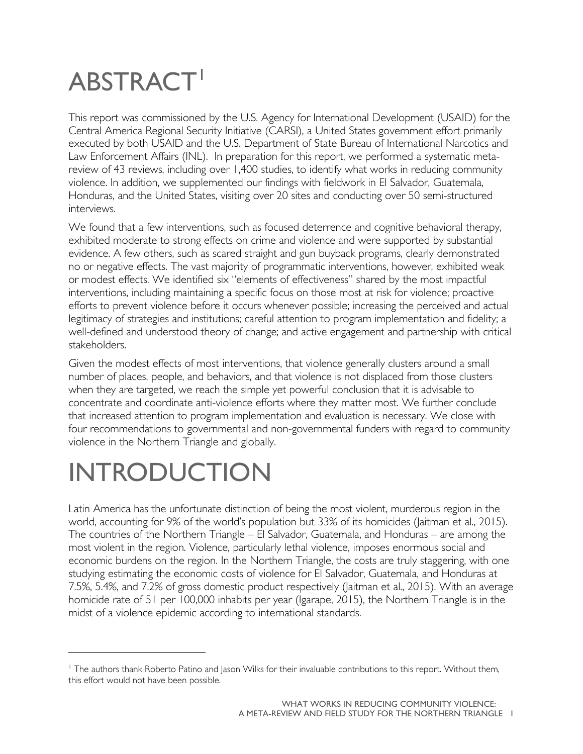# ABSTRACT[1]

This report was commissioned by the U.S. Agency for International Development (USAID) for the Central America Regional Security Initiative (CARSI), a United States government effort primarily executed by both USAID and the U.S. Department of State Bureau of International Narcotics and Law Enforcement Affairs (INL). In preparation for this report, we performed a systematic meta-review of 43 reviews, including over 1,400 studies, to identify what works in reducing community violence. In addition, we supplemented our findings with fieldwork in El Salvador, Guatemala, Honduras, and the United States, visiting over 20 sites and conducting over 50 semi-structured interviews.

We found that a few interventions, such as focused deterrence and cognitive behavioral therapy, exhibited moderate to strong effects on crime and violence and were supported by substantial evidence. A few others, such as scared straight and gun buyback programs, clearly demonstrated no or negative effects. The vast majority of programmatic interventions, however, exhibited weak or modest effects. We identified six "elements of effectiveness" shared by the most impactful interventions, including maintaining a specific focus on those most at risk for violence; proactive efforts to prevent violence before it occurs whenever possible; increasing the perceived and actual legitimacy of strategies and institutions; careful attention to program implementation and fidelity; a well-defined and understood theory of change; and active engagement and partnership with critical stakeholders.

Given the modest effects of most interventions, that violence generally clusters around a small number of places, people, and behaviors, and that violence is not displaced from those clusters when they are targeted, we reach the simple yet powerful conclusion that it is advisable to concentrate and coordinate anti-violence efforts where they matter most. We further conclude that increased attention to program implementation and evaluation is necessary. We close with four recommendations to governmental and non-governmental funders with regard to community violence in the Northern Triangle and globally.

# INTRODUCTION

Latin America has the unfortunate distinction of being the most violent, murderous region in the world, accounting for 9% of the world's population but 33% of its homicides (Jaitman et al., 2015). The countries of the Northern Triangle – El Salvador, Guatemala, and Honduras – are among the most violent in the region. Violence, particularly lethal violence, imposes enormous social and economic burdens on the region. In the Northern Triangle, the costs are truly staggering, with one studying estimating the economic costs of violence for El Salvador, Guatemala, and Honduras at 7.5%, 5.4%, and 7.2% of gross domestic product respectively (Jaitman et al., 2015). With an average homicide rate of 51 per 100,000 inhabits per year (Igarape, 2015), the Northern Triangle is in the midst of a violence epidemic according to international standards.

---

[1] The authors thank Roberto Patino and Jason Wilks for their invaluable contributions to this report. Without them, this effort would not have been possible.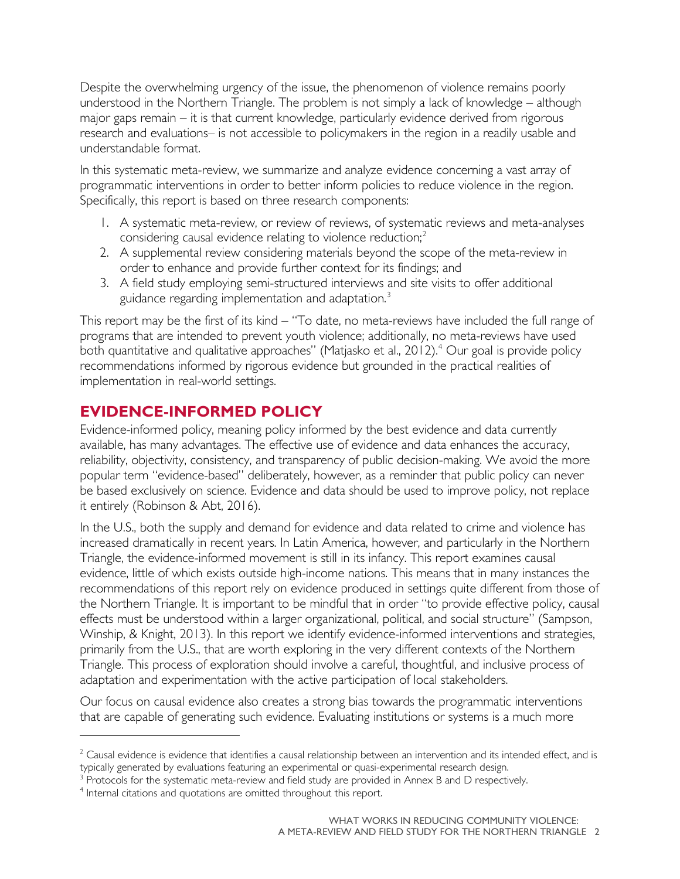Despite the overwhelming urgency of the issue, the phenomenon of violence remains poorly understood in the Northern Triangle. The problem is not simply a lack of knowledge – although major gaps remain – it is that current knowledge, particularly evidence derived from rigorous research and evaluations– is not accessible to policymakers in the region in a readily usable and understandable format.

In this systematic meta-review, we summarize and analyze evidence concerning a vast array of programmatic interventions in order to better inform policies to reduce violence in the region. Specifically, this report is based on three research components:

1. A systematic meta-review, or review of reviews, of systematic reviews and meta-analyses considering causal evidence relating to violence reduction;[2]
2. A supplemental review considering materials beyond the scope of the meta-review in order to enhance and provide further context for its findings; and
3. A field study employing semi-structured interviews and site visits to offer additional guidance regarding implementation and adaptation.[3]

This report may be the first of its kind – "To date, no meta-reviews have included the full range of programs that are intended to prevent youth violence; additionally, no meta-reviews have used both quantitative and qualitative approaches" (Matjasko et al., 2012).[4] Our goal is provide policy recommendations informed by rigorous evidence but grounded in the practical realities of implementation in real-world settings.

## EVIDENCE-INFORMED POLICY

Evidence-informed policy, meaning policy informed by the best evidence and data currently available, has many advantages. The effective use of evidence and data enhances the accuracy, reliability, objectivity, consistency, and transparency of public decision-making. We avoid the more popular term "evidence-based" deliberately, however, as a reminder that public policy can never be based exclusively on science. Evidence and data should be used to improve policy, not replace it entirely (Robinson & Abt, 2016).

In the U.S., both the supply and demand for evidence and data related to crime and violence has increased dramatically in recent years. In Latin America, however, and particularly in the Northern Triangle, the evidence-informed movement is still in its infancy. This report examines causal evidence, little of which exists outside high-income nations. This means that in many instances the recommendations of this report rely on evidence produced in settings quite different from those of the Northern Triangle. It is important to be mindful that in order "to provide effective policy, causal effects must be understood within a larger organizational, political, and social structure" (Sampson, Winship, & Knight, 2013). In this report we identify evidence-informed interventions and strategies, primarily from the U.S., that are worth exploring in the very different contexts of the Northern Triangle. This process of exploration should involve a careful, thoughtful, and inclusive process of adaptation and experimentation with the active participation of local stakeholders.

Our focus on causal evidence also creates a strong bias towards the programmatic interventions that are capable of generating such evidence. Evaluating institutions or systems is a much more

[2] Causal evidence is evidence that identifies a causal relationship between an intervention and its intended effect, and is typically generated by evaluations featuring an experimental or quasi-experimental research design.

[3] Protocols for the systematic meta-review and field study are provided in Annex B and D respectively.

[4] Internal citations and quotations are omitted throughout this report.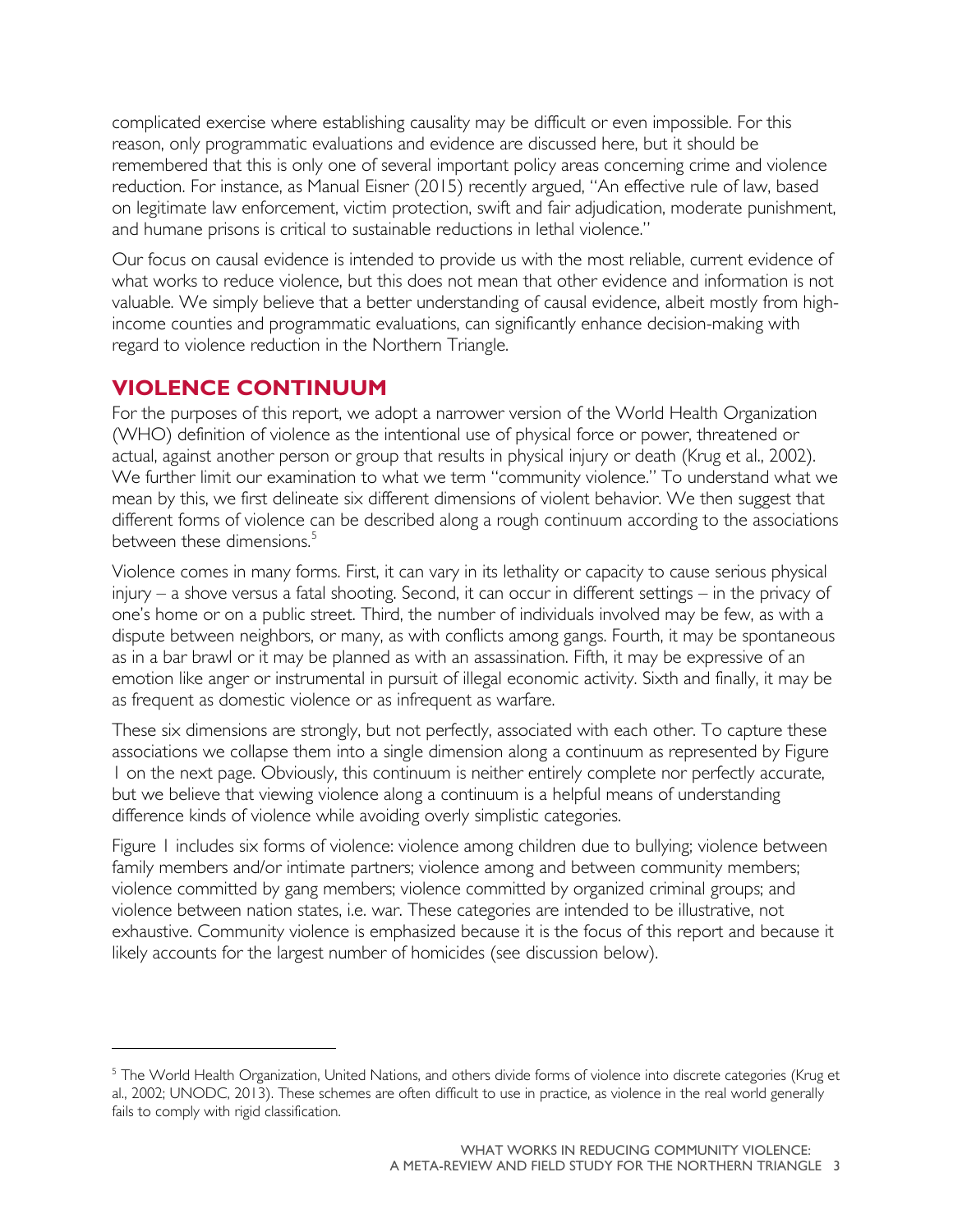complicated exercise where establishing causality may be difficult or even impossible. For this reason, only programmatic evaluations and evidence are discussed here, but it should be remembered that this is only one of several important policy areas concerning crime and violence reduction. For instance, as Manual Eisner (2015) recently argued, "An effective rule of law, based on legitimate law enforcement, victim protection, swift and fair adjudication, moderate punishment, and humane prisons is critical to sustainable reductions in lethal violence."

Our focus on causal evidence is intended to provide us with the most reliable, current evidence of what works to reduce violence, but this does not mean that other evidence and information is not valuable. We simply believe that a better understanding of causal evidence, albeit mostly from high-income counties and programmatic evaluations, can significantly enhance decision-making with regard to violence reduction in the Northern Triangle.

## VIOLENCE CONTINUUM

For the purposes of this report, we adopt a narrower version of the World Health Organization (WHO) definition of violence as the intentional use of physical force or power, threatened or actual, against another person or group that results in physical injury or death (Krug et al., 2002). We further limit our examination to what we term "community violence." To understand what we mean by this, we first delineate six different dimensions of violent behavior. We then suggest that different forms of violence can be described along a rough continuum according to the associations between these dimensions.[5]

Violence comes in many forms. First, it can vary in its lethality or capacity to cause serious physical injury – a shove versus a fatal shooting. Second, it can occur in different settings – in the privacy of one's home or on a public street. Third, the number of individuals involved may be few, as with a dispute between neighbors, or many, as with conflicts among gangs. Fourth, it may be spontaneous as in a bar brawl or it may be planned as with an assassination. Fifth, it may be expressive of an emotion like anger or instrumental in pursuit of illegal economic activity. Sixth and finally, it may be as frequent as domestic violence or as infrequent as warfare.

These six dimensions are strongly, but not perfectly, associated with each other. To capture these associations we collapse them into a single dimension along a continuum as represented by Figure 1 on the next page. Obviously, this continuum is neither entirely complete nor perfectly accurate, but we believe that viewing violence along a continuum is a helpful means of understanding difference kinds of violence while avoiding overly simplistic categories.

Figure 1 includes six forms of violence: violence among children due to bullying; violence between family members and/or intimate partners; violence among and between community members; violence committed by gang members; violence committed by organized criminal groups; and violence between nation states, i.e. war. These categories are intended to be illustrative, not exhaustive. Community violence is emphasized because it is the focus of this report and because it likely accounts for the largest number of homicides (see discussion below).

---

[5] The World Health Organization, United Nations, and others divide forms of violence into discrete categories (Krug et al., 2002; UNODC, 2013). These schemes are often difficult to use in practice, as violence in the real world generally fails to comply with rigid classification.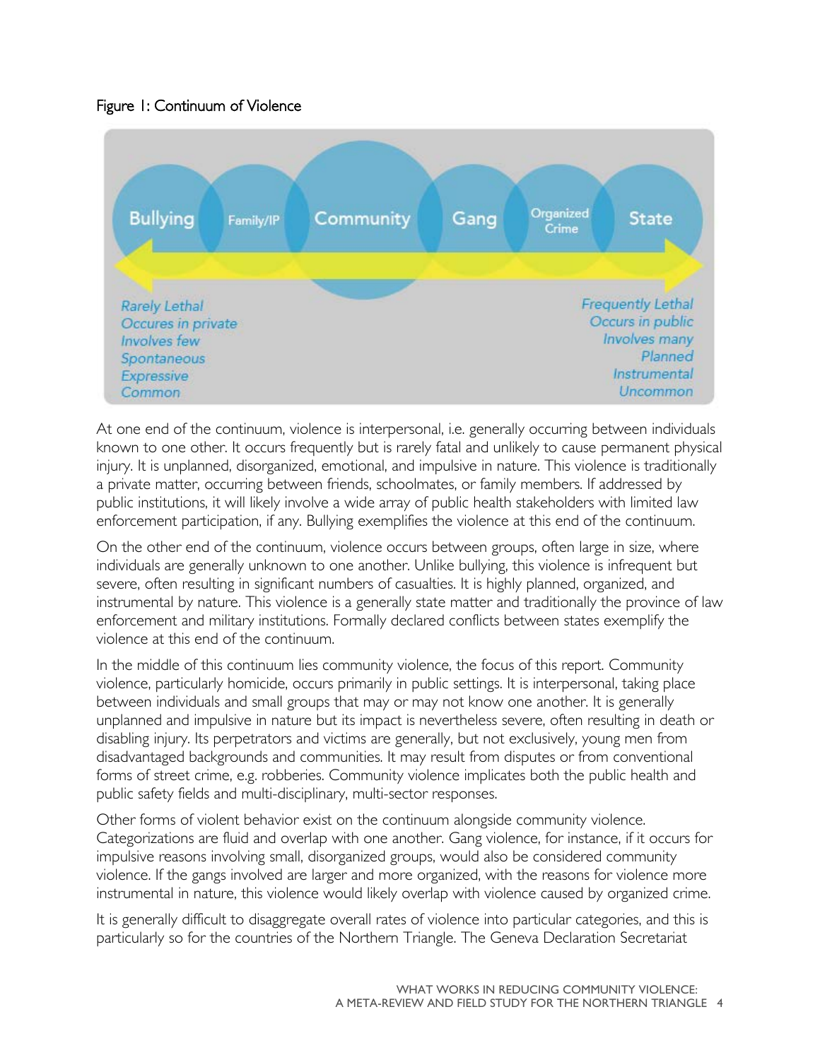Figure 1: Continuum of Violence

At one end of the continuum, violence is interpersonal, i.e. generally occurring between individuals known to one other. It occurs frequently but is rarely fatal and unlikely to cause permanent physical injury. It is unplanned, disorganized, emotional, and impulsive in nature. This violence is traditionally a private matter, occurring between friends, schoolmates, or family members. If addressed by public institutions, it will likely involve a wide array of public health stakeholders with limited law enforcement participation, if any. Bullying exemplifies the violence at this end of the continuum.

On the other end of the continuum, violence occurs between groups, often large in size, where individuals are generally unknown to one another. Unlike bullying, this violence is infrequent but severe, often resulting in significant numbers of casualties. It is highly planned, organized, and instrumental by nature. This violence is a generally state matter and traditionally the province of law enforcement and military institutions. Formally declared conflicts between states exemplify the violence at this end of the continuum.

In the middle of this continuum lies community violence, the focus of this report. Community violence, particularly homicide, occurs primarily in public settings. It is interpersonal, taking place between individuals and small groups that may or may not know one another. It is generally unplanned and impulsive in nature but its impact is nevertheless severe, often resulting in death or disabling injury. Its perpetrators and victims are generally, but not exclusively, young men from disadvantaged backgrounds and communities. It may result from disputes or from conventional forms of street crime, e.g. robberies. Community violence implicates both the public health and public safety fields and multi-disciplinary, multi-sector responses.

Other forms of violent behavior exist on the continuum alongside community violence. Categorizations are fluid and overlap with one another. Gang violence, for instance, if it occurs for impulsive reasons involving small, disorganized groups, would also be considered community violence. If the gangs involved are larger and more organized, with the reasons for violence more instrumental in nature, this violence would likely overlap with violence caused by organized crime.

It is generally difficult to disaggregate overall rates of violence into particular categories, and this is particularly so for the countries of the Northern Triangle. The Geneva Declaration Secretariat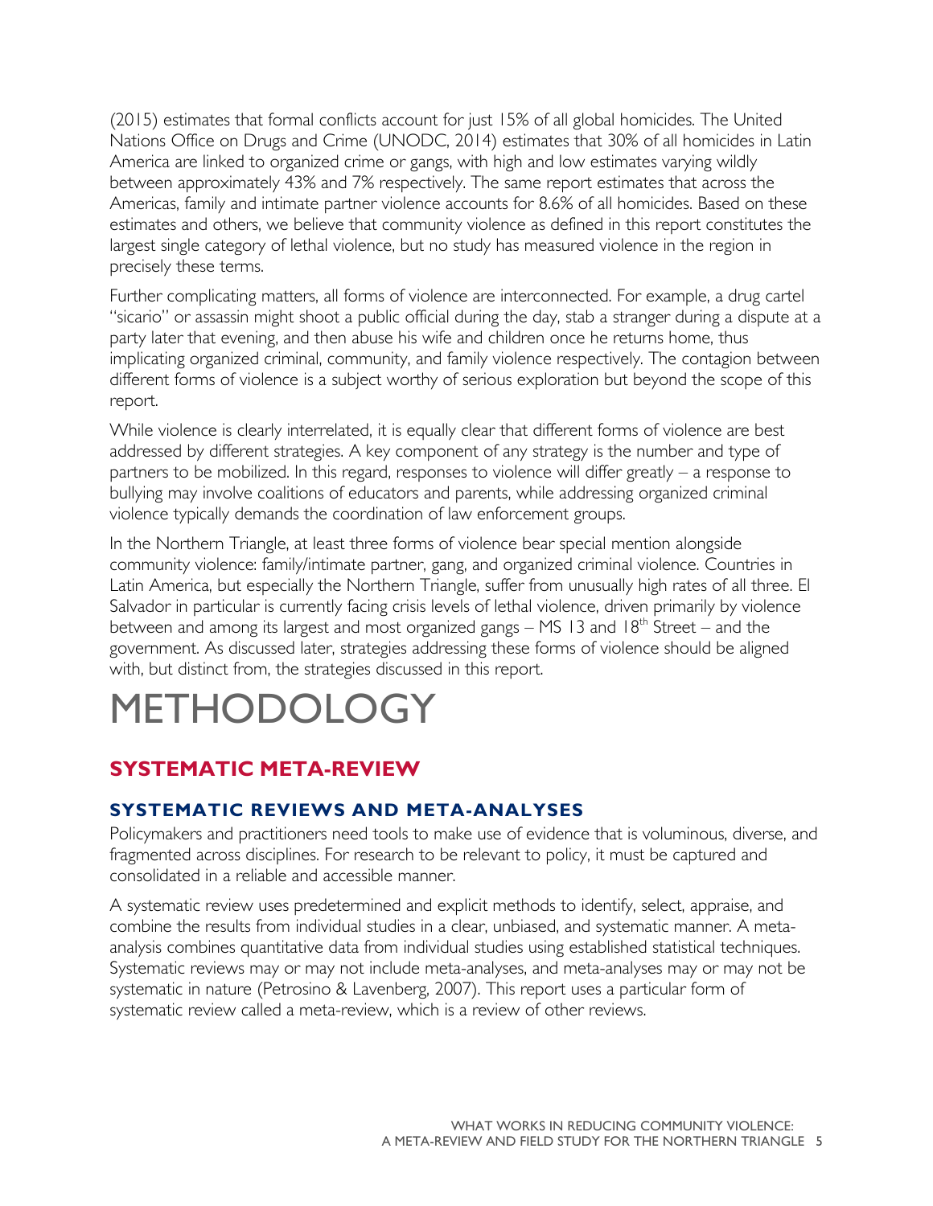(2015) estimates that formal conflicts account for just 15% of all global homicides. The United Nations Office on Drugs and Crime (UNODC, 2014) estimates that 30% of all homicides in Latin America are linked to organized crime or gangs, with high and low estimates varying wildly between approximately 43% and 7% respectively. The same report estimates that across the Americas, family and intimate partner violence accounts for 8.6% of all homicides. Based on these estimates and others, we believe that community violence as defined in this report constitutes the largest single category of lethal violence, but no study has measured violence in the region in precisely these terms.

Further complicating matters, all forms of violence are interconnected. For example, a drug cartel "sicario" or assassin might shoot a public official during the day, stab a stranger during a dispute at a party later that evening, and then abuse his wife and children once he returns home, thus implicating organized criminal, community, and family violence respectively. The contagion between different forms of violence is a subject worthy of serious exploration but beyond the scope of this report.

While violence is clearly interrelated, it is equally clear that different forms of violence are best addressed by different strategies. A key component of any strategy is the number and type of partners to be mobilized. In this regard, responses to violence will differ greatly – a response to bullying may involve coalitions of educators and parents, while addressing organized criminal violence typically demands the coordination of law enforcement groups.

In the Northern Triangle, at least three forms of violence bear special mention alongside community violence: family/intimate partner, gang, and organized criminal violence. Countries in Latin America, but especially the Northern Triangle, suffer from unusually high rates of all three. El Salvador in particular is currently facing crisis levels of lethal violence, driven primarily by violence between and among its largest and most organized gangs – MS 13 and 18th Street – and the government. As discussed later, strategies addressing these forms of violence should be aligned with, but distinct from, the strategies discussed in this report.

# METHODOLOGY

## SYSTEMATIC META-REVIEW

### SYSTEMATIC REVIEWS AND META-ANALYSES

Policymakers and practitioners need tools to make use of evidence that is voluminous, diverse, and fragmented across disciplines. For research to be relevant to policy, it must be captured and consolidated in a reliable and accessible manner.

A systematic review uses predetermined and explicit methods to identify, select, appraise, and combine the results from individual studies in a clear, unbiased, and systematic manner. A meta-analysis combines quantitative data from individual studies using established statistical techniques. Systematic reviews may or may not include meta-analyses, and meta-analyses may or may not be systematic in nature (Petrosino & Lavenberg, 2007). This report uses a particular form of systematic review called a meta-review, which is a review of other reviews.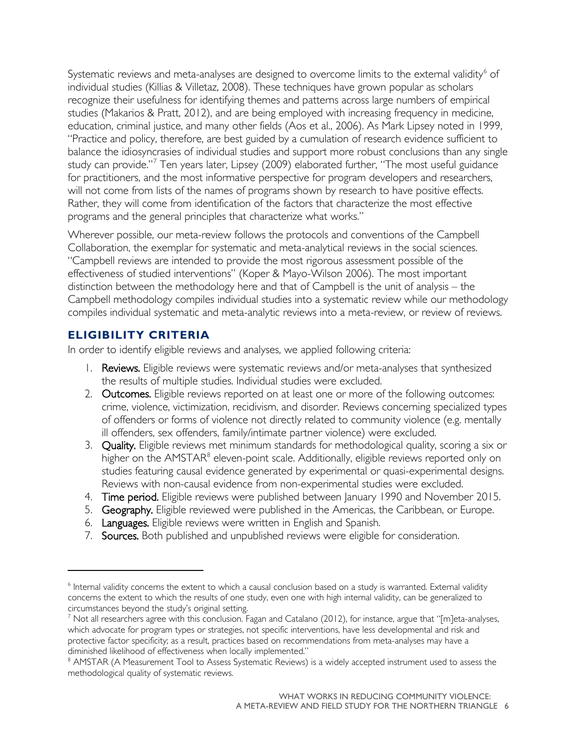Systematic reviews and meta-analyses are designed to overcome limits to the external validity[6] of individual studies (Killias & Villetaz, 2008). These techniques have grown popular as scholars recognize their usefulness for identifying themes and patterns across large numbers of empirical studies (Makarios & Pratt, 2012), and are being employed with increasing frequency in medicine, education, criminal justice, and many other fields (Aos et al., 2006). As Mark Lipsey noted in 1999, "Practice and policy, therefore, are best guided by a cumulation of research evidence sufficient to balance the idiosyncrasies of individual studies and support more robust conclusions than any single study can provide."[7] Ten years later, Lipsey (2009) elaborated further, "The most useful guidance for practitioners, and the most informative perspective for program developers and researchers, will not come from lists of the names of programs shown by research to have positive effects. Rather, they will come from identification of the factors that characterize the most effective programs and the general principles that characterize what works."

Wherever possible, our meta-review follows the protocols and conventions of the Campbell Collaboration, the exemplar for systematic and meta-analytical reviews in the social sciences. "Campbell reviews are intended to provide the most rigorous assessment possible of the effectiveness of studied interventions" (Koper & Mayo-Wilson 2006). The most important distinction between the methodology here and that of Campbell is the unit of analysis – the Campbell methodology compiles individual studies into a systematic review while our methodology compiles individual systematic and meta-analytic reviews into a meta-review, or review of reviews.

## ELIGIBILITY CRITERIA

In order to identify eligible reviews and analyses, we applied following criteria:

1. **Reviews.** Eligible reviews were systematic reviews and/or meta-analyses that synthesized the results of multiple studies. Individual studies were excluded.
2. **Outcomes.** Eligible reviews reported on at least one or more of the following outcomes: crime, violence, victimization, recidivism, and disorder. Reviews concerning specialized types of offenders or forms of violence not directly related to community violence (e.g. mentally ill offenders, sex offenders, family/intimate partner violence) were excluded.
3. **Quality.** Eligible reviews met minimum standards for methodological quality, scoring a six or higher on the AMSTAR[8] eleven-point scale. Additionally, eligible reviews reported only on studies featuring causal evidence generated by experimental or quasi-experimental designs. Reviews with non-causal evidence from non-experimental studies were excluded.
4. **Time period.** Eligible reviews were published between January 1990 and November 2015.
5. **Geography.** Eligible reviewed were published in the Americas, the Caribbean, or Europe.
6. **Languages.** Eligible reviews were written in English and Spanish.
7. **Sources.** Both published and unpublished reviews were eligible for consideration.

---

[6] Internal validity concerns the extent to which a causal conclusion based on a study is warranted. External validity concerns the extent to which the results of one study, even one with high internal validity, can be generalized to circumstances beyond the study's original setting.

[7] Not all researchers agree with this conclusion. Fagan and Catalano (2012), for instance, argue that "[m]eta-analyses, which advocate for program types or strategies, not specific interventions, have less developmental and risk and protective factor specificity; as a result, practices based on recommendations from meta-analyses may have a diminished likelihood of effectiveness when locally implemented."

[8] AMSTAR (A Measurement Tool to Assess Systematic Reviews) is a widely accepted instrument used to assess the methodological quality of systematic reviews.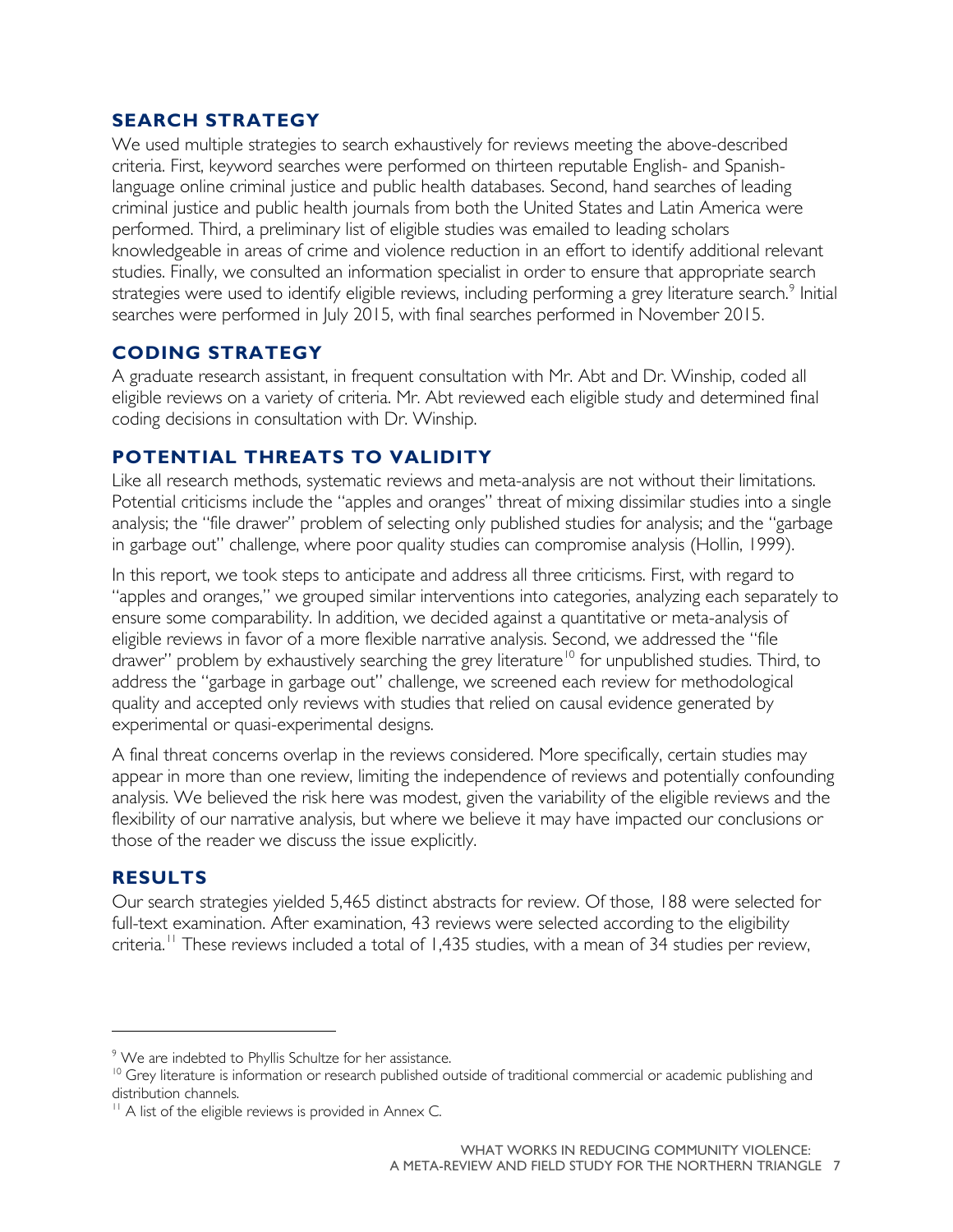## SEARCH STRATEGY

We used multiple strategies to search exhaustively for reviews meeting the above-described criteria. First, keyword searches were performed on thirteen reputable English- and Spanish-language online criminal justice and public health databases. Second, hand searches of leading criminal justice and public health journals from both the United States and Latin America were performed. Third, a preliminary list of eligible studies was emailed to leading scholars knowledgeable in areas of crime and violence reduction in an effort to identify additional relevant studies. Finally, we consulted an information specialist in order to ensure that appropriate search strategies were used to identify eligible reviews, including performing a grey literature search.[9] Initial searches were performed in July 2015, with final searches performed in November 2015.

## CODING STRATEGY

A graduate research assistant, in frequent consultation with Mr. Abt and Dr. Winship, coded all eligible reviews on a variety of criteria. Mr. Abt reviewed each eligible study and determined final coding decisions in consultation with Dr. Winship.

## POTENTIAL THREATS TO VALIDITY

Like all research methods, systematic reviews and meta-analysis are not without their limitations. Potential criticisms include the "apples and oranges" threat of mixing dissimilar studies into a single analysis; the "file drawer" problem of selecting only published studies for analysis; and the "garbage in garbage out" challenge, where poor quality studies can compromise analysis (Hollin, 1999).

In this report, we took steps to anticipate and address all three criticisms. First, with regard to "apples and oranges," we grouped similar interventions into categories, analyzing each separately to ensure some comparability. In addition, we decided against a quantitative or meta-analysis of eligible reviews in favor of a more flexible narrative analysis. Second, we addressed the "file drawer" problem by exhaustively searching the grey literature[10] for unpublished studies. Third, to address the "garbage in garbage out" challenge, we screened each review for methodological quality and accepted only reviews with studies that relied on causal evidence generated by experimental or quasi-experimental designs.

A final threat concerns overlap in the reviews considered. More specifically, certain studies may appear in more than one review, limiting the independence of reviews and potentially confounding analysis. We believed the risk here was modest, given the variability of the eligible reviews and the flexibility of our narrative analysis, but where we believe it may have impacted our conclusions or those of the reader we discuss the issue explicitly.

## RESULTS

Our search strategies yielded 5,465 distinct abstracts for review. Of those, 188 were selected for full-text examination. After examination, 43 reviews were selected according to the eligibility criteria.[11] These reviews included a total of 1,435 studies, with a mean of 34 studies per review,

---

[9] We are indebted to Phyllis Schultze for her assistance.

[10] Grey literature is information or research published outside of traditional commercial or academic publishing and distribution channels.

[11] A list of the eligible reviews is provided in Annex C.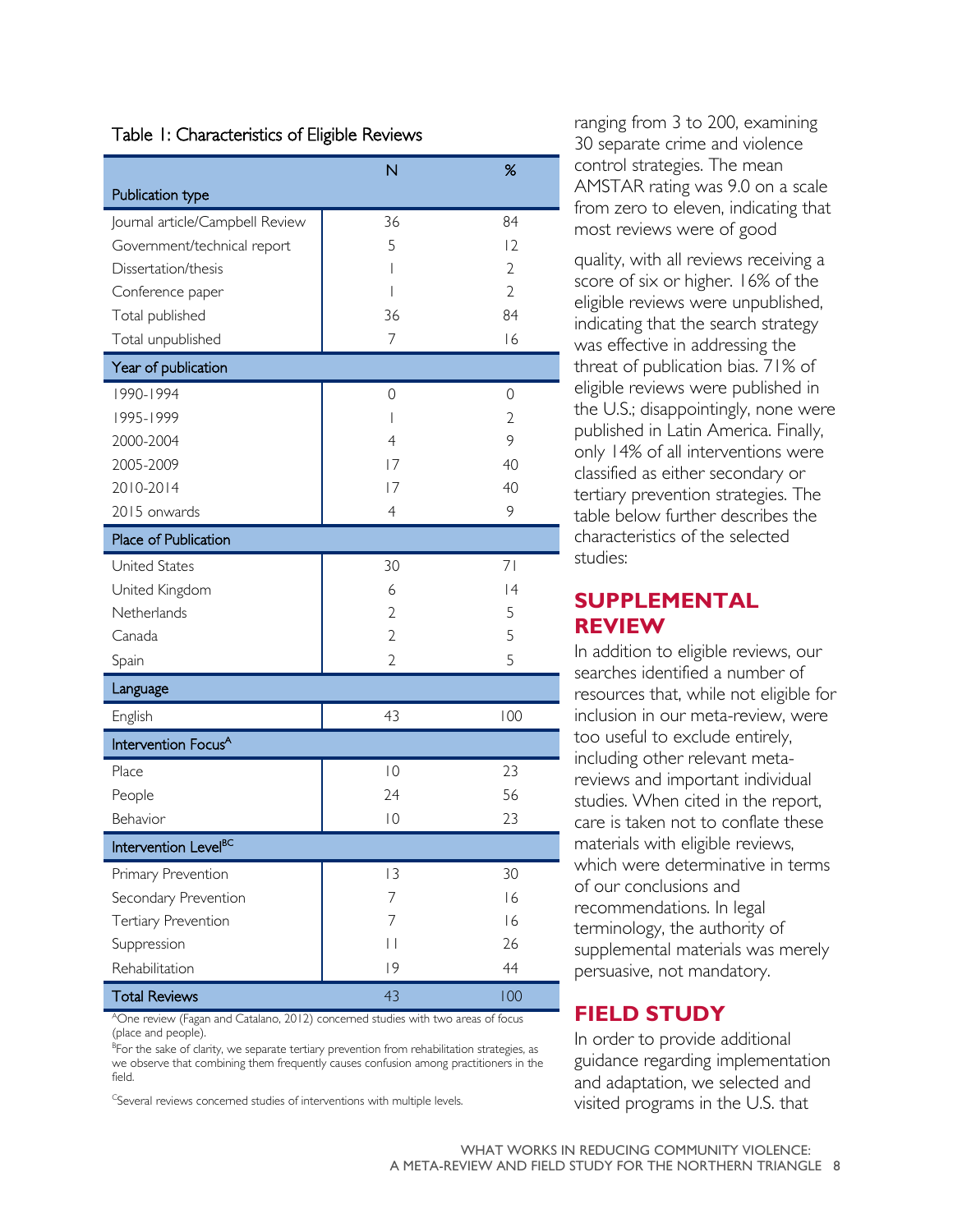Table 1: Characteristics of Eligible Reviews

| | N | % |
|---|---|---|
| **Publication type** | | |
| Journal article/Campbell Review | 36 | 84 |
| Government/technical report | 5 | 12 |
| Dissertation/thesis | 1 | 2 |
| Conference paper | 1 | 2 |
| Total published | 36 | 84 |
| Total unpublished | 7 | 16 |
| **Year of publication** | | |
| 1990-1994 | 0 | 0 |
| 1995-1999 | 1 | 2 |
| 2000-2004 | 4 | 9 |
| 2005-2009 | 17 | 40 |
| 2010-2014 | 17 | 40 |
| 2015 onwards | 4 | 9 |
| **Place of Publication** | | |
| United States | 30 | 71 |
| United Kingdom | 6 | 14 |
| Netherlands | 2 | 5 |
| Canada | 2 | 5 |
| Spain | 2 | 5 |
| **Language** | | |
| English | 43 | 100 |
| **Intervention Focus[A]** | | |
| Place | 10 | 23 |
| People | 24 | 56 |
| Behavior | 10 | 23 |
| **Intervention Level[BC]** | | |
| Primary Prevention | 13 | 30 |
| Secondary Prevention | 7 | 16 |
| Tertiary Prevention | 7 | 16 |
| Suppression | 11 | 26 |
| Rehabilitation | 19 | 44 |
| **Total Reviews** | 43 | 100 |

[A]One review (Fagan and Catalano, 2012) concerned studies with two areas of focus (place and people).

[B]For the sake of clarity, we separate tertiary prevention from rehabilitation strategies, as we observe that combining them frequently causes confusion among practitioners in the field.

[C]Several reviews concerned studies of interventions with multiple levels.

ranging from 3 to 200, examining 30 separate crime and violence control strategies. The mean AMSTAR rating was 9.0 on a scale from zero to eleven, indicating that most reviews were of good quality, with all reviews receiving a score of six or higher. 16% of the eligible reviews were unpublished, indicating that the search strategy was effective in addressing the threat of publication bias. 71% of eligible reviews were published in the U.S.; disappointingly, none were published in Latin America. Finally, only 14% of all interventions were classified as either secondary or tertiary prevention strategies. The table below further describes the characteristics of the selected studies:

## SUPPLEMENTAL REVIEW

In addition to eligible reviews, our searches identified a number of resources that, while not eligible for inclusion in our meta-review, were too useful to exclude entirely, including other relevant meta-reviews and important individual studies. When cited in the report, care is taken not to conflate these materials with eligible reviews, which were determinative in terms of our conclusions and recommendations. In legal terminology, the authority of supplemental materials was merely persuasive, not mandatory.

## FIELD STUDY

In order to provide additional guidance regarding implementation and adaptation, we selected and visited programs in the U.S. that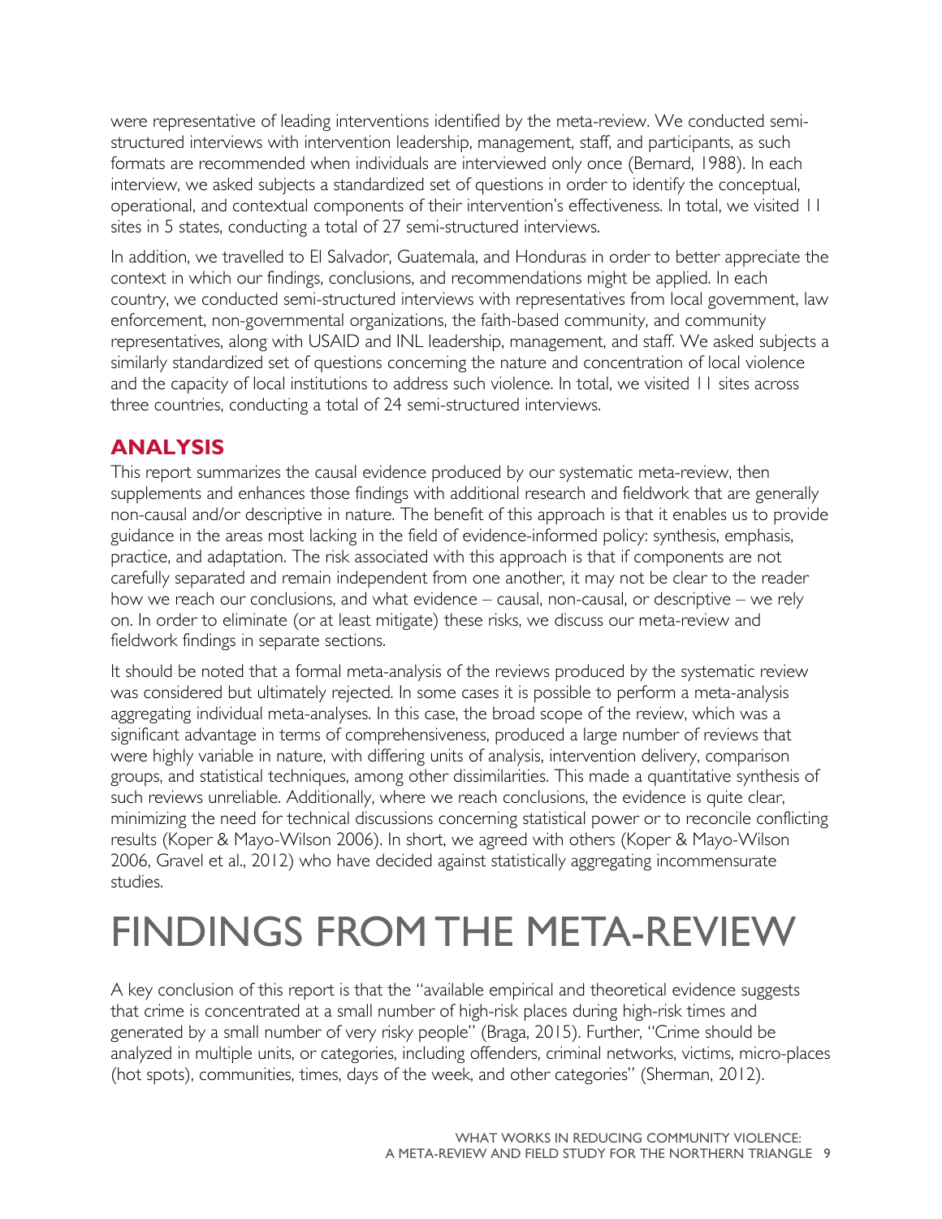were representative of leading interventions identified by the meta-review. We conducted semi-structured interviews with intervention leadership, management, staff, and participants, as such formats are recommended when individuals are interviewed only once (Bernard, 1988). In each interview, we asked subjects a standardized set of questions in order to identify the conceptual, operational, and contextual components of their intervention's effectiveness. In total, we visited 11 sites in 5 states, conducting a total of 27 semi-structured interviews.

In addition, we travelled to El Salvador, Guatemala, and Honduras in order to better appreciate the context in which our findings, conclusions, and recommendations might be applied. In each country, we conducted semi-structured interviews with representatives from local government, law enforcement, non-governmental organizations, the faith-based community, and community representatives, along with USAID and INL leadership, management, and staff. We asked subjects a similarly standardized set of questions concerning the nature and concentration of local violence and the capacity of local institutions to address such violence. In total, we visited 11 sites across three countries, conducting a total of 24 semi-structured interviews.

## ANALYSIS

This report summarizes the causal evidence produced by our systematic meta-review, then supplements and enhances those findings with additional research and fieldwork that are generally non-causal and/or descriptive in nature. The benefit of this approach is that it enables us to provide guidance in the areas most lacking in the field of evidence-informed policy: synthesis, emphasis, practice, and adaptation. The risk associated with this approach is that if components are not carefully separated and remain independent from one another, it may not be clear to the reader how we reach our conclusions, and what evidence – causal, non-causal, or descriptive – we rely on. In order to eliminate (or at least mitigate) these risks, we discuss our meta-review and fieldwork findings in separate sections.

It should be noted that a formal meta-analysis of the reviews produced by the systematic review was considered but ultimately rejected. In some cases it is possible to perform a meta-analysis aggregating individual meta-analyses. In this case, the broad scope of the review, which was a significant advantage in terms of comprehensiveness, produced a large number of reviews that were highly variable in nature, with differing units of analysis, intervention delivery, comparison groups, and statistical techniques, among other dissimilarities. This made a quantitative synthesis of such reviews unreliable. Additionally, where we reach conclusions, the evidence is quite clear, minimizing the need for technical discussions concerning statistical power or to reconcile conflicting results (Koper & Mayo-Wilson 2006). In short, we agreed with others (Koper & Mayo-Wilson 2006, Gravel et al., 2012) who have decided against statistically aggregating incommensurate studies.

# FINDINGS FROM THE META-REVIEW

A key conclusion of this report is that the "available empirical and theoretical evidence suggests that crime is concentrated at a small number of high-risk places during high-risk times and generated by a small number of very risky people" (Braga, 2015). Further, "Crime should be analyzed in multiple units, or categories, including offenders, criminal networks, victims, micro-places (hot spots), communities, times, days of the week, and other categories" (Sherman, 2012).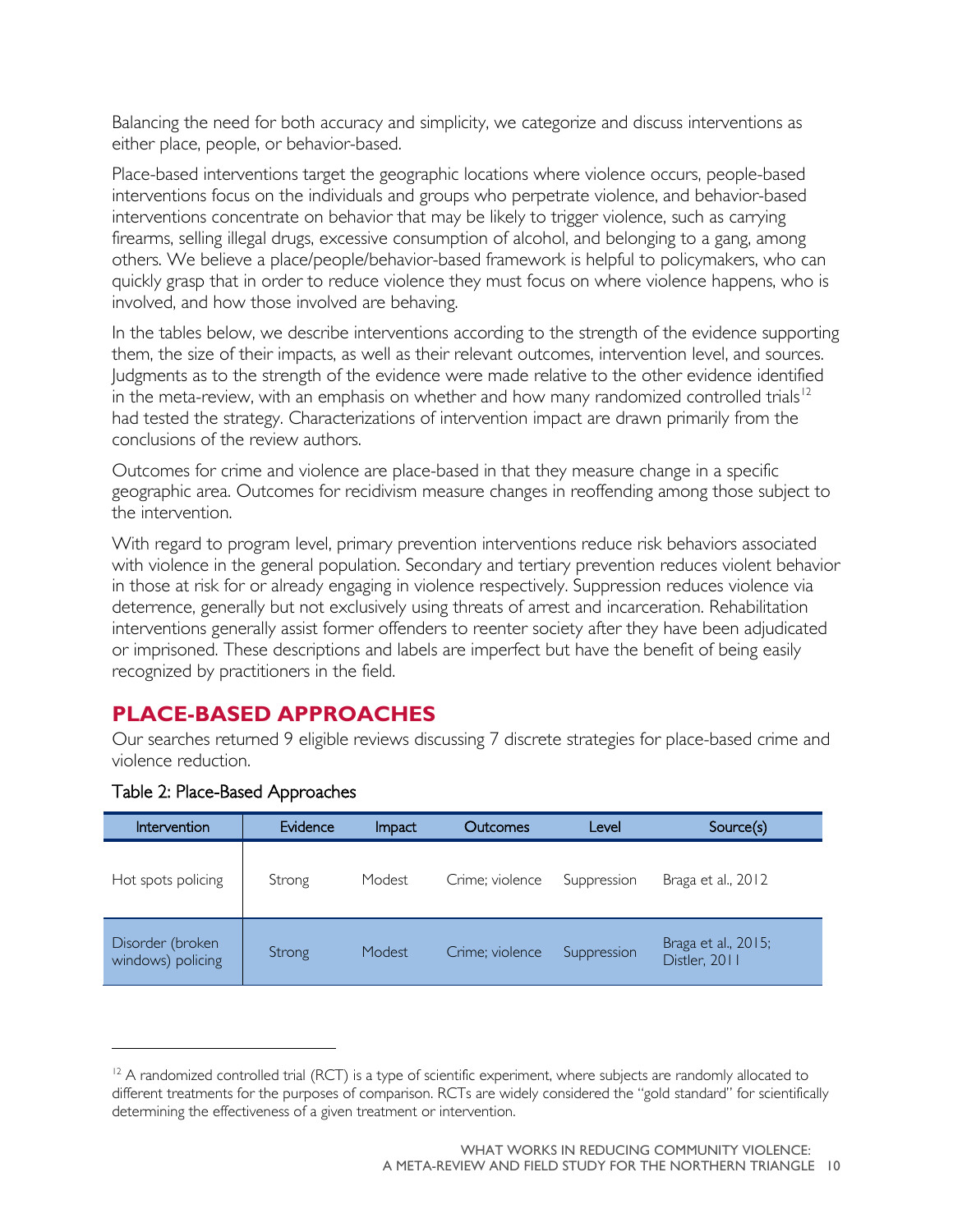Balancing the need for both accuracy and simplicity, we categorize and discuss interventions as either place, people, or behavior-based.

Place-based interventions target the geographic locations where violence occurs, people-based interventions focus on the individuals and groups who perpetrate violence, and behavior-based interventions concentrate on behavior that may be likely to trigger violence, such as carrying firearms, selling illegal drugs, excessive consumption of alcohol, and belonging to a gang, among others. We believe a place/people/behavior-based framework is helpful to policymakers, who can quickly grasp that in order to reduce violence they must focus on where violence happens, who is involved, and how those involved are behaving.

In the tables below, we describe interventions according to the strength of the evidence supporting them, the size of their impacts, as well as their relevant outcomes, intervention level, and sources. Judgments as to the strength of the evidence were made relative to the other evidence identified in the meta-review, with an emphasis on whether and how many randomized controlled trials[12] had tested the strategy. Characterizations of intervention impact are drawn primarily from the conclusions of the review authors.

Outcomes for crime and violence are place-based in that they measure change in a specific geographic area. Outcomes for recidivism measure changes in reoffending among those subject to the intervention.

With regard to program level, primary prevention interventions reduce risk behaviors associated with violence in the general population. Secondary and tertiary prevention reduces violent behavior in those at risk for or already engaging in violence respectively. Suppression reduces violence via deterrence, generally but not exclusively using threats of arrest and incarceration. Rehabilitation interventions generally assist former offenders to reenter society after they have been adjudicated or imprisoned. These descriptions and labels are imperfect but have the benefit of being easily recognized by practitioners in the field.

## PLACE-BASED APPROACHES

Our searches returned 9 eligible reviews discussing 7 discrete strategies for place-based crime and violence reduction.

Table 2: Place-Based Approaches

| Intervention | Evidence | Impact | Outcomes | Level | Source(s) |
|---|---|---|---|---|---|
| Hot spots policing | Strong | Modest | Crime; violence | Suppression | Braga et al., 2012 |
| Disorder (broken windows) policing | Strong | Modest | Crime; violence | Suppression | Braga et al., 2015; Distler, 2011 |

[12] A randomized controlled trial (RCT) is a type of scientific experiment, where subjects are randomly allocated to different treatments for the purposes of comparison. RCTs are widely considered the "gold standard" for scientifically determining the effectiveness of a given treatment or intervention.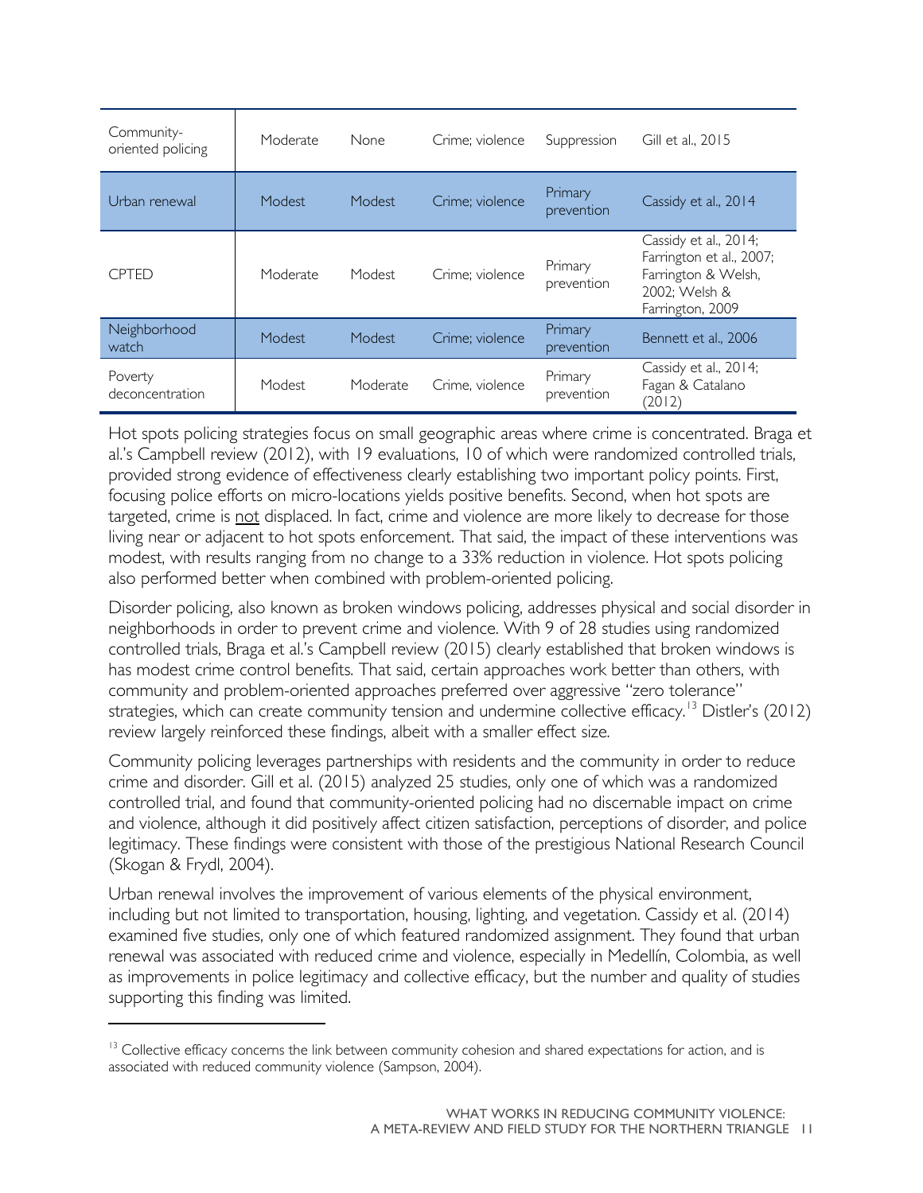| | | | | | |
|---|---|---|---|---|---|
| Community-oriented policing | Moderate | None | Crime; violence | Suppression | Gill et al., 2015 |
| Urban renewal | Modest | Modest | Crime; violence | Primary prevention | Cassidy et al., 2014 |
| CPTED | Moderate | Modest | Crime; violence | Primary prevention | Cassidy et al., 2014; Farrington et al., 2007; Farrington & Welsh, 2002; Welsh & Farrington, 2009 |
| Neighborhood watch | Modest | Modest | Crime; violence | Primary prevention | Bennett et al., 2006 |
| Poverty deconcentration | Modest | Moderate | Crime, violence | Primary prevention | Cassidy et al., 2014; Fagan & Catalano (2012) |

Hot spots policing strategies focus on small geographic areas where crime is concentrated. Braga et al.'s Campbell review (2012), with 19 evaluations, 10 of which were randomized controlled trials, provided strong evidence of effectiveness clearly establishing two important policy points. First, focusing police efforts on micro-locations yields positive benefits. Second, when hot spots are targeted, crime is not displaced. In fact, crime and violence are more likely to decrease for those living near or adjacent to hot spots enforcement. That said, the impact of these interventions was modest, with results ranging from no change to a 33% reduction in violence. Hot spots policing also performed better when combined with problem-oriented policing.

Disorder policing, also known as broken windows policing, addresses physical and social disorder in neighborhoods in order to prevent crime and violence. With 9 of 28 studies using randomized controlled trials, Braga et al.'s Campbell review (2015) clearly established that broken windows is has modest crime control benefits. That said, certain approaches work better than others, with community and problem-oriented approaches preferred over aggressive "zero tolerance" strategies, which can create community tension and undermine collective efficacy.[13] Distler's (2012) review largely reinforced these findings, albeit with a smaller effect size.

Community policing leverages partnerships with residents and the community in order to reduce crime and disorder. Gill et al. (2015) analyzed 25 studies, only one of which was a randomized controlled trial, and found that community-oriented policing had no discernable impact on crime and violence, although it did positively affect citizen satisfaction, perceptions of disorder, and police legitimacy. These findings were consistent with those of the prestigious National Research Council (Skogan & Frydl, 2004).

Urban renewal involves the improvement of various elements of the physical environment, including but not limited to transportation, housing, lighting, and vegetation. Cassidy et al. (2014) examined five studies, only one of which featured randomized assignment. They found that urban renewal was associated with reduced crime and violence, especially in Medellín, Colombia, as well as improvements in police legitimacy and collective efficacy, but the number and quality of studies supporting this finding was limited.

[13] Collective efficacy concerns the link between community cohesion and shared expectations for action, and is associated with reduced community violence (Sampson, 2004).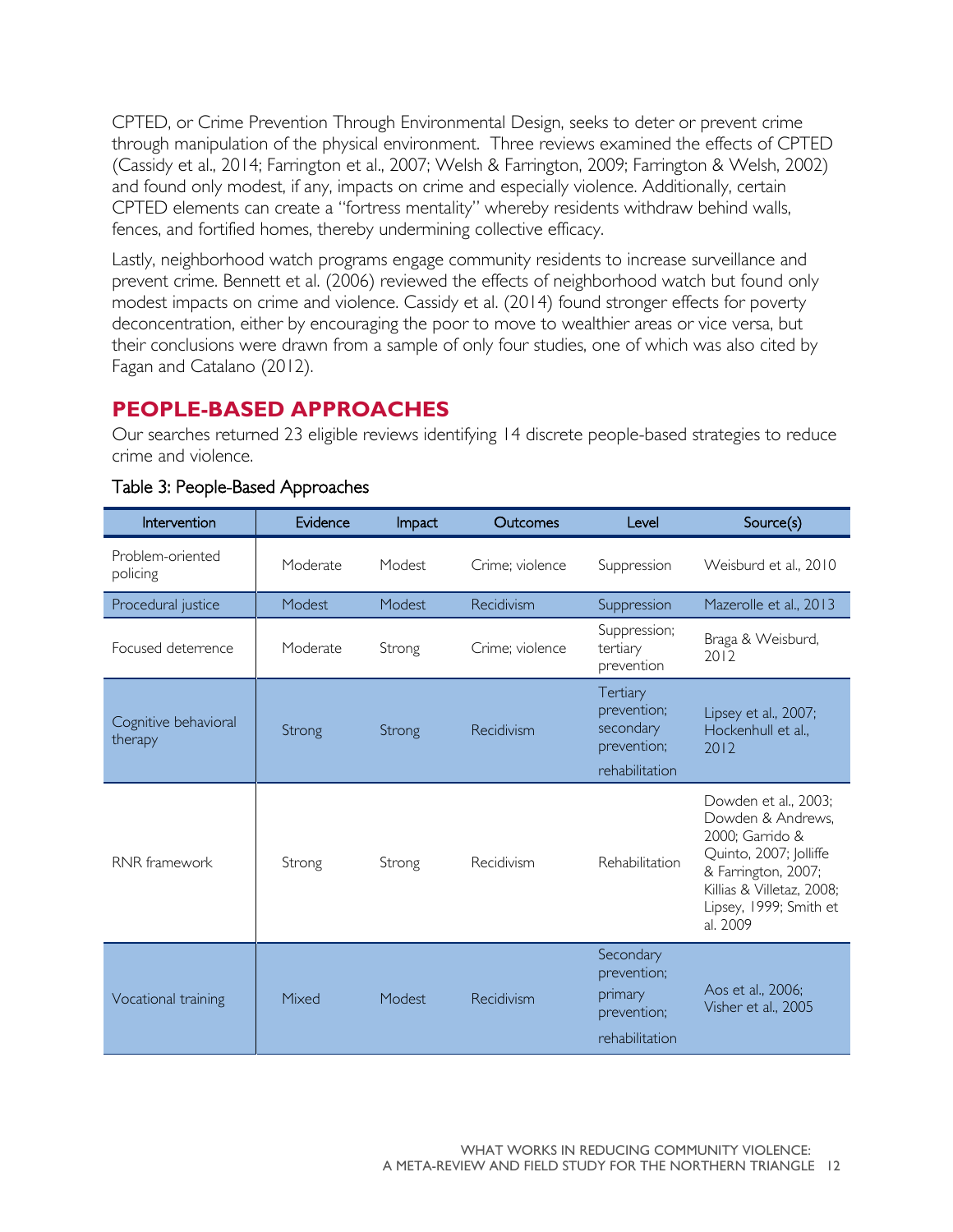CPTED, or Crime Prevention Through Environmental Design, seeks to deter or prevent crime through manipulation of the physical environment. Three reviews examined the effects of CPTED (Cassidy et al., 2014; Farrington et al., 2007; Welsh & Farrington, 2009; Farrington & Welsh, 2002) and found only modest, if any, impacts on crime and especially violence. Additionally, certain CPTED elements can create a "fortress mentality" whereby residents withdraw behind walls, fences, and fortified homes, thereby undermining collective efficacy.

Lastly, neighborhood watch programs engage community residents to increase surveillance and prevent crime. Bennett et al. (2006) reviewed the effects of neighborhood watch but found only modest impacts on crime and violence. Cassidy et al. (2014) found stronger effects for poverty deconcentration, either by encouraging the poor to move to wealthier areas or vice versa, but their conclusions were drawn from a sample of only four studies, one of which was also cited by Fagan and Catalano (2012).

## PEOPLE-BASED APPROACHES

Our searches returned 23 eligible reviews identifying 14 discrete people-based strategies to reduce crime and violence.

Table 3: People-Based Approaches

| Intervention | Evidence | Impact | Outcomes | Level | Source(s) |
|---|---|---|---|---|---|
| Problem-oriented policing | Moderate | Modest | Crime; violence | Suppression | Weisburd et al., 2010 |
| Procedural justice | Modest | Modest | Recidivism | Suppression | Mazerolle et al., 2013 |
| Focused deterrence | Moderate | Strong | Crime; violence | Suppression; tertiary prevention | Braga & Weisburd, 2012 |
| Cognitive behavioral therapy | Strong | Strong | Recidivism | Tertiary prevention; secondary prevention; rehabilitation | Lipsey et al., 2007; Hockenhull et al., 2012 |
| RNR framework | Strong | Strong | Recidivism | Rehabilitation | Dowden et al., 2003; Dowden & Andrews, 2000; Garrido & Quinto, 2007; Jolliffe & Farrington, 2007; Killias & Villetaz, 2008; Lipsey, 1999; Smith et al. 2009 |
| Vocational training | Mixed | Modest | Recidivism | Secondary prevention; primary prevention; rehabilitation | Aos et al., 2006; Visher et al., 2005 |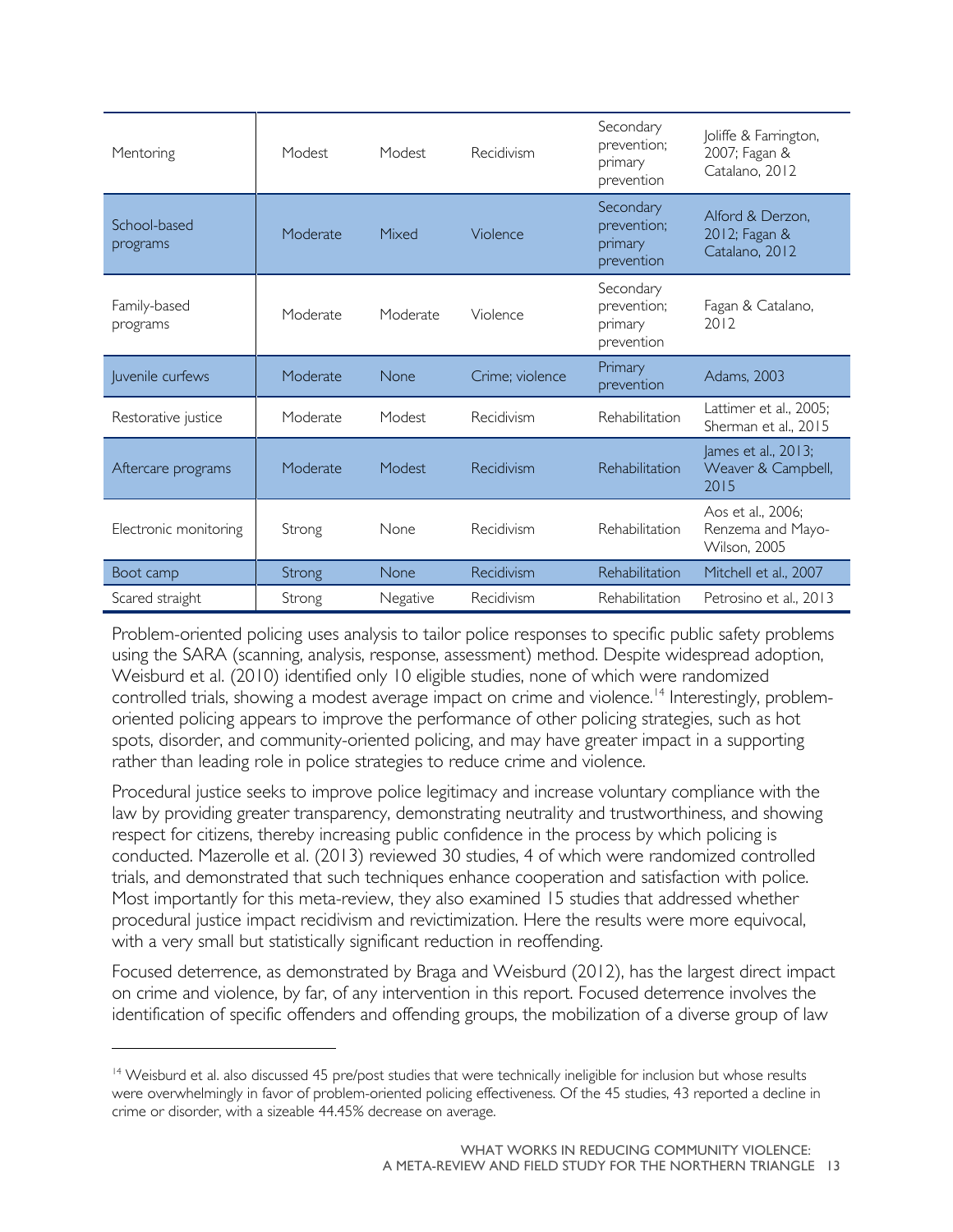| | | | | | |
|---|---|---|---|---|---|
| Mentoring | Modest | Modest | Recidivism | Secondary prevention; primary prevention | Joliffe & Farrington, 2007; Fagan & Catalano, 2012 |
| School-based programs | Moderate | Mixed | Violence | Secondary prevention; primary prevention | Alford & Derzon, 2012; Fagan & Catalano, 2012 |
| Family-based programs | Moderate | Moderate | Violence | Secondary prevention; primary prevention | Fagan & Catalano, 2012 |
| Juvenile curfews | Moderate | None | Crime; violence | Primary prevention | Adams, 2003 |
| Restorative justice | Moderate | Modest | Recidivism | Rehabilitation | Lattimer et al., 2005; Sherman et al., 2015 |
| Aftercare programs | Moderate | Modest | Recidivism | Rehabilitation | James et al., 2013; Weaver & Campbell, 2015 |
| Electronic monitoring | Strong | None | Recidivism | Rehabilitation | Aos et al., 2006; Renzema and Mayo-Wilson, 2005 |
| Boot camp | Strong | None | Recidivism | Rehabilitation | Mitchell et al., 2007 |
| Scared straight | Strong | Negative | Recidivism | Rehabilitation | Petrosino et al., 2013 |

Problem-oriented policing uses analysis to tailor police responses to specific public safety problems using the SARA (scanning, analysis, response, assessment) method. Despite widespread adoption, Weisburd et al. (2010) identified only 10 eligible studies, none of which were randomized controlled trials, showing a modest average impact on crime and violence.[14] Interestingly, problem-oriented policing appears to improve the performance of other policing strategies, such as hot spots, disorder, and community-oriented policing, and may have greater impact in a supporting rather than leading role in police strategies to reduce crime and violence.

Procedural justice seeks to improve police legitimacy and increase voluntary compliance with the law by providing greater transparency, demonstrating neutrality and trustworthiness, and showing respect for citizens, thereby increasing public confidence in the process by which policing is conducted. Mazerolle et al. (2013) reviewed 30 studies, 4 of which were randomized controlled trials, and demonstrated that such techniques enhance cooperation and satisfaction with police. Most importantly for this meta-review, they also examined 15 studies that addressed whether procedural justice impact recidivism and revictimization. Here the results were more equivocal, with a very small but statistically significant reduction in reoffending.

Focused deterrence, as demonstrated by Braga and Weisburd (2012), has the largest direct impact on crime and violence, by far, of any intervention in this report. Focused deterrence involves the identification of specific offenders and offending groups, the mobilization of a diverse group of law

[14] Weisburd et al. also discussed 45 pre/post studies that were technically ineligible for inclusion but whose results were overwhelmingly in favor of problem-oriented policing effectiveness. Of the 45 studies, 43 reported a decline in crime or disorder, with a sizeable 44.45% decrease on average.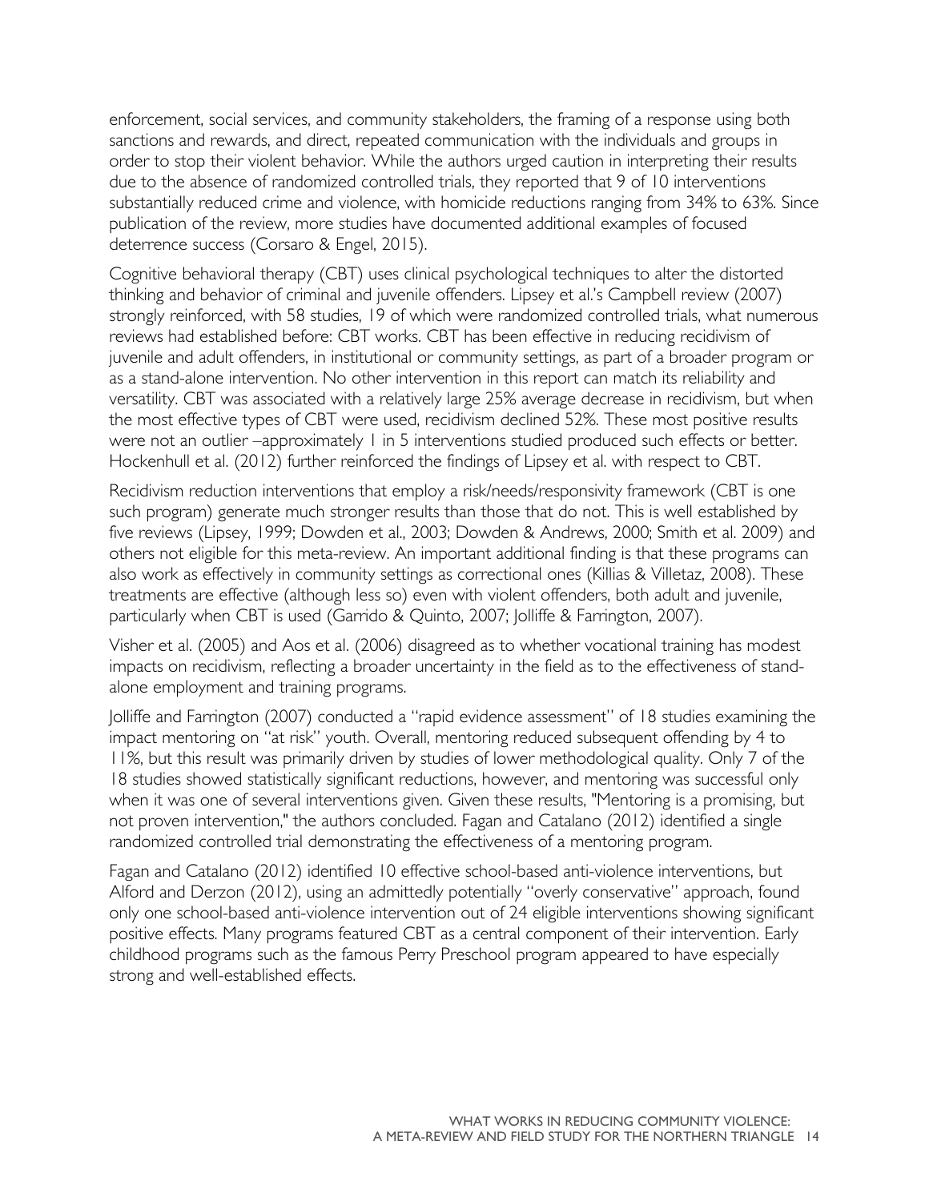enforcement, social services, and community stakeholders, the framing of a response using both sanctions and rewards, and direct, repeated communication with the individuals and groups in order to stop their violent behavior. While the authors urged caution in interpreting their results due to the absence of randomized controlled trials, they reported that 9 of 10 interventions substantially reduced crime and violence, with homicide reductions ranging from 34% to 63%. Since publication of the review, more studies have documented additional examples of focused deterrence success (Corsaro & Engel, 2015).

Cognitive behavioral therapy (CBT) uses clinical psychological techniques to alter the distorted thinking and behavior of criminal and juvenile offenders. Lipsey et al.'s Campbell review (2007) strongly reinforced, with 58 studies, 19 of which were randomized controlled trials, what numerous reviews had established before: CBT works. CBT has been effective in reducing recidivism of juvenile and adult offenders, in institutional or community settings, as part of a broader program or as a stand-alone intervention. No other intervention in this report can match its reliability and versatility. CBT was associated with a relatively large 25% average decrease in recidivism, but when the most effective types of CBT were used, recidivism declined 52%. These most positive results were not an outlier –approximately 1 in 5 interventions studied produced such effects or better. Hockenhull et al. (2012) further reinforced the findings of Lipsey et al. with respect to CBT.

Recidivism reduction interventions that employ a risk/needs/responsivity framework (CBT is one such program) generate much stronger results than those that do not. This is well established by five reviews (Lipsey, 1999; Dowden et al., 2003; Dowden & Andrews, 2000; Smith et al. 2009) and others not eligible for this meta-review. An important additional finding is that these programs can also work as effectively in community settings as correctional ones (Killias & Villetaz, 2008). These treatments are effective (although less so) even with violent offenders, both adult and juvenile, particularly when CBT is used (Garrido & Quinto, 2007; Jolliffe & Farrington, 2007).

Visher et al. (2005) and Aos et al. (2006) disagreed as to whether vocational training has modest impacts on recidivism, reflecting a broader uncertainty in the field as to the effectiveness of stand-alone employment and training programs.

Jolliffe and Farrington (2007) conducted a "rapid evidence assessment" of 18 studies examining the impact mentoring on "at risk" youth. Overall, mentoring reduced subsequent offending by 4 to 11%, but this result was primarily driven by studies of lower methodological quality. Only 7 of the 18 studies showed statistically significant reductions, however, and mentoring was successful only when it was one of several interventions given. Given these results, "Mentoring is a promising, but not proven intervention," the authors concluded. Fagan and Catalano (2012) identified a single randomized controlled trial demonstrating the effectiveness of a mentoring program.

Fagan and Catalano (2012) identified 10 effective school-based anti-violence interventions, but Alford and Derzon (2012), using an admittedly potentially "overly conservative" approach, found only one school-based anti-violence intervention out of 24 eligible interventions showing significant positive effects. Many programs featured CBT as a central component of their intervention. Early childhood programs such as the famous Perry Preschool program appeared to have especially strong and well-established effects.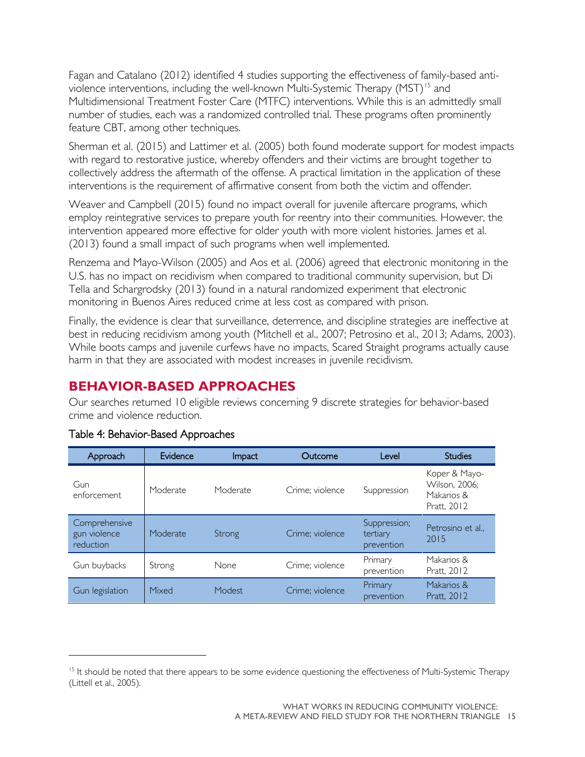Fagan and Catalano (2012) identified 4 studies supporting the effectiveness of family-based anti-violence interventions, including the well-known Multi-Systemic Therapy (MST)[15] and Multidimensional Treatment Foster Care (MTFC) interventions. While this is an admittedly small number of studies, each was a randomized controlled trial. These programs often prominently feature CBT, among other techniques.

Sherman et al. (2015) and Lattimer et al. (2005) both found moderate support for modest impacts with regard to restorative justice, whereby offenders and their victims are brought together to collectively address the aftermath of the offense. A practical limitation in the application of these interventions is the requirement of affirmative consent from both the victim and offender.

Weaver and Campbell (2015) found no impact overall for juvenile aftercare programs, which employ reintegrative services to prepare youth for reentry into their communities. However, the intervention appeared more effective for older youth with more violent histories. James et al. (2013) found a small impact of such programs when well implemented.

Renzema and Mayo-Wilson (2005) and Aos et al. (2006) agreed that electronic monitoring in the U.S. has no impact on recidivism when compared to traditional community supervision, but Di Tella and Schargrodsky (2013) found in a natural randomized experiment that electronic monitoring in Buenos Aires reduced crime at less cost as compared with prison.

Finally, the evidence is clear that surveillance, deterrence, and discipline strategies are ineffective at best in reducing recidivism among youth (Mitchell et al., 2007; Petrosino et al., 2013; Adams, 2003). While boots camps and juvenile curfews have no impacts, Scared Straight programs actually cause harm in that they are associated with modest increases in juvenile recidivism.

## BEHAVIOR-BASED APPROACHES

Our searches returned 10 eligible reviews concerning 9 discrete strategies for behavior-based crime and violence reduction.

Table 4: Behavior-Based Approaches

| Approach | Evidence | Impact | Outcome | Level | Studies |
| --- | --- | --- | --- | --- | --- |
| Gun enforcement | Moderate | Moderate | Crime; violence | Suppression | Koper & Mayo-Wilson, 2006; Makarios & Pratt, 2012 |
| Comprehensive gun violence reduction | Moderate | Strong | Crime; violence | Suppression; tertiary prevention | Petrosino et al., 2015 |
| Gun buybacks | Strong | None | Crime; violence | Primary prevention | Makarios & Pratt, 2012 |
| Gun legislation | Mixed | Modest | Crime; violence | Primary prevention | Makarios & Pratt, 2012 |

[15] It should be noted that there appears to be some evidence questioning the effectiveness of Multi-Systemic Therapy (Littell et al., 2005).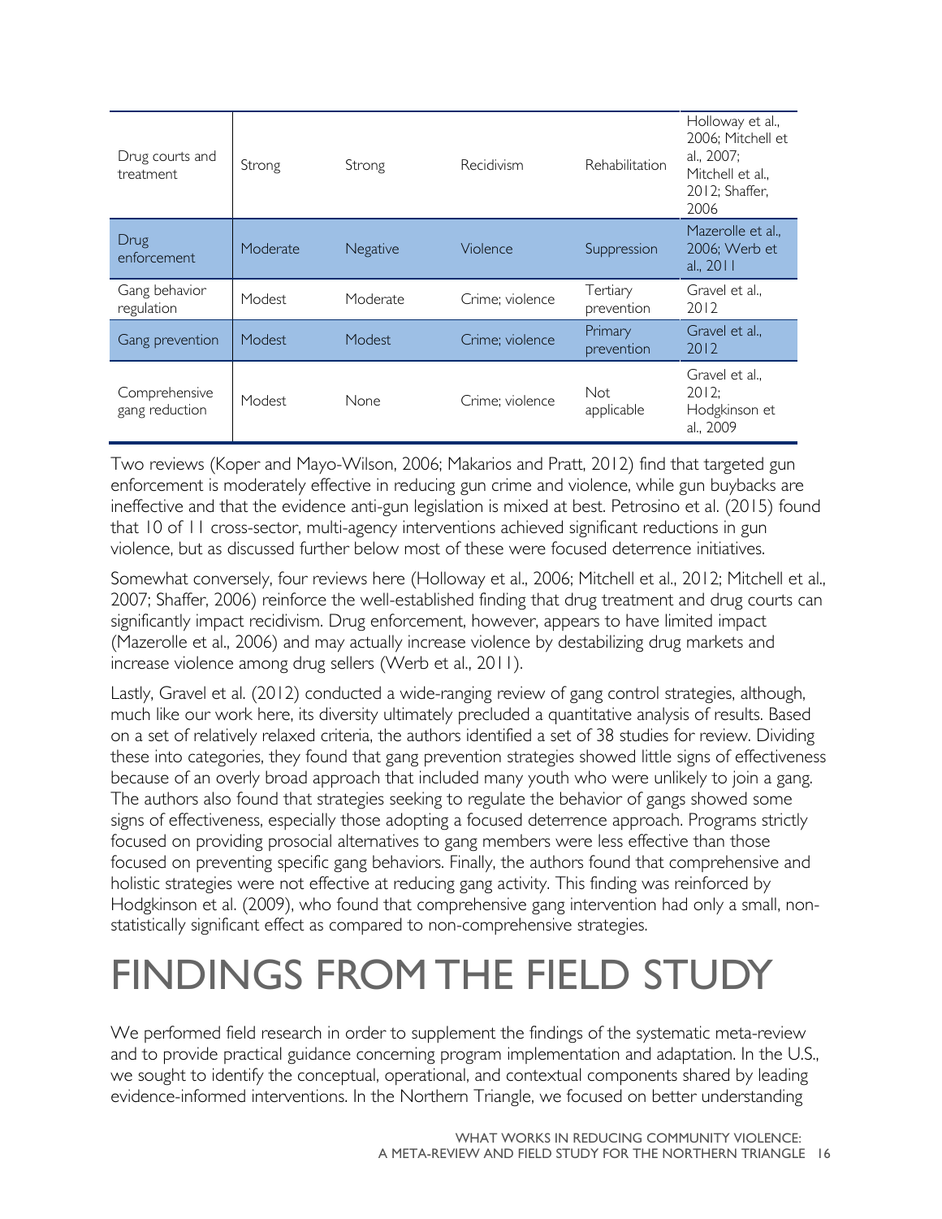| | | | | | |
|---|---|---|---|---|---|
| Drug courts and treatment | Strong | Strong | Recidivism | Rehabilitation | Holloway et al., 2006; Mitchell et al., 2007; Mitchell et al., 2012; Shaffer, 2006 |
| Drug enforcement | Moderate | Negative | Violence | Suppression | Mazerolle et al., 2006; Werb et al., 2011 |
| Gang behavior regulation | Modest | Moderate | Crime; violence | Tertiary prevention | Gravel et al., 2012 |
| Gang prevention | Modest | Modest | Crime; violence | Primary prevention | Gravel et al., 2012 |
| Comprehensive gang reduction | Modest | None | Crime; violence | Not applicable | Gravel et al., 2012; Hodgkinson et al., 2009 |

Two reviews (Koper and Mayo-Wilson, 2006; Makarios and Pratt, 2012) find that targeted gun enforcement is moderately effective in reducing gun crime and violence, while gun buybacks are ineffective and that the evidence anti-gun legislation is mixed at best. Petrosino et al. (2015) found that 10 of 11 cross-sector, multi-agency interventions achieved significant reductions in gun violence, but as discussed further below most of these were focused deterrence initiatives.

Somewhat conversely, four reviews here (Holloway et al., 2006; Mitchell et al., 2012; Mitchell et al., 2007; Shaffer, 2006) reinforce the well-established finding that drug treatment and drug courts can significantly impact recidivism. Drug enforcement, however, appears to have limited impact (Mazerolle et al., 2006) and may actually increase violence by destabilizing drug markets and increase violence among drug sellers (Werb et al., 2011).

Lastly, Gravel et al. (2012) conducted a wide-ranging review of gang control strategies, although, much like our work here, its diversity ultimately precluded a quantitative analysis of results. Based on a set of relatively relaxed criteria, the authors identified a set of 38 studies for review. Dividing these into categories, they found that gang prevention strategies showed little signs of effectiveness because of an overly broad approach that included many youth who were unlikely to join a gang. The authors also found that strategies seeking to regulate the behavior of gangs showed some signs of effectiveness, especially those adopting a focused deterrence approach. Programs strictly focused on providing prosocial alternatives to gang members were less effective than those focused on preventing specific gang behaviors. Finally, the authors found that comprehensive and holistic strategies were not effective at reducing gang activity. This finding was reinforced by Hodgkinson et al. (2009), who found that comprehensive gang intervention had only a small, non-statistically significant effect as compared to non-comprehensive strategies.

# FINDINGS FROM THE FIELD STUDY

We performed field research in order to supplement the findings of the systematic meta-review and to provide practical guidance concerning program implementation and adaptation. In the U.S., we sought to identify the conceptual, operational, and contextual components shared by leading evidence-informed interventions. In the Northern Triangle, we focused on better understanding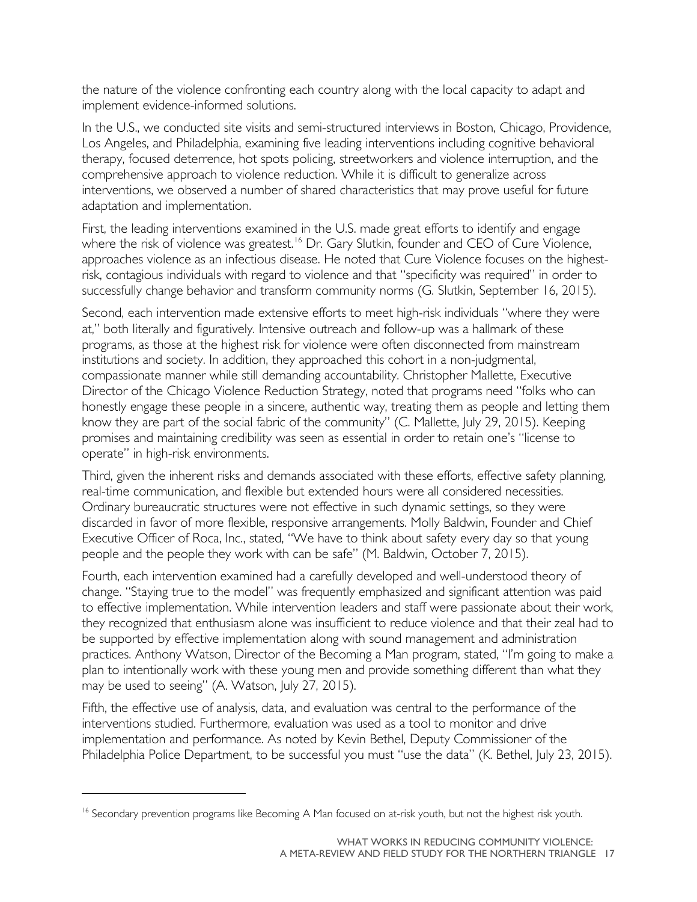the nature of the violence confronting each country along with the local capacity to adapt and implement evidence-informed solutions.

In the U.S., we conducted site visits and semi-structured interviews in Boston, Chicago, Providence, Los Angeles, and Philadelphia, examining five leading interventions including cognitive behavioral therapy, focused deterrence, hot spots policing, streetworkers and violence interruption, and the comprehensive approach to violence reduction. While it is difficult to generalize across interventions, we observed a number of shared characteristics that may prove useful for future adaptation and implementation.

First, the leading interventions examined in the U.S. made great efforts to identify and engage where the risk of violence was greatest.[16] Dr. Gary Slutkin, founder and CEO of Cure Violence, approaches violence as an infectious disease. He noted that Cure Violence focuses on the highest-risk, contagious individuals with regard to violence and that "specificity was required" in order to successfully change behavior and transform community norms (G. Slutkin, September 16, 2015).

Second, each intervention made extensive efforts to meet high-risk individuals "where they were at," both literally and figuratively. Intensive outreach and follow-up was a hallmark of these programs, as those at the highest risk for violence were often disconnected from mainstream institutions and society. In addition, they approached this cohort in a non-judgmental, compassionate manner while still demanding accountability. Christopher Mallette, Executive Director of the Chicago Violence Reduction Strategy, noted that programs need "folks who can honestly engage these people in a sincere, authentic way, treating them as people and letting them know they are part of the social fabric of the community" (C. Mallette, July 29, 2015). Keeping promises and maintaining credibility was seen as essential in order to retain one's "license to operate" in high-risk environments.

Third, given the inherent risks and demands associated with these efforts, effective safety planning, real-time communication, and flexible but extended hours were all considered necessities. Ordinary bureaucratic structures were not effective in such dynamic settings, so they were discarded in favor of more flexible, responsive arrangements. Molly Baldwin, Founder and Chief Executive Officer of Roca, Inc., stated, "We have to think about safety every day so that young people and the people they work with can be safe" (M. Baldwin, October 7, 2015).

Fourth, each intervention examined had a carefully developed and well-understood theory of change. "Staying true to the model" was frequently emphasized and significant attention was paid to effective implementation. While intervention leaders and staff were passionate about their work, they recognized that enthusiasm alone was insufficient to reduce violence and that their zeal had to be supported by effective implementation along with sound management and administration practices. Anthony Watson, Director of the Becoming a Man program, stated, "I'm going to make a plan to intentionally work with these young men and provide something different than what they may be used to seeing" (A. Watson, July 27, 2015).

Fifth, the effective use of analysis, data, and evaluation was central to the performance of the interventions studied. Furthermore, evaluation was used as a tool to monitor and drive implementation and performance. As noted by Kevin Bethel, Deputy Commissioner of the Philadelphia Police Department, to be successful you must "use the data" (K. Bethel, July 23, 2015).

---

[16] Secondary prevention programs like Becoming A Man focused on at-risk youth, but not the highest risk youth.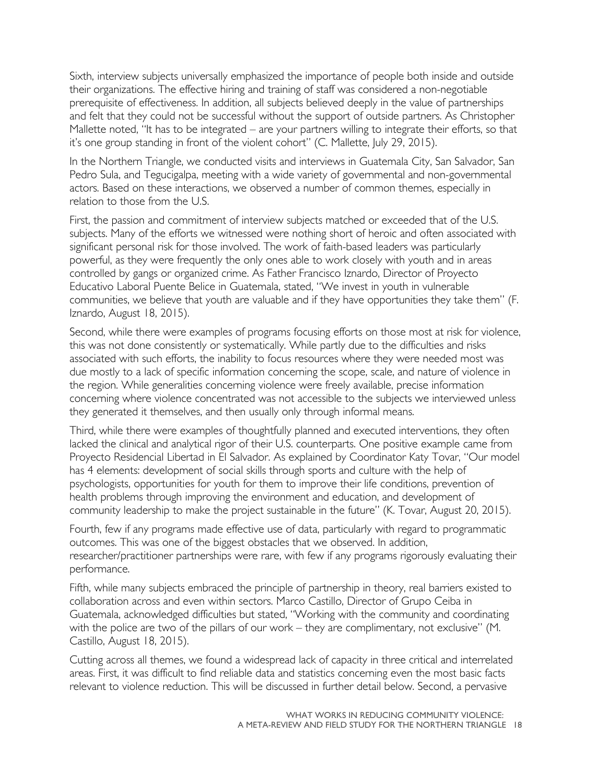Sixth, interview subjects universally emphasized the importance of people both inside and outside their organizations. The effective hiring and training of staff was considered a non-negotiable prerequisite of effectiveness. In addition, all subjects believed deeply in the value of partnerships and felt that they could not be successful without the support of outside partners. As Christopher Mallette noted, "It has to be integrated – are your partners willing to integrate their efforts, so that it's one group standing in front of the violent cohort" (C. Mallette, July 29, 2015).

In the Northern Triangle, we conducted visits and interviews in Guatemala City, San Salvador, San Pedro Sula, and Tegucigalpa, meeting with a wide variety of governmental and non-governmental actors. Based on these interactions, we observed a number of common themes, especially in relation to those from the U.S.

First, the passion and commitment of interview subjects matched or exceeded that of the U.S. subjects. Many of the efforts we witnessed were nothing short of heroic and often associated with significant personal risk for those involved. The work of faith-based leaders was particularly powerful, as they were frequently the only ones able to work closely with youth and in areas controlled by gangs or organized crime. As Father Francisco Iznardo, Director of Proyecto Educativo Laboral Puente Belice in Guatemala, stated, "We invest in youth in vulnerable communities, we believe that youth are valuable and if they have opportunities they take them" (F. Iznardo, August 18, 2015).

Second, while there were examples of programs focusing efforts on those most at risk for violence, this was not done consistently or systematically. While partly due to the difficulties and risks associated with such efforts, the inability to focus resources where they were needed most was due mostly to a lack of specific information concerning the scope, scale, and nature of violence in the region. While generalities concerning violence were freely available, precise information concerning where violence concentrated was not accessible to the subjects we interviewed unless they generated it themselves, and then usually only through informal means.

Third, while there were examples of thoughtfully planned and executed interventions, they often lacked the clinical and analytical rigor of their U.S. counterparts. One positive example came from Proyecto Residencial Libertad in El Salvador. As explained by Coordinator Katy Tovar, "Our model has 4 elements: development of social skills through sports and culture with the help of psychologists, opportunities for youth for them to improve their life conditions, prevention of health problems through improving the environment and education, and development of community leadership to make the project sustainable in the future" (K. Tovar, August 20, 2015).

Fourth, few if any programs made effective use of data, particularly with regard to programmatic outcomes. This was one of the biggest obstacles that we observed. In addition, researcher/practitioner partnerships were rare, with few if any programs rigorously evaluating their performance.

Fifth, while many subjects embraced the principle of partnership in theory, real barriers existed to collaboration across and even within sectors. Marco Castillo, Director of Grupo Ceiba in Guatemala, acknowledged difficulties but stated, "Working with the community and coordinating with the police are two of the pillars of our work – they are complimentary, not exclusive" (M. Castillo, August 18, 2015).

Cutting across all themes, we found a widespread lack of capacity in three critical and interrelated areas. First, it was difficult to find reliable data and statistics concerning even the most basic facts relevant to violence reduction. This will be discussed in further detail below. Second, a pervasive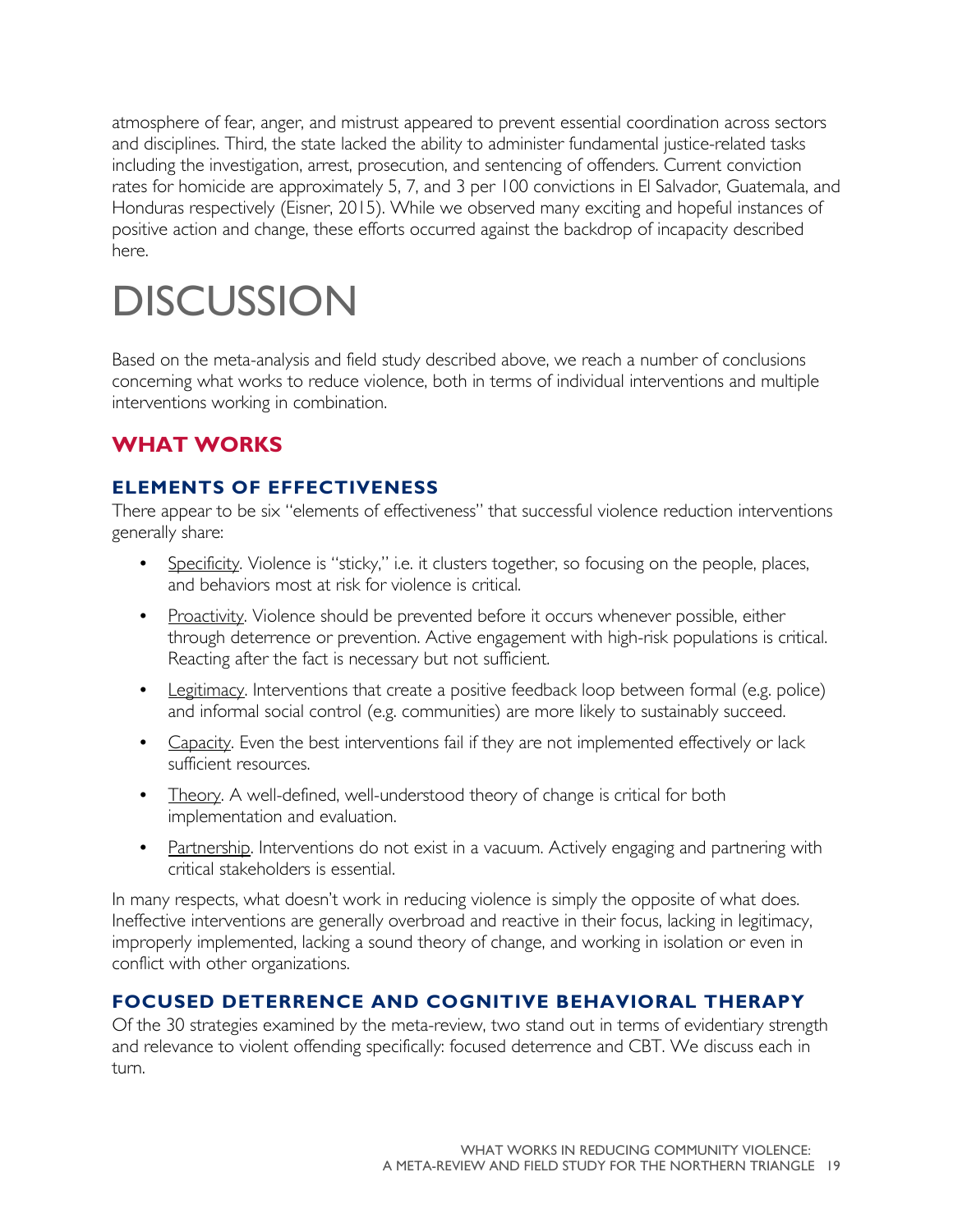atmosphere of fear, anger, and mistrust appeared to prevent essential coordination across sectors and disciplines. Third, the state lacked the ability to administer fundamental justice-related tasks including the investigation, arrest, prosecution, and sentencing of offenders. Current conviction rates for homicide are approximately 5, 7, and 3 per 100 convictions in El Salvador, Guatemala, and Honduras respectively (Eisner, 2015). While we observed many exciting and hopeful instances of positive action and change, these efforts occurred against the backdrop of incapacity described here.

# DISCUSSION

Based on the meta-analysis and field study described above, we reach a number of conclusions concerning what works to reduce violence, both in terms of individual interventions and multiple interventions working in combination.

## WHAT WORKS

### ELEMENTS OF EFFECTIVENESS

There appear to be six "elements of effectiveness" that successful violence reduction interventions generally share:

- Specificity. Violence is "sticky," i.e. it clusters together, so focusing on the people, places, and behaviors most at risk for violence is critical.
- Proactivity. Violence should be prevented before it occurs whenever possible, either through deterrence or prevention. Active engagement with high-risk populations is critical. Reacting after the fact is necessary but not sufficient.
- Legitimacy. Interventions that create a positive feedback loop between formal (e.g. police) and informal social control (e.g. communities) are more likely to sustainably succeed.
- Capacity. Even the best interventions fail if they are not implemented effectively or lack sufficient resources.
- Theory. A well-defined, well-understood theory of change is critical for both implementation and evaluation.
- Partnership. Interventions do not exist in a vacuum. Actively engaging and partnering with critical stakeholders is essential.

In many respects, what doesn't work in reducing violence is simply the opposite of what does. Ineffective interventions are generally overbroad and reactive in their focus, lacking in legitimacy, improperly implemented, lacking a sound theory of change, and working in isolation or even in conflict with other organizations.

### FOCUSED DETERRENCE AND COGNITIVE BEHAVIORAL THERAPY

Of the 30 strategies examined by the meta-review, two stand out in terms of evidentiary strength and relevance to violent offending specifically: focused deterrence and CBT. We discuss each in turn.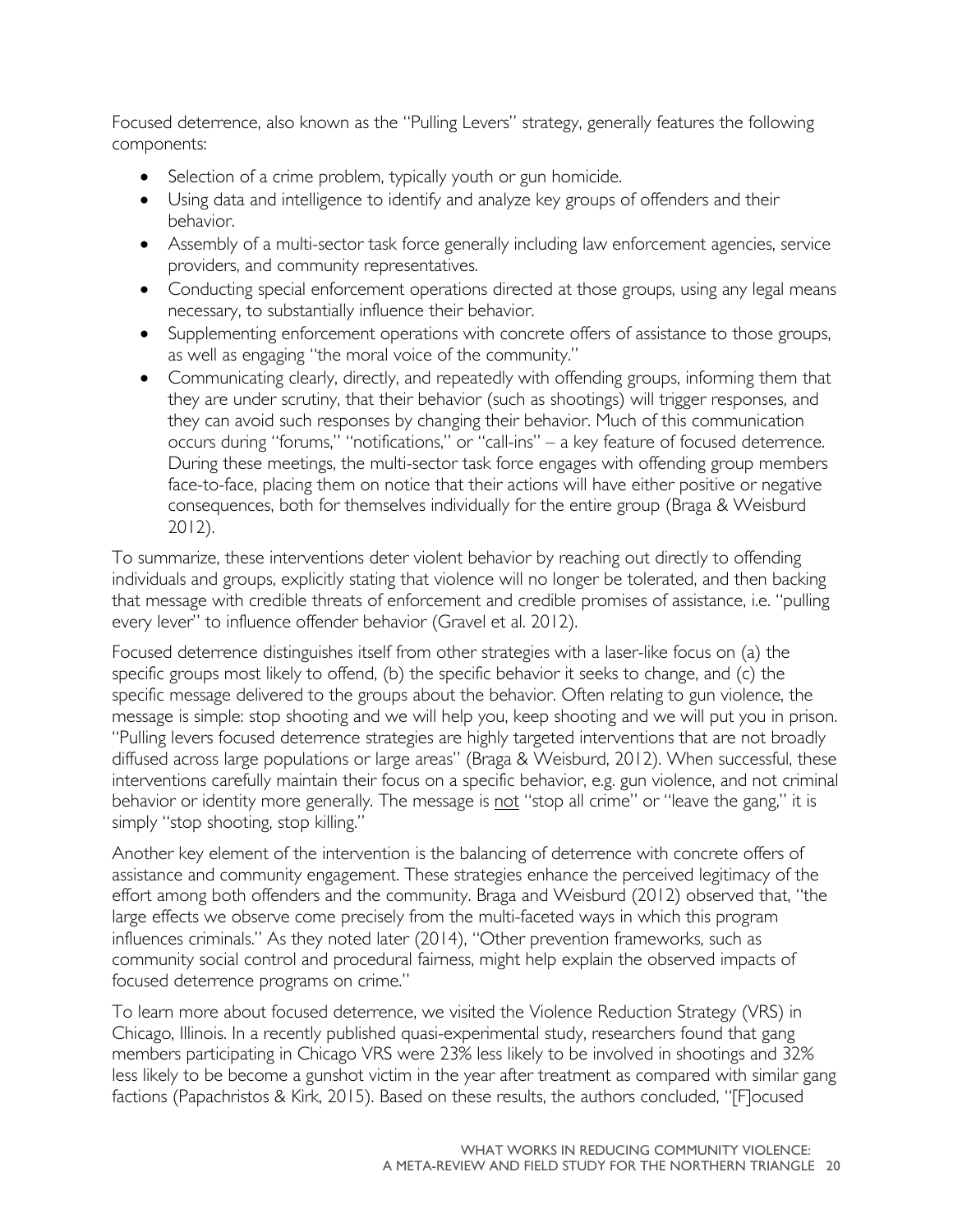Focused deterrence, also known as the "Pulling Levers" strategy, generally features the following components:

- Selection of a crime problem, typically youth or gun homicide.
- Using data and intelligence to identify and analyze key groups of offenders and their behavior.
- Assembly of a multi-sector task force generally including law enforcement agencies, service providers, and community representatives.
- Conducting special enforcement operations directed at those groups, using any legal means necessary, to substantially influence their behavior.
- Supplementing enforcement operations with concrete offers of assistance to those groups, as well as engaging "the moral voice of the community."
- Communicating clearly, directly, and repeatedly with offending groups, informing them that they are under scrutiny, that their behavior (such as shootings) will trigger responses, and they can avoid such responses by changing their behavior. Much of this communication occurs during "forums," "notifications," or "call-ins" – a key feature of focused deterrence. During these meetings, the multi-sector task force engages with offending group members face-to-face, placing them on notice that their actions will have either positive or negative consequences, both for themselves individually for the entire group (Braga & Weisburd 2012).

To summarize, these interventions deter violent behavior by reaching out directly to offending individuals and groups, explicitly stating that violence will no longer be tolerated, and then backing that message with credible threats of enforcement and credible promises of assistance, i.e. "pulling every lever" to influence offender behavior (Gravel et al. 2012).

Focused deterrence distinguishes itself from other strategies with a laser-like focus on (a) the specific groups most likely to offend, (b) the specific behavior it seeks to change, and (c) the specific message delivered to the groups about the behavior. Often relating to gun violence, the message is simple: stop shooting and we will help you, keep shooting and we will put you in prison. "Pulling levers focused deterrence strategies are highly targeted interventions that are not broadly diffused across large populations or large areas" (Braga & Weisburd, 2012). When successful, these interventions carefully maintain their focus on a specific behavior, e.g. gun violence, and not criminal behavior or identity more generally. The message is <u>not</u> "stop all crime" or "leave the gang," it is simply "stop shooting, stop killing."

Another key element of the intervention is the balancing of deterrence with concrete offers of assistance and community engagement. These strategies enhance the perceived legitimacy of the effort among both offenders and the community. Braga and Weisburd (2012) observed that, "the large effects we observe come precisely from the multi-faceted ways in which this program influences criminals." As they noted later (2014), "Other prevention frameworks, such as community social control and procedural fairness, might help explain the observed impacts of focused deterrence programs on crime."

To learn more about focused deterrence, we visited the Violence Reduction Strategy (VRS) in Chicago, Illinois. In a recently published quasi-experimental study, researchers found that gang members participating in Chicago VRS were 23% less likely to be involved in shootings and 32% less likely to be become a gunshot victim in the year after treatment as compared with similar gang factions (Papachristos & Kirk, 2015). Based on these results, the authors concluded, "[F]ocused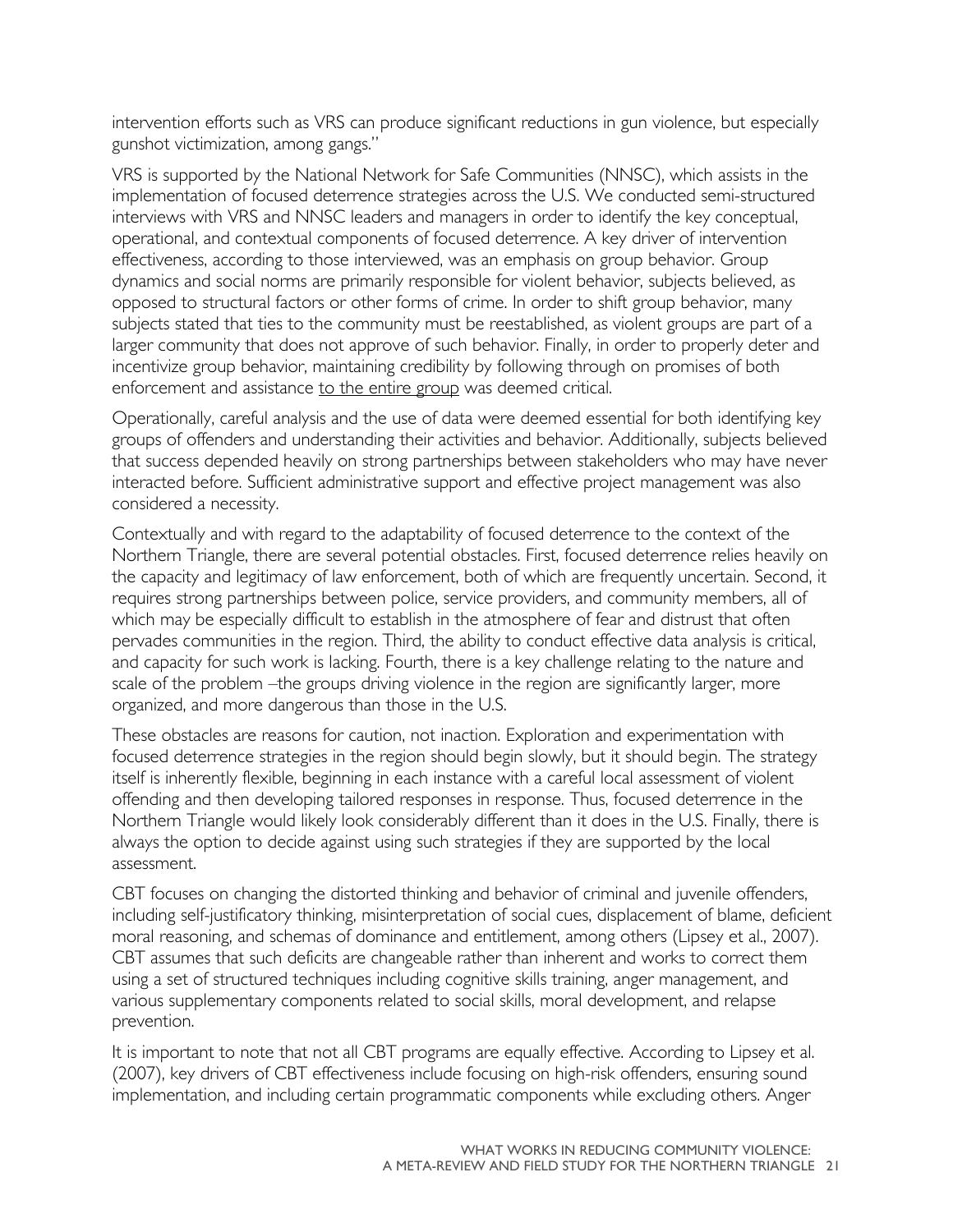intervention efforts such as VRS can produce significant reductions in gun violence, but especially gunshot victimization, among gangs."

VRS is supported by the National Network for Safe Communities (NNSC), which assists in the implementation of focused deterrence strategies across the U.S. We conducted semi-structured interviews with VRS and NNSC leaders and managers in order to identify the key conceptual, operational, and contextual components of focused deterrence. A key driver of intervention effectiveness, according to those interviewed, was an emphasis on group behavior. Group dynamics and social norms are primarily responsible for violent behavior, subjects believed, as opposed to structural factors or other forms of crime. In order to shift group behavior, many subjects stated that ties to the community must be reestablished, as violent groups are part of a larger community that does not approve of such behavior. Finally, in order to properly deter and incentivize group behavior, maintaining credibility by following through on promises of both enforcement and assistance <u>to the entire group</u> was deemed critical.

Operationally, careful analysis and the use of data were deemed essential for both identifying key groups of offenders and understanding their activities and behavior. Additionally, subjects believed that success depended heavily on strong partnerships between stakeholders who may have never interacted before. Sufficient administrative support and effective project management was also considered a necessity.

Contextually and with regard to the adaptability of focused deterrence to the context of the Northern Triangle, there are several potential obstacles. First, focused deterrence relies heavily on the capacity and legitimacy of law enforcement, both of which are frequently uncertain. Second, it requires strong partnerships between police, service providers, and community members, all of which may be especially difficult to establish in the atmosphere of fear and distrust that often pervades communities in the region. Third, the ability to conduct effective data analysis is critical, and capacity for such work is lacking. Fourth, there is a key challenge relating to the nature and scale of the problem –the groups driving violence in the region are significantly larger, more organized, and more dangerous than those in the U.S.

These obstacles are reasons for caution, not inaction. Exploration and experimentation with focused deterrence strategies in the region should begin slowly, but it should begin. The strategy itself is inherently flexible, beginning in each instance with a careful local assessment of violent offending and then developing tailored responses in response. Thus, focused deterrence in the Northern Triangle would likely look considerably different than it does in the U.S. Finally, there is always the option to decide against using such strategies if they are supported by the local assessment.

CBT focuses on changing the distorted thinking and behavior of criminal and juvenile offenders, including self-justificatory thinking, misinterpretation of social cues, displacement of blame, deficient moral reasoning, and schemas of dominance and entitlement, among others (Lipsey et al., 2007). CBT assumes that such deficits are changeable rather than inherent and works to correct them using a set of structured techniques including cognitive skills training, anger management, and various supplementary components related to social skills, moral development, and relapse prevention.

It is important to note that not all CBT programs are equally effective. According to Lipsey et al. (2007), key drivers of CBT effectiveness include focusing on high-risk offenders, ensuring sound implementation, and including certain programmatic components while excluding others. Anger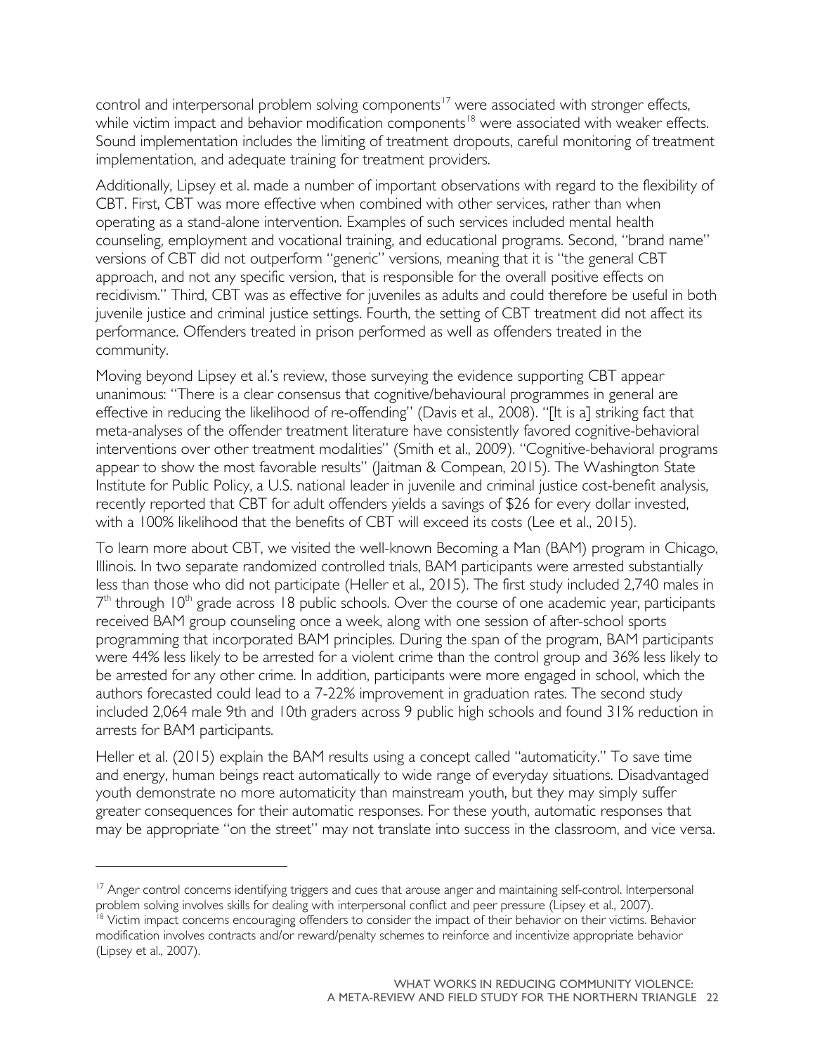control and interpersonal problem solving components[17] were associated with stronger effects, while victim impact and behavior modification components[18] were associated with weaker effects. Sound implementation includes the limiting of treatment dropouts, careful monitoring of treatment implementation, and adequate training for treatment providers.

Additionally, Lipsey et al. made a number of important observations with regard to the flexibility of CBT. First, CBT was more effective when combined with other services, rather than when operating as a stand-alone intervention. Examples of such services included mental health counseling, employment and vocational training, and educational programs. Second, "brand name" versions of CBT did not outperform "generic" versions, meaning that it is "the general CBT approach, and not any specific version, that is responsible for the overall positive effects on recidivism." Third, CBT was as effective for juveniles as adults and could therefore be useful in both juvenile justice and criminal justice settings. Fourth, the setting of CBT treatment did not affect its performance. Offenders treated in prison performed as well as offenders treated in the community.

Moving beyond Lipsey et al.'s review, those surveying the evidence supporting CBT appear unanimous: "There is a clear consensus that cognitive/behavioural programmes in general are effective in reducing the likelihood of re-offending" (Davis et al., 2008). "[It is a] striking fact that meta-analyses of the offender treatment literature have consistently favored cognitive-behavioral interventions over other treatment modalities" (Smith et al., 2009). "Cognitive-behavioral programs appear to show the most favorable results" (Jaitman & Compean, 2015). The Washington State Institute for Public Policy, a U.S. national leader in juvenile and criminal justice cost-benefit analysis, recently reported that CBT for adult offenders yields a savings of $26 for every dollar invested, with a 100% likelihood that the benefits of CBT will exceed its costs (Lee et al., 2015).

To learn more about CBT, we visited the well-known Becoming a Man (BAM) program in Chicago, Illinois. In two separate randomized controlled trials, BAM participants were arrested substantially less than those who did not participate (Heller et al., 2015). The first study included 2,740 males in 7th through 10th grade across 18 public schools. Over the course of one academic year, participants received BAM group counseling once a week, along with one session of after-school sports programming that incorporated BAM principles. During the span of the program, BAM participants were 44% less likely to be arrested for a violent crime than the control group and 36% less likely to be arrested for any other crime. In addition, participants were more engaged in school, which the authors forecasted could lead to a 7-22% improvement in graduation rates. The second study included 2,064 male 9th and 10th graders across 9 public high schools and found 31% reduction in arrests for BAM participants.

Heller et al. (2015) explain the BAM results using a concept called "automaticity." To save time and energy, human beings react automatically to wide range of everyday situations. Disadvantaged youth demonstrate no more automaticity than mainstream youth, but they may simply suffer greater consequences for their automatic responses. For these youth, automatic responses that may be appropriate "on the street" may not translate into success in the classroom, and vice versa.

---

[17] Anger control concerns identifying triggers and cues that arouse anger and maintaining self-control. Interpersonal problem solving involves skills for dealing with interpersonal conflict and peer pressure (Lipsey et al., 2007).

[18] Victim impact concerns encouraging offenders to consider the impact of their behavior on their victims. Behavior modification involves contracts and/or reward/penalty schemes to reinforce and incentivize appropriate behavior (Lipsey et al., 2007).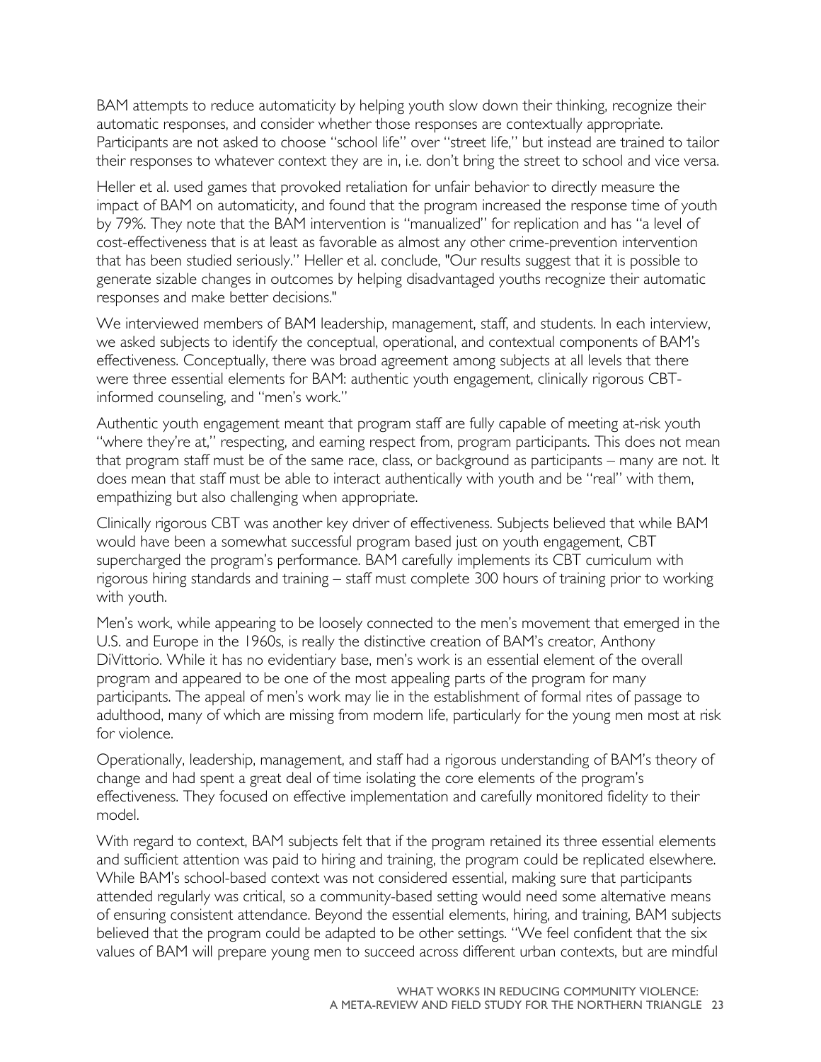BAM attempts to reduce automaticity by helping youth slow down their thinking, recognize their automatic responses, and consider whether those responses are contextually appropriate. Participants are not asked to choose "school life" over "street life," but instead are trained to tailor their responses to whatever context they are in, i.e. don't bring the street to school and vice versa.

Heller et al. used games that provoked retaliation for unfair behavior to directly measure the impact of BAM on automaticity, and found that the program increased the response time of youth by 79%. They note that the BAM intervention is "manualized" for replication and has "a level of cost-effectiveness that is at least as favorable as almost any other crime-prevention intervention that has been studied seriously." Heller et al. conclude, "Our results suggest that it is possible to generate sizable changes in outcomes by helping disadvantaged youths recognize their automatic responses and make better decisions."

We interviewed members of BAM leadership, management, staff, and students. In each interview, we asked subjects to identify the conceptual, operational, and contextual components of BAM's effectiveness. Conceptually, there was broad agreement among subjects at all levels that there were three essential elements for BAM: authentic youth engagement, clinically rigorous CBT-informed counseling, and "men's work."

Authentic youth engagement meant that program staff are fully capable of meeting at-risk youth "where they're at," respecting, and earning respect from, program participants. This does not mean that program staff must be of the same race, class, or background as participants – many are not. It does mean that staff must be able to interact authentically with youth and be "real" with them, empathizing but also challenging when appropriate.

Clinically rigorous CBT was another key driver of effectiveness. Subjects believed that while BAM would have been a somewhat successful program based just on youth engagement, CBT supercharged the program's performance. BAM carefully implements its CBT curriculum with rigorous hiring standards and training – staff must complete 300 hours of training prior to working with youth.

Men's work, while appearing to be loosely connected to the men's movement that emerged in the U.S. and Europe in the 1960s, is really the distinctive creation of BAM's creator, Anthony DiVittorio. While it has no evidentiary base, men's work is an essential element of the overall program and appeared to be one of the most appealing parts of the program for many participants. The appeal of men's work may lie in the establishment of formal rites of passage to adulthood, many of which are missing from modern life, particularly for the young men most at risk for violence.

Operationally, leadership, management, and staff had a rigorous understanding of BAM's theory of change and had spent a great deal of time isolating the core elements of the program's effectiveness. They focused on effective implementation and carefully monitored fidelity to their model.

With regard to context, BAM subjects felt that if the program retained its three essential elements and sufficient attention was paid to hiring and training, the program could be replicated elsewhere. While BAM's school-based context was not considered essential, making sure that participants attended regularly was critical, so a community-based setting would need some alternative means of ensuring consistent attendance. Beyond the essential elements, hiring, and training, BAM subjects believed that the program could be adapted to be other settings. "We feel confident that the six values of BAM will prepare young men to succeed across different urban contexts, but are mindful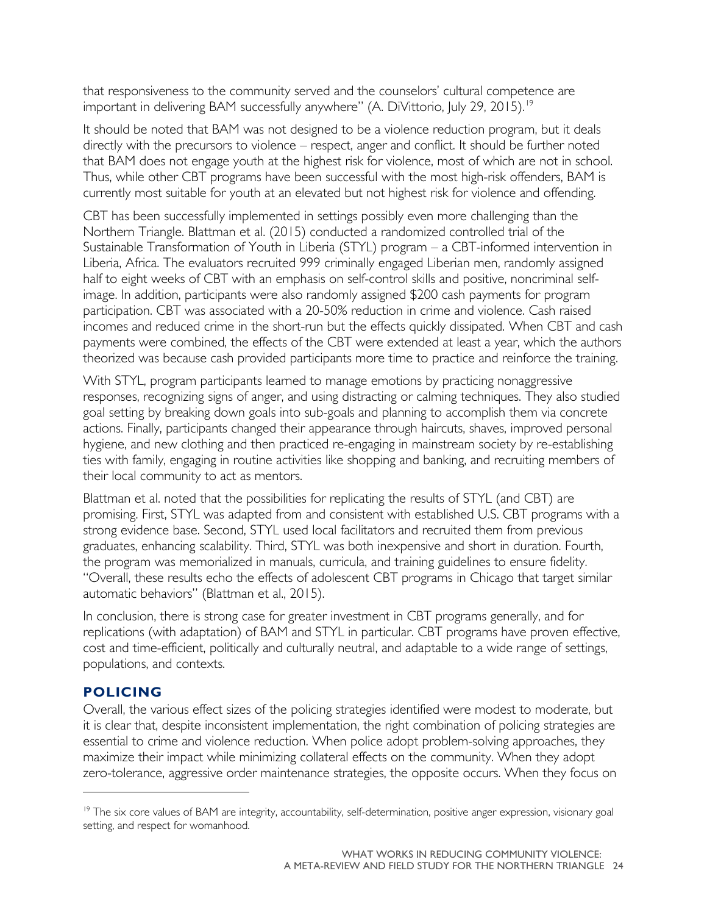that responsiveness to the community served and the counselors' cultural competence are important in delivering BAM successfully anywhere" (A. DiVittorio, July 29, 2015).[19]

It should be noted that BAM was not designed to be a violence reduction program, but it deals directly with the precursors to violence – respect, anger and conflict. It should be further noted that BAM does not engage youth at the highest risk for violence, most of which are not in school. Thus, while other CBT programs have been successful with the most high-risk offenders, BAM is currently most suitable for youth at an elevated but not highest risk for violence and offending.

CBT has been successfully implemented in settings possibly even more challenging than the Northern Triangle. Blattman et al. (2015) conducted a randomized controlled trial of the Sustainable Transformation of Youth in Liberia (STYL) program – a CBT-informed intervention in Liberia, Africa. The evaluators recruited 999 criminally engaged Liberian men, randomly assigned half to eight weeks of CBT with an emphasis on self-control skills and positive, noncriminal self-image. In addition, participants were also randomly assigned $200 cash payments for program participation. CBT was associated with a 20-50% reduction in crime and violence. Cash raised incomes and reduced crime in the short-run but the effects quickly dissipated. When CBT and cash payments were combined, the effects of the CBT were extended at least a year, which the authors theorized was because cash provided participants more time to practice and reinforce the training.

With STYL, program participants learned to manage emotions by practicing nonaggressive responses, recognizing signs of anger, and using distracting or calming techniques. They also studied goal setting by breaking down goals into sub-goals and planning to accomplish them via concrete actions. Finally, participants changed their appearance through haircuts, shaves, improved personal hygiene, and new clothing and then practiced re-engaging in mainstream society by re-establishing ties with family, engaging in routine activities like shopping and banking, and recruiting members of their local community to act as mentors.

Blattman et al. noted that the possibilities for replicating the results of STYL (and CBT) are promising. First, STYL was adapted from and consistent with established U.S. CBT programs with a strong evidence base. Second, STYL used local facilitators and recruited them from previous graduates, enhancing scalability. Third, STYL was both inexpensive and short in duration. Fourth, the program was memorialized in manuals, curricula, and training guidelines to ensure fidelity. "Overall, these results echo the effects of adolescent CBT programs in Chicago that target similar automatic behaviors" (Blattman et al., 2015).

In conclusion, there is strong case for greater investment in CBT programs generally, and for replications (with adaptation) of BAM and STYL in particular. CBT programs have proven effective, cost and time-efficient, politically and culturally neutral, and adaptable to a wide range of settings, populations, and contexts.

## POLICING

Overall, the various effect sizes of the policing strategies identified were modest to moderate, but it is clear that, despite inconsistent implementation, the right combination of policing strategies are essential to crime and violence reduction. When police adopt problem-solving approaches, they maximize their impact while minimizing collateral effects on the community. When they adopt zero-tolerance, aggressive order maintenance strategies, the opposite occurs. When they focus on

[19] The six core values of BAM are integrity, accountability, self-determination, positive anger expression, visionary goal setting, and respect for womanhood.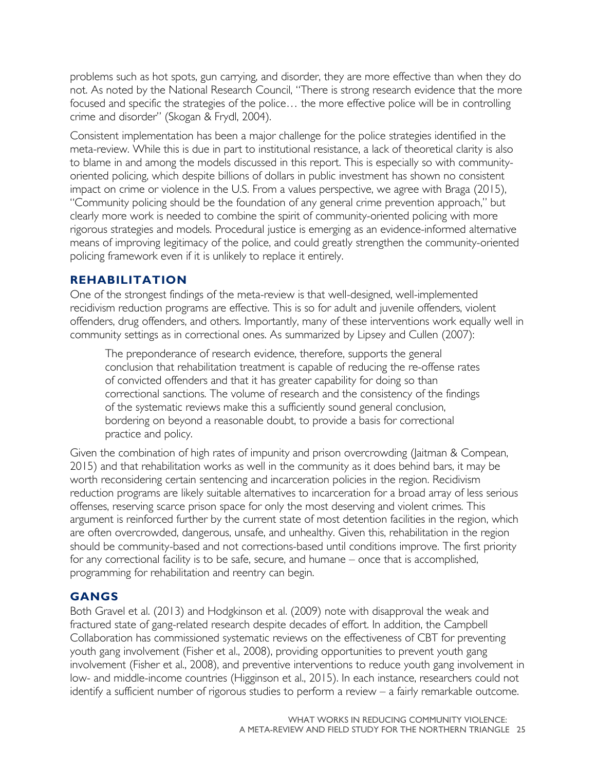problems such as hot spots, gun carrying, and disorder, they are more effective than when they do not. As noted by the National Research Council, "There is strong research evidence that the more focused and specific the strategies of the police… the more effective police will be in controlling crime and disorder" (Skogan & Frydl, 2004).

Consistent implementation has been a major challenge for the police strategies identified in the meta-review. While this is due in part to institutional resistance, a lack of theoretical clarity is also to blame in and among the models discussed in this report. This is especially so with community-oriented policing, which despite billions of dollars in public investment has shown no consistent impact on crime or violence in the U.S. From a values perspective, we agree with Braga (2015), "Community policing should be the foundation of any general crime prevention approach," but clearly more work is needed to combine the spirit of community-oriented policing with more rigorous strategies and models. Procedural justice is emerging as an evidence-informed alternative means of improving legitimacy of the police, and could greatly strengthen the community-oriented policing framework even if it is unlikely to replace it entirely.

## REHABILITATION

One of the strongest findings of the meta-review is that well-designed, well-implemented recidivism reduction programs are effective. This is so for adult and juvenile offenders, violent offenders, drug offenders, and others. Importantly, many of these interventions work equally well in community settings as in correctional ones. As summarized by Lipsey and Cullen (2007):

> The preponderance of research evidence, therefore, supports the general conclusion that rehabilitation treatment is capable of reducing the re-offense rates of convicted offenders and that it has greater capability for doing so than correctional sanctions. The volume of research and the consistency of the findings of the systematic reviews make this a sufficiently sound general conclusion, bordering on beyond a reasonable doubt, to provide a basis for correctional practice and policy.

Given the combination of high rates of impunity and prison overcrowding (Jaitman & Compean, 2015) and that rehabilitation works as well in the community as it does behind bars, it may be worth reconsidering certain sentencing and incarceration policies in the region. Recidivism reduction programs are likely suitable alternatives to incarceration for a broad array of less serious offenses, reserving scarce prison space for only the most deserving and violent crimes. This argument is reinforced further by the current state of most detention facilities in the region, which are often overcrowded, dangerous, unsafe, and unhealthy. Given this, rehabilitation in the region should be community-based and not corrections-based until conditions improve. The first priority for any correctional facility is to be safe, secure, and humane – once that is accomplished, programming for rehabilitation and reentry can begin.

## GANGS

Both Gravel et al. (2013) and Hodgkinson et al. (2009) note with disapproval the weak and fractured state of gang-related research despite decades of effort. In addition, the Campbell Collaboration has commissioned systematic reviews on the effectiveness of CBT for preventing youth gang involvement (Fisher et al., 2008), providing opportunities to prevent youth gang involvement (Fisher et al., 2008), and preventive interventions to reduce youth gang involvement in low- and middle-income countries (Higginson et al., 2015). In each instance, researchers could not identify a sufficient number of rigorous studies to perform a review – a fairly remarkable outcome.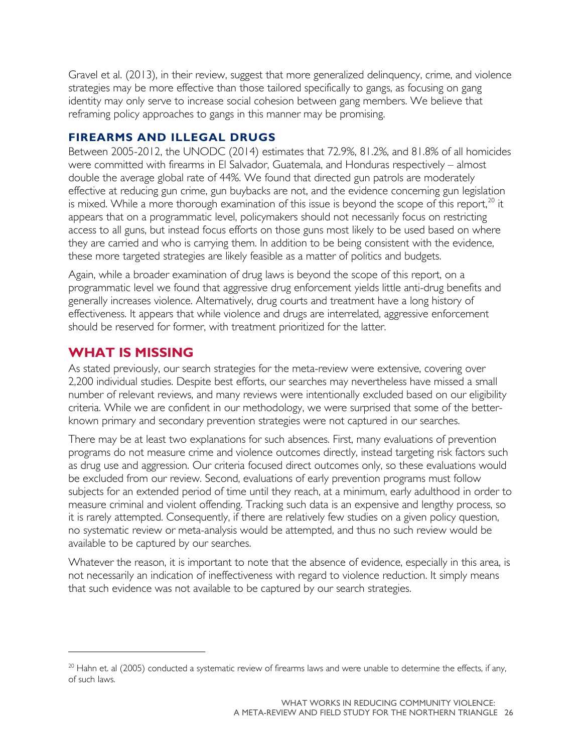Gravel et al. (2013), in their review, suggest that more generalized delinquency, crime, and violence strategies may be more effective than those tailored specifically to gangs, as focusing on gang identity may only serve to increase social cohesion between gang members. We believe that reframing policy approaches to gangs in this manner may be promising.

### FIREARMS AND ILLEGAL DRUGS

Between 2005-2012, the UNODC (2014) estimates that 72.9%, 81.2%, and 81.8% of all homicides were committed with firearms in El Salvador, Guatemala, and Honduras respectively – almost double the average global rate of 44%. We found that directed gun patrols are moderately effective at reducing gun crime, gun buybacks are not, and the evidence concerning gun legislation is mixed. While a more thorough examination of this issue is beyond the scope of this report,[20] it appears that on a programmatic level, policymakers should not necessarily focus on restricting access to all guns, but instead focus efforts on those guns most likely to be used based on where they are carried and who is carrying them. In addition to be being consistent with the evidence, these more targeted strategies are likely feasible as a matter of politics and budgets.

Again, while a broader examination of drug laws is beyond the scope of this report, on a programmatic level we found that aggressive drug enforcement yields little anti-drug benefits and generally increases violence. Alternatively, drug courts and treatment have a long history of effectiveness. It appears that while violence and drugs are interrelated, aggressive enforcement should be reserved for former, with treatment prioritized for the latter.

## WHAT IS MISSING

As stated previously, our search strategies for the meta-review were extensive, covering over 2,200 individual studies. Despite best efforts, our searches may nevertheless have missed a small number of relevant reviews, and many reviews were intentionally excluded based on our eligibility criteria. While we are confident in our methodology, we were surprised that some of the better-known primary and secondary prevention strategies were not captured in our searches.

There may be at least two explanations for such absences. First, many evaluations of prevention programs do not measure crime and violence outcomes directly, instead targeting risk factors such as drug use and aggression. Our criteria focused direct outcomes only, so these evaluations would be excluded from our review. Second, evaluations of early prevention programs must follow subjects for an extended period of time until they reach, at a minimum, early adulthood in order to measure criminal and violent offending. Tracking such data is an expensive and lengthy process, so it is rarely attempted. Consequently, if there are relatively few studies on a given policy question, no systematic review or meta-analysis would be attempted, and thus no such review would be available to be captured by our searches.

Whatever the reason, it is important to note that the absence of evidence, especially in this area, is not necessarily an indication of ineffectiveness with regard to violence reduction. It simply means that such evidence was not available to be captured by our search strategies.

---

[20] Hahn et. al (2005) conducted a systematic review of firearms laws and were unable to determine the effects, if any, of such laws.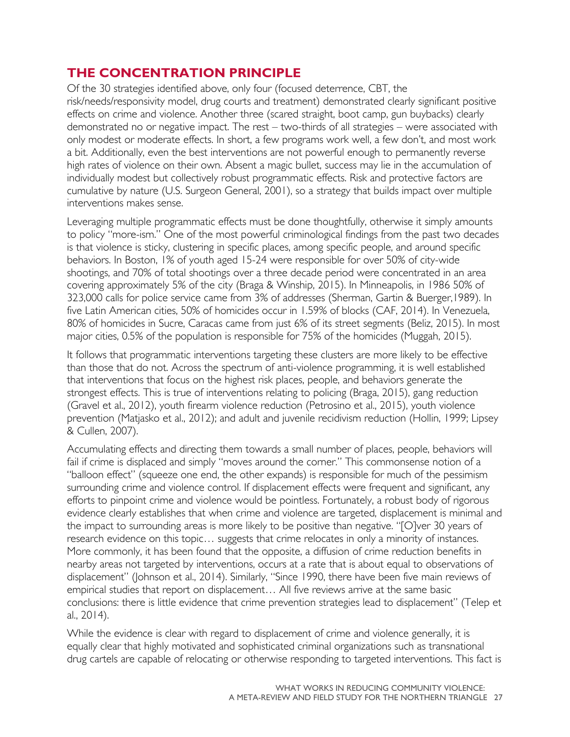## THE CONCENTRATION PRINCIPLE

Of the 30 strategies identified above, only four (focused deterrence, CBT, the risk/needs/responsivity model, drug courts and treatment) demonstrated clearly significant positive effects on crime and violence. Another three (scared straight, boot camp, gun buybacks) clearly demonstrated no or negative impact. The rest – two-thirds of all strategies – were associated with only modest or moderate effects. In short, a few programs work well, a few don't, and most work a bit. Additionally, even the best interventions are not powerful enough to permanently reverse high rates of violence on their own. Absent a magic bullet, success may lie in the accumulation of individually modest but collectively robust programmatic effects. Risk and protective factors are cumulative by nature (U.S. Surgeon General, 2001), so a strategy that builds impact over multiple interventions makes sense.

Leveraging multiple programmatic effects must be done thoughtfully, otherwise it simply amounts to policy "more-ism." One of the most powerful criminological findings from the past two decades is that violence is sticky, clustering in specific places, among specific people, and around specific behaviors. In Boston, 1% of youth aged 15-24 were responsible for over 50% of city-wide shootings, and 70% of total shootings over a three decade period were concentrated in an area covering approximately 5% of the city (Braga & Winship, 2015). In Minneapolis, in 1986 50% of 323,000 calls for police service came from 3% of addresses (Sherman, Gartin & Buerger,1989). In five Latin American cities, 50% of homicides occur in 1.59% of blocks (CAF, 2014). In Venezuela, 80% of homicides in Sucre, Caracas came from just 6% of its street segments (Beliz, 2015). In most major cities, 0.5% of the population is responsible for 75% of the homicides (Muggah, 2015).

It follows that programmatic interventions targeting these clusters are more likely to be effective than those that do not. Across the spectrum of anti-violence programming, it is well established that interventions that focus on the highest risk places, people, and behaviors generate the strongest effects. This is true of interventions relating to policing (Braga, 2015), gang reduction (Gravel et al., 2012), youth firearm violence reduction (Petrosino et al., 2015), youth violence prevention (Matjasko et al., 2012); and adult and juvenile recidivism reduction (Hollin, 1999; Lipsey & Cullen, 2007).

Accumulating effects and directing them towards a small number of places, people, behaviors will fail if crime is displaced and simply "moves around the corner." This commonsense notion of a "balloon effect" (squeeze one end, the other expands) is responsible for much of the pessimism surrounding crime and violence control. If displacement effects were frequent and significant, any efforts to pinpoint crime and violence would be pointless. Fortunately, a robust body of rigorous evidence clearly establishes that when crime and violence are targeted, displacement is minimal and the impact to surrounding areas is more likely to be positive than negative. "[O]ver 30 years of research evidence on this topic… suggests that crime relocates in only a minority of instances. More commonly, it has been found that the opposite, a diffusion of crime reduction benefits in nearby areas not targeted by interventions, occurs at a rate that is about equal to observations of displacement" (Johnson et al., 2014). Similarly, "Since 1990, there have been five main reviews of empirical studies that report on displacement… All five reviews arrive at the same basic conclusions: there is little evidence that crime prevention strategies lead to displacement" (Telep et al., 2014).

While the evidence is clear with regard to displacement of crime and violence generally, it is equally clear that highly motivated and sophisticated criminal organizations such as transnational drug cartels are capable of relocating or otherwise responding to targeted interventions. This fact is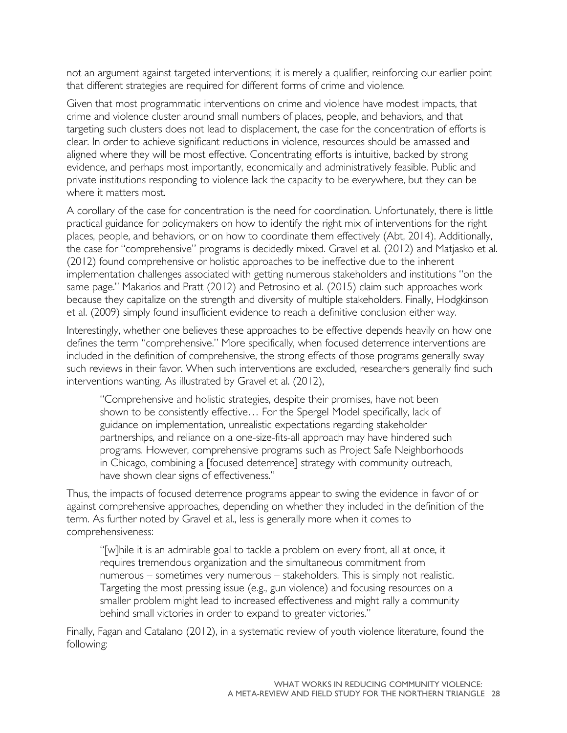not an argument against targeted interventions; it is merely a qualifier, reinforcing our earlier point that different strategies are required for different forms of crime and violence.

Given that most programmatic interventions on crime and violence have modest impacts, that crime and violence cluster around small numbers of places, people, and behaviors, and that targeting such clusters does not lead to displacement, the case for the concentration of efforts is clear. In order to achieve significant reductions in violence, resources should be amassed and aligned where they will be most effective. Concentrating efforts is intuitive, backed by strong evidence, and perhaps most importantly, economically and administratively feasible. Public and private institutions responding to violence lack the capacity to be everywhere, but they can be where it matters most.

A corollary of the case for concentration is the need for coordination. Unfortunately, there is little practical guidance for policymakers on how to identify the right mix of interventions for the right places, people, and behaviors, or on how to coordinate them effectively (Abt, 2014). Additionally, the case for "comprehensive" programs is decidedly mixed. Gravel et al. (2012) and Matjasko et al. (2012) found comprehensive or holistic approaches to be ineffective due to the inherent implementation challenges associated with getting numerous stakeholders and institutions "on the same page." Makarios and Pratt (2012) and Petrosino et al. (2015) claim such approaches work because they capitalize on the strength and diversity of multiple stakeholders. Finally, Hodgkinson et al. (2009) simply found insufficient evidence to reach a definitive conclusion either way.

Interestingly, whether one believes these approaches to be effective depends heavily on how one defines the term "comprehensive." More specifically, when focused deterrence interventions are included in the definition of comprehensive, the strong effects of those programs generally sway such reviews in their favor. When such interventions are excluded, researchers generally find such interventions wanting. As illustrated by Gravel et al. (2012),

> "Comprehensive and holistic strategies, despite their promises, have not been shown to be consistently effective… For the Spergel Model specifically, lack of guidance on implementation, unrealistic expectations regarding stakeholder partnerships, and reliance on a one-size-fits-all approach may have hindered such programs. However, comprehensive programs such as Project Safe Neighborhoods in Chicago, combining a [focused deterrence] strategy with community outreach, have shown clear signs of effectiveness."

Thus, the impacts of focused deterrence programs appear to swing the evidence in favor of or against comprehensive approaches, depending on whether they included in the definition of the term. As further noted by Gravel et al., less is generally more when it comes to comprehensiveness:

> "[w]hile it is an admirable goal to tackle a problem on every front, all at once, it requires tremendous organization and the simultaneous commitment from numerous – sometimes very numerous – stakeholders. This is simply not realistic. Targeting the most pressing issue (e.g., gun violence) and focusing resources on a smaller problem might lead to increased effectiveness and might rally a community behind small victories in order to expand to greater victories."

Finally, Fagan and Catalano (2012), in a systematic review of youth violence literature, found the following: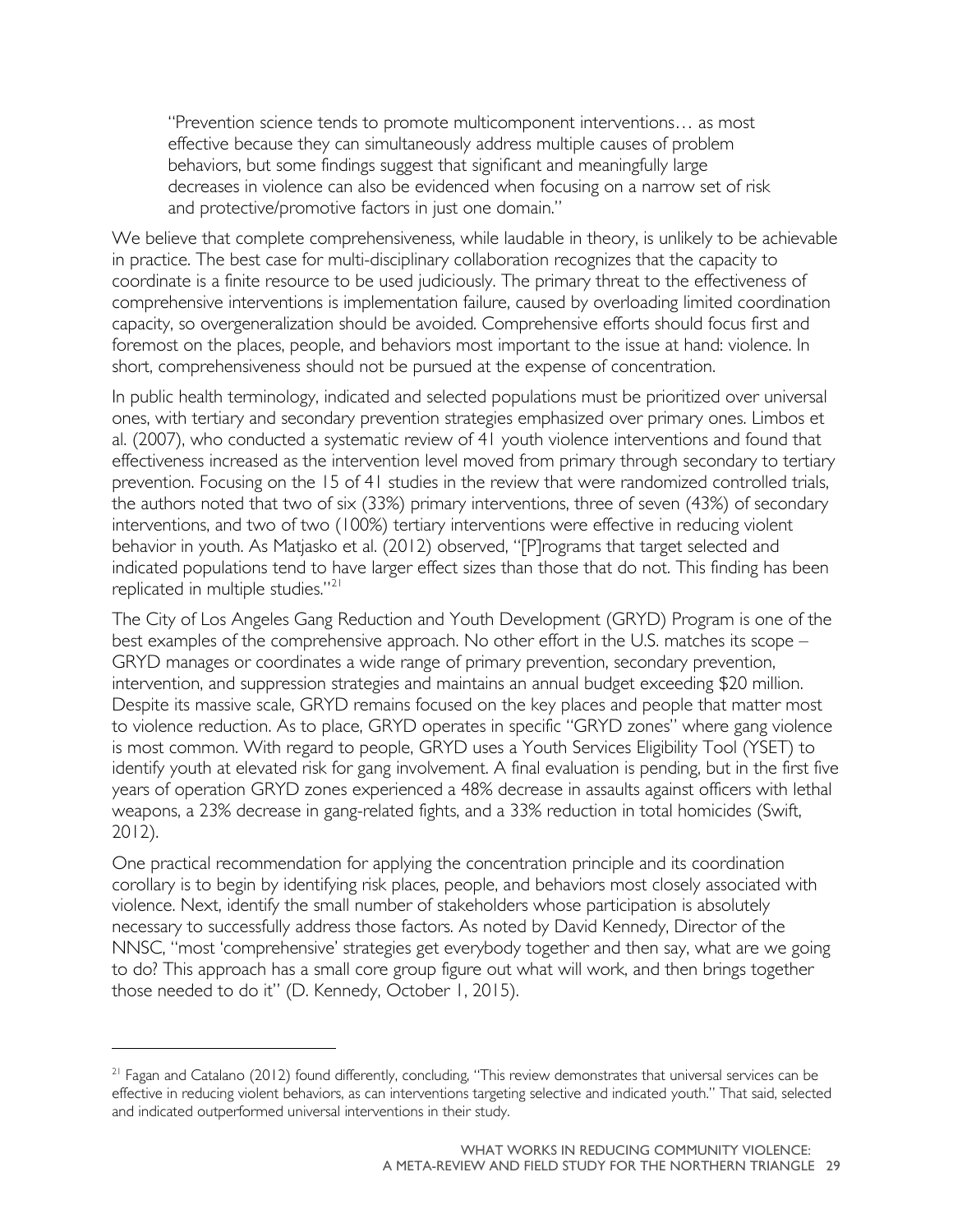> "Prevention science tends to promote multicomponent interventions… as most effective because they can simultaneously address multiple causes of problem behaviors, but some findings suggest that significant and meaningfully large decreases in violence can also be evidenced when focusing on a narrow set of risk and protective/promotive factors in just one domain."

We believe that complete comprehensiveness, while laudable in theory, is unlikely to be achievable in practice. The best case for multi-disciplinary collaboration recognizes that the capacity to coordinate is a finite resource to be used judiciously. The primary threat to the effectiveness of comprehensive interventions is implementation failure, caused by overloading limited coordination capacity, so overgeneralization should be avoided. Comprehensive efforts should focus first and foremost on the places, people, and behaviors most important to the issue at hand: violence. In short, comprehensiveness should not be pursued at the expense of concentration.

In public health terminology, indicated and selected populations must be prioritized over universal ones, with tertiary and secondary prevention strategies emphasized over primary ones. Limbos et al. (2007), who conducted a systematic review of 41 youth violence interventions and found that effectiveness increased as the intervention level moved from primary through secondary to tertiary prevention. Focusing on the 15 of 41 studies in the review that were randomized controlled trials, the authors noted that two of six (33%) primary interventions, three of seven (43%) of secondary interventions, and two of two (100%) tertiary interventions were effective in reducing violent behavior in youth. As Matjasko et al. (2012) observed, "[P]rograms that target selected and indicated populations tend to have larger effect sizes than those that do not. This finding has been replicated in multiple studies."[21]

The City of Los Angeles Gang Reduction and Youth Development (GRYD) Program is one of the best examples of the comprehensive approach. No other effort in the U.S. matches its scope – GRYD manages or coordinates a wide range of primary prevention, secondary prevention, intervention, and suppression strategies and maintains an annual budget exceeding $20 million. Despite its massive scale, GRYD remains focused on the key places and people that matter most to violence reduction. As to place, GRYD operates in specific "GRYD zones" where gang violence is most common. With regard to people, GRYD uses a Youth Services Eligibility Tool (YSET) to identify youth at elevated risk for gang involvement. A final evaluation is pending, but in the first five years of operation GRYD zones experienced a 48% decrease in assaults against officers with lethal weapons, a 23% decrease in gang-related fights, and a 33% reduction in total homicides (Swift, 2012).

One practical recommendation for applying the concentration principle and its coordination corollary is to begin by identifying risk places, people, and behaviors most closely associated with violence. Next, identify the small number of stakeholders whose participation is absolutely necessary to successfully address those factors. As noted by David Kennedy, Director of the NNSC, "most 'comprehensive' strategies get everybody together and then say, what are we going to do? This approach has a small core group figure out what will work, and then brings together those needed to do it" (D. Kennedy, October 1, 2015).

---

[21] Fagan and Catalano (2012) found differently, concluding, "This review demonstrates that universal services can be effective in reducing violent behaviors, as can interventions targeting selective and indicated youth." That said, selected and indicated outperformed universal interventions in their study.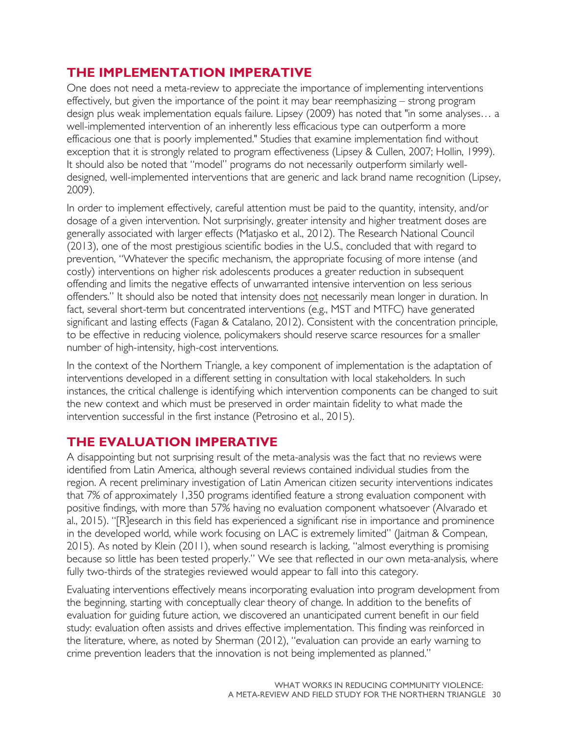## THE IMPLEMENTATION IMPERATIVE

One does not need a meta-review to appreciate the importance of implementing interventions effectively, but given the importance of the point it may bear reemphasizing – strong program design plus weak implementation equals failure. Lipsey (2009) has noted that "in some analyses… a well-implemented intervention of an inherently less efficacious type can outperform a more efficacious one that is poorly implemented." Studies that examine implementation find without exception that it is strongly related to program effectiveness (Lipsey & Cullen, 2007; Hollin, 1999). It should also be noted that "model" programs do not necessarily outperform similarly well-designed, well-implemented interventions that are generic and lack brand name recognition (Lipsey, 2009).

In order to implement effectively, careful attention must be paid to the quantity, intensity, and/or dosage of a given intervention. Not surprisingly, greater intensity and higher treatment doses are generally associated with larger effects (Matjasko et al., 2012). The Research National Council (2013), one of the most prestigious scientific bodies in the U.S., concluded that with regard to prevention, "Whatever the specific mechanism, the appropriate focusing of more intense (and costly) interventions on higher risk adolescents produces a greater reduction in subsequent offending and limits the negative effects of unwarranted intensive intervention on less serious offenders." It should also be noted that intensity does <u>not</u> necessarily mean longer in duration. In fact, several short-term but concentrated interventions (e.g., MST and MTFC) have generated significant and lasting effects (Fagan & Catalano, 2012). Consistent with the concentration principle, to be effective in reducing violence, policymakers should reserve scarce resources for a smaller number of high-intensity, high-cost interventions.

In the context of the Northern Triangle, a key component of implementation is the adaptation of interventions developed in a different setting in consultation with local stakeholders. In such instances, the critical challenge is identifying which intervention components can be changed to suit the new context and which must be preserved in order maintain fidelity to what made the intervention successful in the first instance (Petrosino et al., 2015).

## THE EVALUATION IMPERATIVE

A disappointing but not surprising result of the meta-analysis was the fact that no reviews were identified from Latin America, although several reviews contained individual studies from the region. A recent preliminary investigation of Latin American citizen security interventions indicates that 7% of approximately 1,350 programs identified feature a strong evaluation component with positive findings, with more than 57% having no evaluation component whatsoever (Alvarado et al., 2015). "[R]esearch in this field has experienced a significant rise in importance and prominence in the developed world, while work focusing on LAC is extremely limited" (Jaitman & Compean, 2015). As noted by Klein (2011), when sound research is lacking, "almost everything is promising because so little has been tested properly." We see that reflected in our own meta-analysis, where fully two-thirds of the strategies reviewed would appear to fall into this category.

Evaluating interventions effectively means incorporating evaluation into program development from the beginning, starting with conceptually clear theory of change. In addition to the benefits of evaluation for guiding future action, we discovered an unanticipated current benefit in our field study: evaluation often assists and drives effective implementation. This finding was reinforced in the literature, where, as noted by Sherman (2012), "evaluation can provide an early warning to crime prevention leaders that the innovation is not being implemented as planned."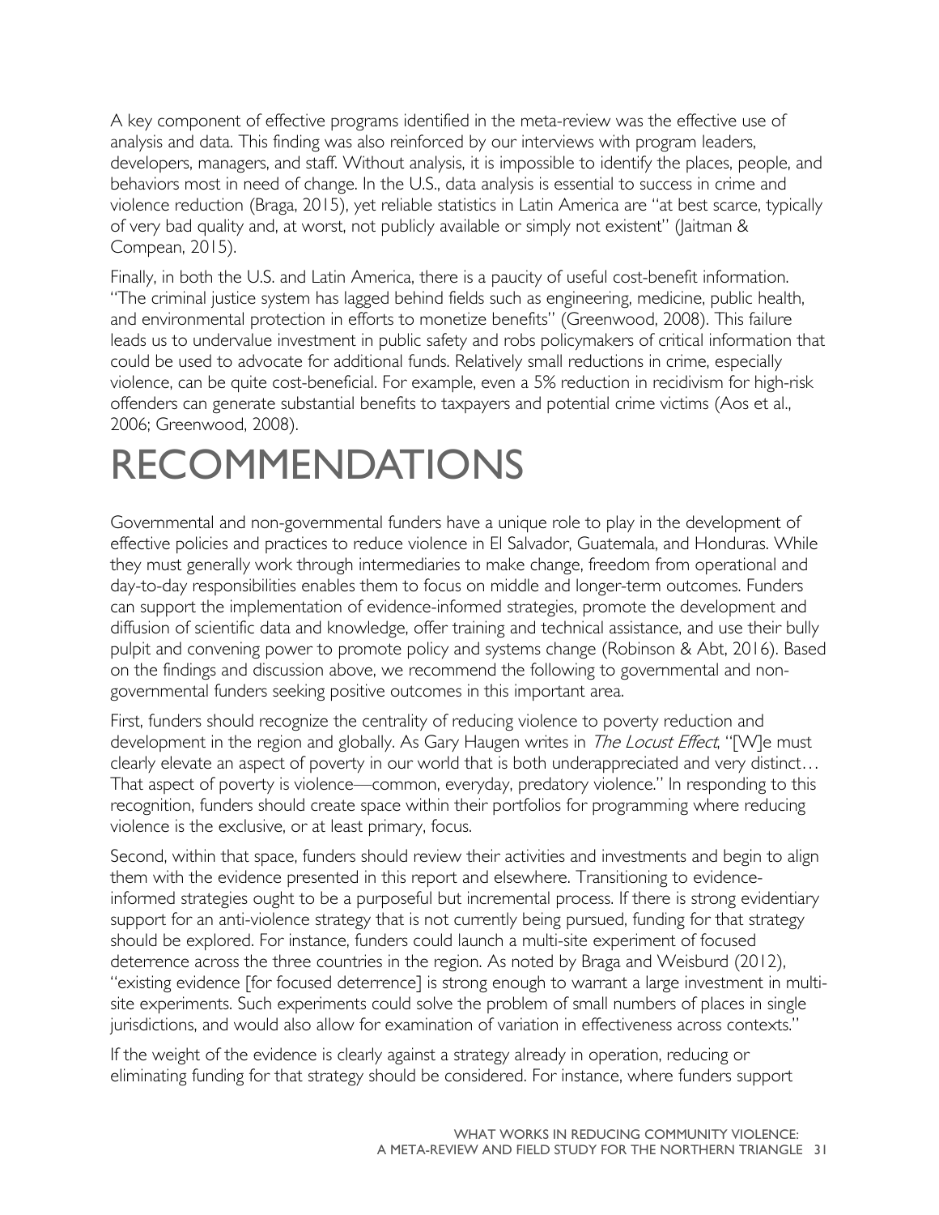A key component of effective programs identified in the meta-review was the effective use of analysis and data. This finding was also reinforced by our interviews with program leaders, developers, managers, and staff. Without analysis, it is impossible to identify the places, people, and behaviors most in need of change. In the U.S., data analysis is essential to success in crime and violence reduction (Braga, 2015), yet reliable statistics in Latin America are "at best scarce, typically of very bad quality and, at worst, not publicly available or simply not existent" (Jaitman & Compean, 2015).

Finally, in both the U.S. and Latin America, there is a paucity of useful cost-benefit information. "The criminal justice system has lagged behind fields such as engineering, medicine, public health, and environmental protection in efforts to monetize benefits" (Greenwood, 2008). This failure leads us to undervalue investment in public safety and robs policymakers of critical information that could be used to advocate for additional funds. Relatively small reductions in crime, especially violence, can be quite cost-beneficial. For example, even a 5% reduction in recidivism for high-risk offenders can generate substantial benefits to taxpayers and potential crime victims (Aos et al., 2006; Greenwood, 2008).

# RECOMMENDATIONS

Governmental and non-governmental funders have a unique role to play in the development of effective policies and practices to reduce violence in El Salvador, Guatemala, and Honduras. While they must generally work through intermediaries to make change, freedom from operational and day-to-day responsibilities enables them to focus on middle and longer-term outcomes. Funders can support the implementation of evidence-informed strategies, promote the development and diffusion of scientific data and knowledge, offer training and technical assistance, and use their bully pulpit and convening power to promote policy and systems change (Robinson & Abt, 2016). Based on the findings and discussion above, we recommend the following to governmental and non-governmental funders seeking positive outcomes in this important area.

First, funders should recognize the centrality of reducing violence to poverty reduction and development in the region and globally. As Gary Haugen writes in *The Locust Effect*, "[W]e must clearly elevate an aspect of poverty in our world that is both underappreciated and very distinct… That aspect of poverty is violence—common, everyday, predatory violence." In responding to this recognition, funders should create space within their portfolios for programming where reducing violence is the exclusive, or at least primary, focus.

Second, within that space, funders should review their activities and investments and begin to align them with the evidence presented in this report and elsewhere. Transitioning to evidence-informed strategies ought to be a purposeful but incremental process. If there is strong evidentiary support for an anti-violence strategy that is not currently being pursued, funding for that strategy should be explored. For instance, funders could launch a multi-site experiment of focused deterrence across the three countries in the region. As noted by Braga and Weisburd (2012), "existing evidence [for focused deterrence] is strong enough to warrant a large investment in multi-site experiments. Such experiments could solve the problem of small numbers of places in single jurisdictions, and would also allow for examination of variation in effectiveness across contexts."

If the weight of the evidence is clearly against a strategy already in operation, reducing or eliminating funding for that strategy should be considered. For instance, where funders support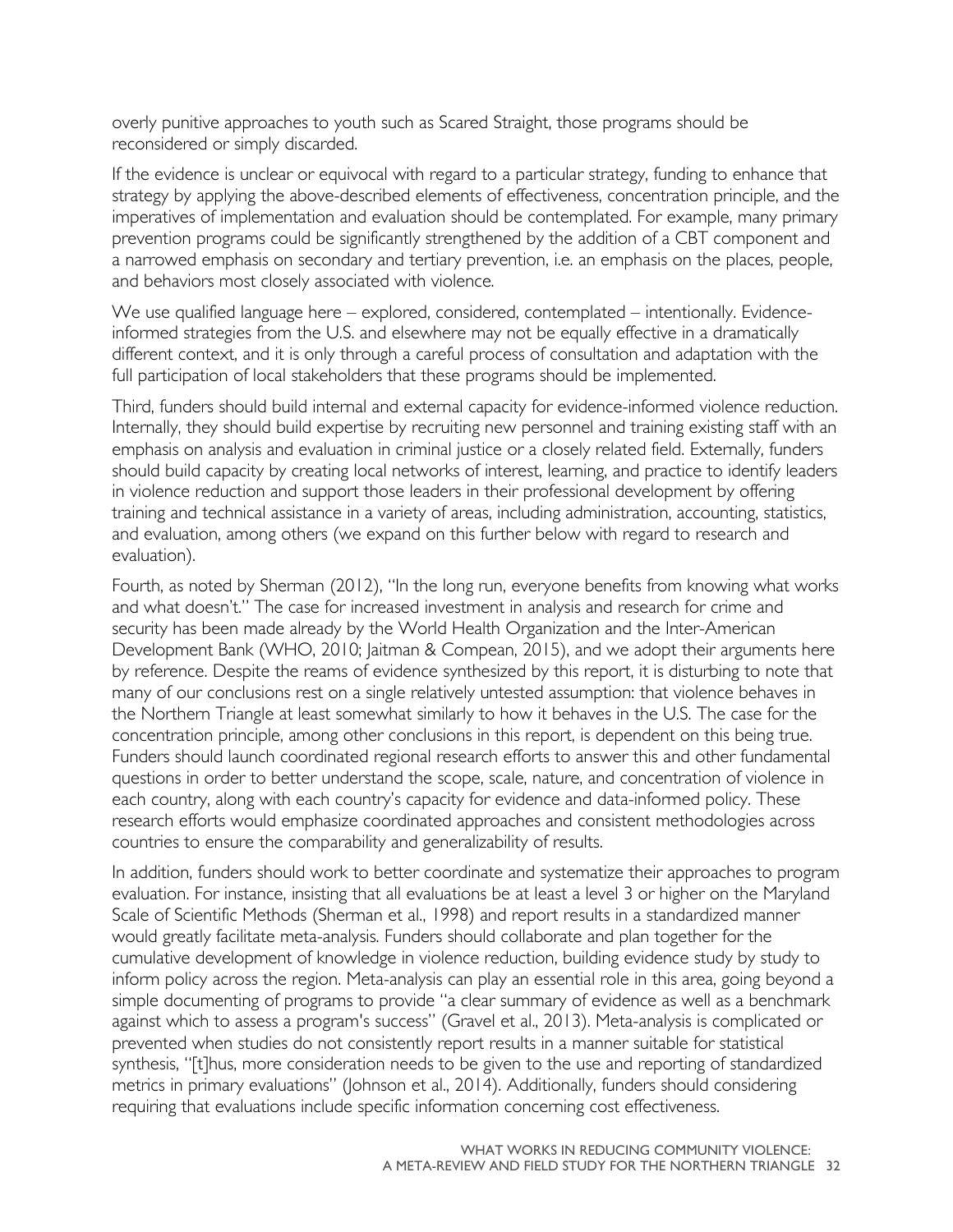overly punitive approaches to youth such as Scared Straight, those programs should be reconsidered or simply discarded.

If the evidence is unclear or equivocal with regard to a particular strategy, funding to enhance that strategy by applying the above-described elements of effectiveness, concentration principle, and the imperatives of implementation and evaluation should be contemplated. For example, many primary prevention programs could be significantly strengthened by the addition of a CBT component and a narrowed emphasis on secondary and tertiary prevention, i.e. an emphasis on the places, people, and behaviors most closely associated with violence.

We use qualified language here – explored, considered, contemplated – intentionally. Evidence-informed strategies from the U.S. and elsewhere may not be equally effective in a dramatically different context, and it is only through a careful process of consultation and adaptation with the full participation of local stakeholders that these programs should be implemented.

Third, funders should build internal and external capacity for evidence-informed violence reduction. Internally, they should build expertise by recruiting new personnel and training existing staff with an emphasis on analysis and evaluation in criminal justice or a closely related field. Externally, funders should build capacity by creating local networks of interest, learning, and practice to identify leaders in violence reduction and support those leaders in their professional development by offering training and technical assistance in a variety of areas, including administration, accounting, statistics, and evaluation, among others (we expand on this further below with regard to research and evaluation).

Fourth, as noted by Sherman (2012), "In the long run, everyone benefits from knowing what works and what doesn't." The case for increased investment in analysis and research for crime and security has been made already by the World Health Organization and the Inter-American Development Bank (WHO, 2010; Jaitman & Compean, 2015), and we adopt their arguments here by reference. Despite the reams of evidence synthesized by this report, it is disturbing to note that many of our conclusions rest on a single relatively untested assumption: that violence behaves in the Northern Triangle at least somewhat similarly to how it behaves in the U.S. The case for the concentration principle, among other conclusions in this report, is dependent on this being true. Funders should launch coordinated regional research efforts to answer this and other fundamental questions in order to better understand the scope, scale, nature, and concentration of violence in each country, along with each country's capacity for evidence and data-informed policy. These research efforts would emphasize coordinated approaches and consistent methodologies across countries to ensure the comparability and generalizability of results.

In addition, funders should work to better coordinate and systematize their approaches to program evaluation. For instance, insisting that all evaluations be at least a level 3 or higher on the Maryland Scale of Scientific Methods (Sherman et al., 1998) and report results in a standardized manner would greatly facilitate meta-analysis. Funders should collaborate and plan together for the cumulative development of knowledge in violence reduction, building evidence study by study to inform policy across the region. Meta-analysis can play an essential role in this area, going beyond a simple documenting of programs to provide "a clear summary of evidence as well as a benchmark against which to assess a program's success" (Gravel et al., 2013). Meta-analysis is complicated or prevented when studies do not consistently report results in a manner suitable for statistical synthesis, "[t]hus, more consideration needs to be given to the use and reporting of standardized metrics in primary evaluations" (Johnson et al., 2014). Additionally, funders should considering requiring that evaluations include specific information concerning cost effectiveness.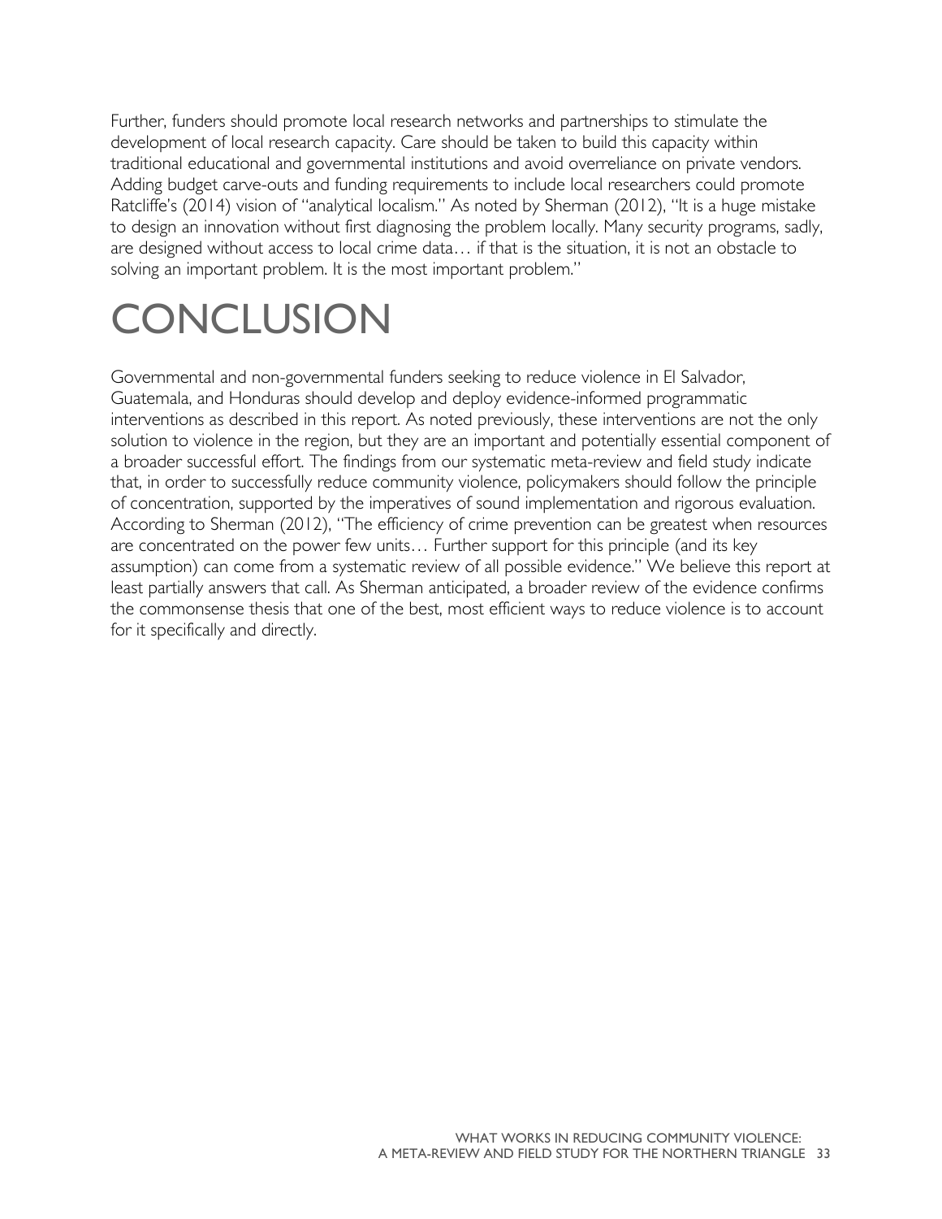Further, funders should promote local research networks and partnerships to stimulate the development of local research capacity. Care should be taken to build this capacity within traditional educational and governmental institutions and avoid overreliance on private vendors. Adding budget carve-outs and funding requirements to include local researchers could promote Ratcliffe's (2014) vision of "analytical localism." As noted by Sherman (2012), "It is a huge mistake to design an innovation without first diagnosing the problem locally. Many security programs, sadly, are designed without access to local crime data… if that is the situation, it is not an obstacle to solving an important problem. It is the most important problem."

# CONCLUSION

Governmental and non-governmental funders seeking to reduce violence in El Salvador, Guatemala, and Honduras should develop and deploy evidence-informed programmatic interventions as described in this report. As noted previously, these interventions are not the only solution to violence in the region, but they are an important and potentially essential component of a broader successful effort. The findings from our systematic meta-review and field study indicate that, in order to successfully reduce community violence, policymakers should follow the principle of concentration, supported by the imperatives of sound implementation and rigorous evaluation. According to Sherman (2012), "The efficiency of crime prevention can be greatest when resources are concentrated on the power few units… Further support for this principle (and its key assumption) can come from a systematic review of all possible evidence." We believe this report at least partially answers that call. As Sherman anticipated, a broader review of the evidence confirms the commonsense thesis that one of the best, most efficient ways to reduce violence is to account for it specifically and directly.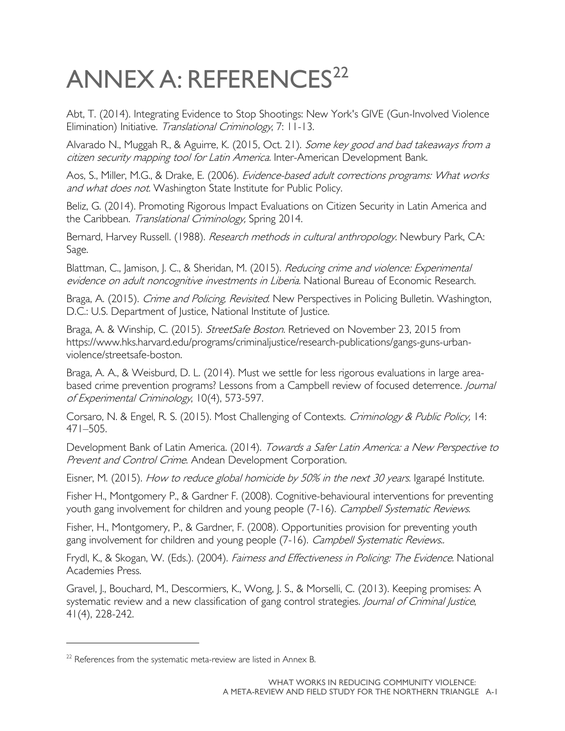# ANNEX A: REFERENCES[22]

Abt, T. (2014). Integrating Evidence to Stop Shootings: New York's GIVE (Gun-Involved Violence Elimination) Initiative. *Translational Criminology*, 7: 11-13.

Alvarado N., Muggah R., & Aguirre, K. (2015, Oct. 21). *Some key good and bad takeaways from a citizen security mapping tool for Latin America.* Inter-American Development Bank.

Aos, S., Miller, M.G., & Drake, E. (2006). *Evidence-based adult corrections programs: What works and what does not.* Washington State Institute for Public Policy.

Beliz, G. (2014). Promoting Rigorous Impact Evaluations on Citizen Security in Latin America and the Caribbean. *Translational Criminology,* Spring 2014.

Bernard, Harvey Russell. (1988). *Research methods in cultural anthropology.* Newbury Park, CA: Sage.

Blattman, C., Jamison, J. C., & Sheridan, M. (2015). *Reducing crime and violence: Experimental evidence on adult noncognitive investments in Liberia.* National Bureau of Economic Research.

Braga, A. (2015). *Crime and Policing, Revisited.* New Perspectives in Policing Bulletin. Washington, D.C.: U.S. Department of Justice, National Institute of Justice.

Braga, A. & Winship, C. (2015). *StreetSafe Boston.* Retrieved on November 23, 2015 from https://www.hks.harvard.edu/programs/criminaljustice/research-publications/gangs-guns-urban-violence/streetsafe-boston.

Braga, A. A., & Weisburd, D. L. (2014). Must we settle for less rigorous evaluations in large area-based crime prevention programs? Lessons from a Campbell review of focused deterrence. *Journal of Experimental Criminology*, 10(4), 573-597.

Corsaro, N. & Engel, R. S. (2015). Most Challenging of Contexts. *Criminology & Public Policy,* 14: 471–505.

Development Bank of Latin America. (2014). *Towards a Safer Latin America: a New Perspective to Prevent and Control Crime*. Andean Development Corporation.

Eisner, M. (2015). *How to reduce global homicide by 50% in the next 30 years.* Igarapé Institute.

Fisher H., Montgomery P., & Gardner F. (2008). Cognitive-behavioural interventions for preventing youth gang involvement for children and young people (7-16). *Campbell Systematic Reviews.*

Fisher, H., Montgomery, P., & Gardner, F. (2008). Opportunities provision for preventing youth gang involvement for children and young people (7-16). *Campbell Systematic Reviews..*

Frydl, K., & Skogan, W. (Eds.). (2004). *Fairness and Effectiveness in Policing: The Evidence.* National Academies Press.

Gravel, J., Bouchard, M., Descormiers, K., Wong, J. S., & Morselli, C. (2013). Keeping promises: A systematic review and a new classification of gang control strategies. *Journal of Criminal Justice*, 41(4), 228-242.

---

[22] References from the systematic meta-review are listed in Annex B.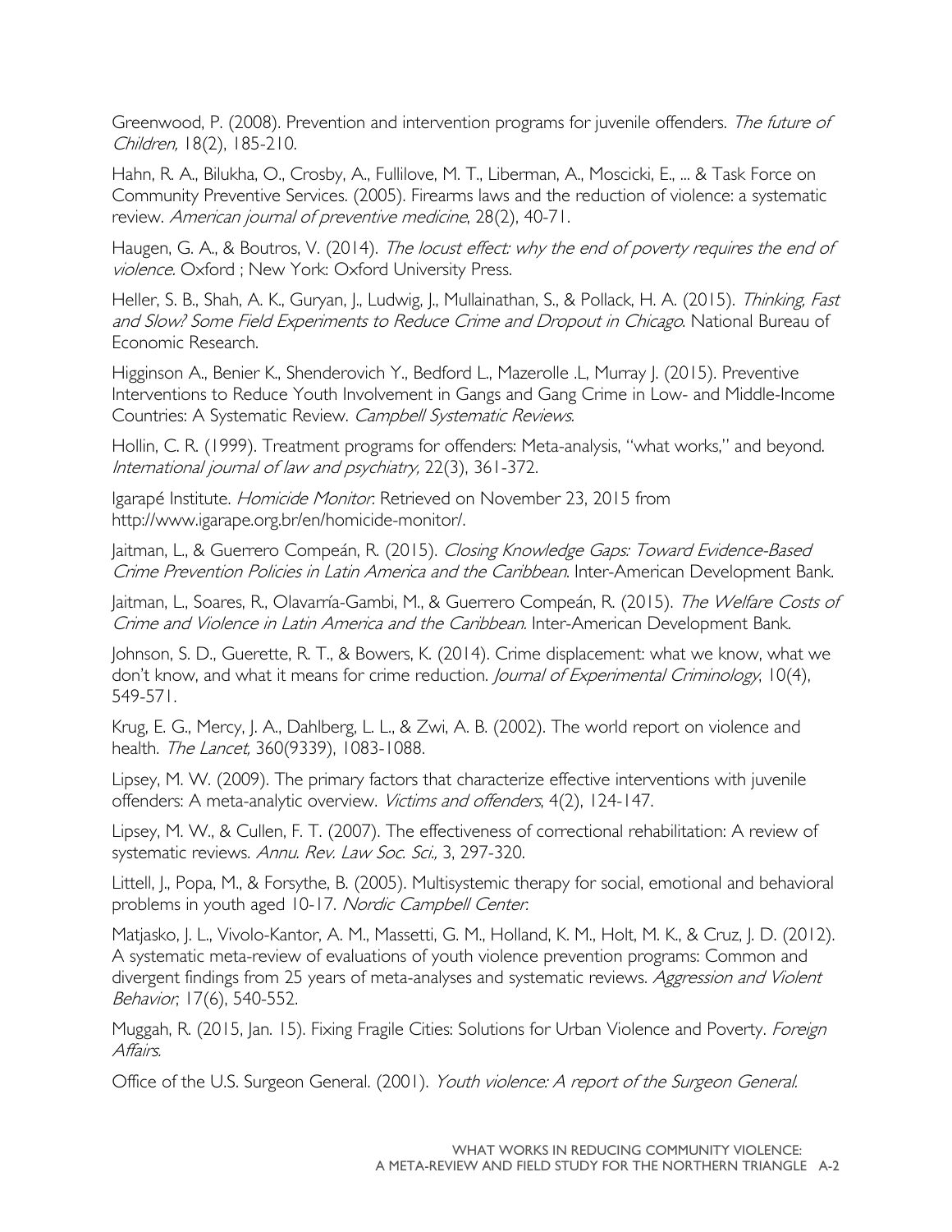Greenwood, P. (2008). Prevention and intervention programs for juvenile offenders. *The future of Children,* 18(2), 185-210.

Hahn, R. A., Bilukha, O., Crosby, A., Fullilove, M. T., Liberman, A., Moscicki, E., ... & Task Force on Community Preventive Services. (2005). Firearms laws and the reduction of violence: a systematic review. *American journal of preventive medicine*, 28(2), 40-71.

Haugen, G. A., & Boutros, V. (2014). *The locust effect: why the end of poverty requires the end of violence.* Oxford ; New York: Oxford University Press.

Heller, S. B., Shah, A. K., Guryan, J., Ludwig, J., Mullainathan, S., & Pollack, H. A. (2015). *Thinking, Fast and Slow? Some Field Experiments to Reduce Crime and Dropout in Chicago*. National Bureau of Economic Research.

Higginson A., Benier K., Shenderovich Y., Bedford L., Mazerolle .L, Murray J. (2015). Preventive Interventions to Reduce Youth Involvement in Gangs and Gang Crime in Low- and Middle-Income Countries: A Systematic Review. *Campbell Systematic Reviews.*

Hollin, C. R. (1999). Treatment programs for offenders: Meta-analysis, "what works," and beyond. *International journal of law and psychiatry,* 22(3), 361-372.

Igarapé Institute. *Homicide Monitor*. Retrieved on November 23, 2015 from http://www.igarape.org.br/en/homicide-monitor/.

Jaitman, L., & Guerrero Compeán, R. (2015). *Closing Knowledge Gaps: Toward Evidence-Based Crime Prevention Policies in Latin America and the Caribbean*. Inter-American Development Bank.

Jaitman, L., Soares, R., Olavarría-Gambi, M., & Guerrero Compeán, R. (2015). *The Welfare Costs of Crime and Violence in Latin America and the Caribbean.* Inter-American Development Bank.

Johnson, S. D., Guerette, R. T., & Bowers, K. (2014). Crime displacement: what we know, what we don't know, and what it means for crime reduction. *Journal of Experimental Criminology*, 10(4), 549-571.

Krug, E. G., Mercy, J. A., Dahlberg, L. L., & Zwi, A. B. (2002). The world report on violence and health. *The Lancet,* 360(9339), 1083-1088.

Lipsey, M. W. (2009). The primary factors that characterize effective interventions with juvenile offenders: A meta-analytic overview. *Victims and offenders*, 4(2), 124-147.

Lipsey, M. W., & Cullen, F. T. (2007). The effectiveness of correctional rehabilitation: A review of systematic reviews. *Annu. Rev. Law Soc. Sci.,* 3, 297-320.

Littell, J., Popa, M., & Forsythe, B. (2005). Multisystemic therapy for social, emotional and behavioral problems in youth aged 10-17. *Nordic Campbell Center.*

Matjasko, J. L., Vivolo-Kantor, A. M., Massetti, G. M., Holland, K. M., Holt, M. K., & Cruz, J. D. (2012). A systematic meta-review of evaluations of youth violence prevention programs: Common and divergent findings from 25 years of meta-analyses and systematic reviews. *Aggression and Violent Behavior*, 17(6), 540-552.

Muggah, R. (2015, Jan. 15). Fixing Fragile Cities: Solutions for Urban Violence and Poverty. *Foreign Affairs.*

Office of the U.S. Surgeon General. (2001). *Youth violence: A report of the Surgeon General.*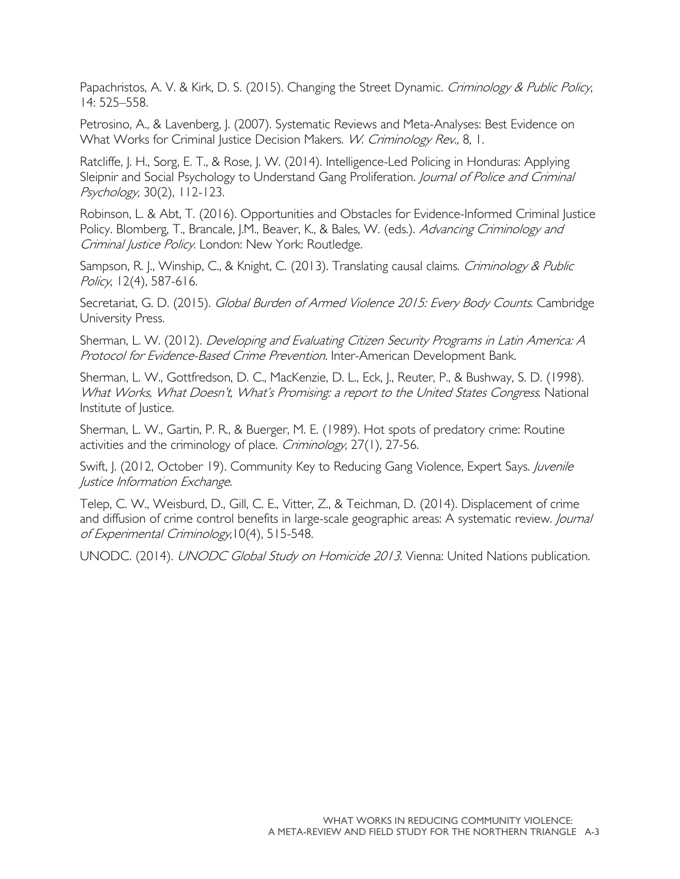Papachristos, A. V. & Kirk, D. S. (2015). Changing the Street Dynamic. *Criminology & Public Policy*, 14: 525–558.

Petrosino, A., & Lavenberg, J. (2007). Systematic Reviews and Meta-Analyses: Best Evidence on What Works for Criminal Justice Decision Makers. *W. Criminology Rev.,* 8, 1.

Ratcliffe, J. H., Sorg, E. T., & Rose, J. W. (2014). Intelligence-Led Policing in Honduras: Applying Sleipnir and Social Psychology to Understand Gang Proliferation. *Journal of Police and Criminal Psychology,* 30(2), 112-123.

Robinson, L. & Abt, T. (2016). Opportunities and Obstacles for Evidence-Informed Criminal Justice Policy. Blomberg, T., Brancale, J.M., Beaver, K., & Bales, W. (eds.). *Advancing Criminology and Criminal Justice Policy.* London: New York: Routledge.

Sampson, R. J., Winship, C., & Knight, C. (2013). Translating causal claims. *Criminology & Public Policy*, 12(4), 587-616.

Secretariat, G. D. (2015). *Global Burden of Armed Violence 2015: Every Body Counts.* Cambridge University Press.

Sherman, L. W. (2012). *Developing and Evaluating Citizen Security Programs in Latin America: A Protocol for Evidence-Based Crime Prevention.* Inter-American Development Bank.

Sherman, L. W., Gottfredson, D. C., MacKenzie, D. L., Eck, J., Reuter, P., & Bushway, S. D. (1998). *What Works, What Doesn't, What's Promising: a report to the United States Congress.* National Institute of Justice.

Sherman, L. W., Gartin, P. R., & Buerger, M. E. (1989). Hot spots of predatory crime: Routine activities and the criminology of place. *Criminology,* 27(1), 27-56.

Swift, J. (2012, October 19). Community Key to Reducing Gang Violence, Expert Says. *Juvenile Justice Information Exchange.*

Telep, C. W., Weisburd, D., Gill, C. E., Vitter, Z., & Teichman, D. (2014). Displacement of crime and diffusion of crime control benefits in large-scale geographic areas: A systematic review. *Journal of Experimental Criminology,*10(4), 515-548.

UNODC. (2014). *UNODC Global Study on Homicide 2013.* Vienna: United Nations publication.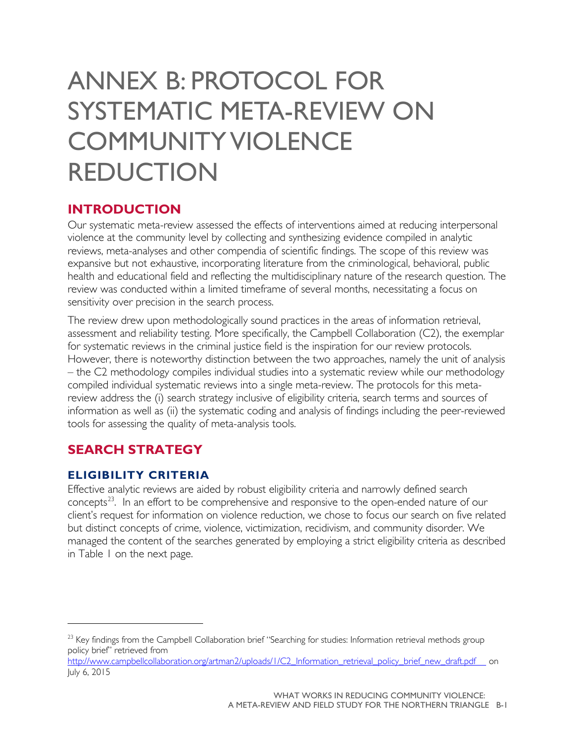# ANNEX B: PROTOCOL FOR SYSTEMATIC META-REVIEW ON COMMUNITY VIOLENCE REDUCTION

## INTRODUCTION

Our systematic meta-review assessed the effects of interventions aimed at reducing interpersonal violence at the community level by collecting and synthesizing evidence compiled in analytic reviews, meta-analyses and other compendia of scientific findings. The scope of this review was expansive but not exhaustive, incorporating literature from the criminological, behavioral, public health and educational field and reflecting the multidisciplinary nature of the research question. The review was conducted within a limited timeframe of several months, necessitating a focus on sensitivity over precision in the search process.

The review drew upon methodologically sound practices in the areas of information retrieval, assessment and reliability testing. More specifically, the Campbell Collaboration (C2), the exemplar for systematic reviews in the criminal justice field is the inspiration for our review protocols. However, there is noteworthy distinction between the two approaches, namely the unit of analysis – the C2 methodology compiles individual studies into a systematic review while our methodology compiled individual systematic reviews into a single meta-review. The protocols for this meta-review address the (i) search strategy inclusive of eligibility criteria, search terms and sources of information as well as (ii) the systematic coding and analysis of findings including the peer-reviewed tools for assessing the quality of meta-analysis tools.

## SEARCH STRATEGY

### ELIGIBILITY CRITERIA

Effective analytic reviews are aided by robust eligibility criteria and narrowly defined search concepts[23]. In an effort to be comprehensive and responsive to the open-ended nature of our client's request for information on violence reduction, we chose to focus our search on five related but distinct concepts of crime, violence, victimization, recidivism, and community disorder. We managed the content of the searches generated by employing a strict eligibility criteria as described in Table 1 on the next page.

---

[23] Key findings from the Campbell Collaboration brief "Searching for studies: Information retrieval methods group policy brief" retrieved from http://www.campbellcollaboration.org/artman2/uploads/1/C2_Information_retrieval_policy_brief_new_draft.pdf on July 6, 2015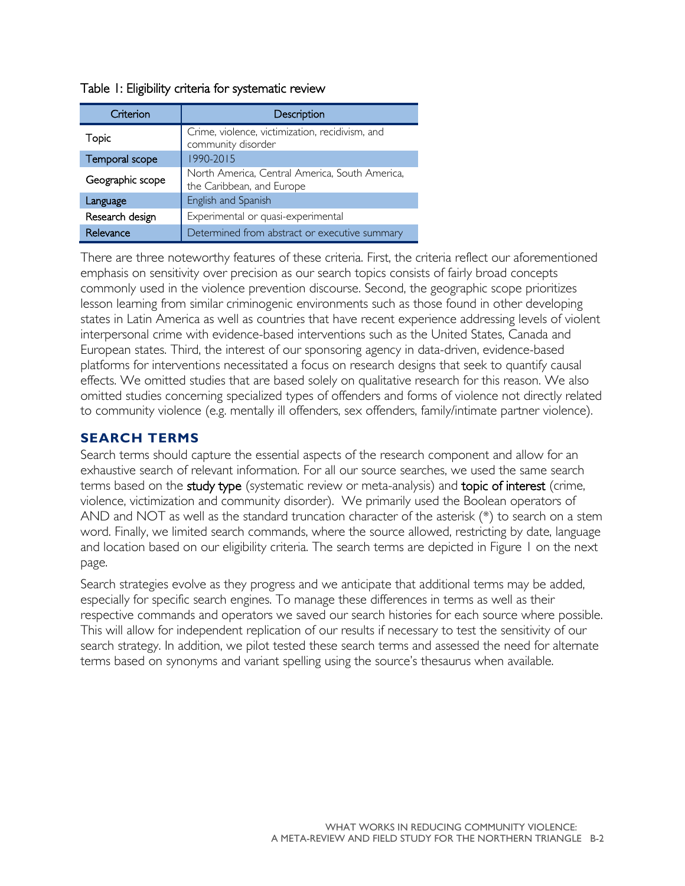Table 1: Eligibility criteria for systematic review

| Criterion | Description |
|---|---|
| Topic | Crime, violence, victimization, recidivism, and community disorder |
| Temporal scope | 1990-2015 |
| Geographic scope | North America, Central America, South America, the Caribbean, and Europe |
| Language | English and Spanish |
| Research design | Experimental or quasi-experimental |
| Relevance | Determined from abstract or executive summary |

There are three noteworthy features of these criteria. First, the criteria reflect our aforementioned emphasis on sensitivity over precision as our search topics consists of fairly broad concepts commonly used in the violence prevention discourse. Second, the geographic scope prioritizes lesson learning from similar criminogenic environments such as those found in other developing states in Latin America as well as countries that have recent experience addressing levels of violent interpersonal crime with evidence-based interventions such as the United States, Canada and European states. Third, the interest of our sponsoring agency in data-driven, evidence-based platforms for interventions necessitated a focus on research designs that seek to quantify causal effects. We omitted studies that are based solely on qualitative research for this reason. We also omitted studies concerning specialized types of offenders and forms of violence not directly related to community violence (e.g. mentally ill offenders, sex offenders, family/intimate partner violence).

## SEARCH TERMS

Search terms should capture the essential aspects of the research component and allow for an exhaustive search of relevant information. For all our source searches, we used the same search terms based on the **study type** (systematic review or meta-analysis) and **topic of interest** (crime, violence, victimization and community disorder). We primarily used the Boolean operators of AND and NOT as well as the standard truncation character of the asterisk (*) to search on a stem word. Finally, we limited search commands, where the source allowed, restricting by date, language and location based on our eligibility criteria. The search terms are depicted in Figure 1 on the next page.

Search strategies evolve as they progress and we anticipate that additional terms may be added, especially for specific search engines. To manage these differences in terms as well as their respective commands and operators we saved our search histories for each source where possible. This will allow for independent replication of our results if necessary to test the sensitivity of our search strategy. In addition, we pilot tested these search terms and assessed the need for alternate terms based on synonyms and variant spelling using the source's thesaurus when available.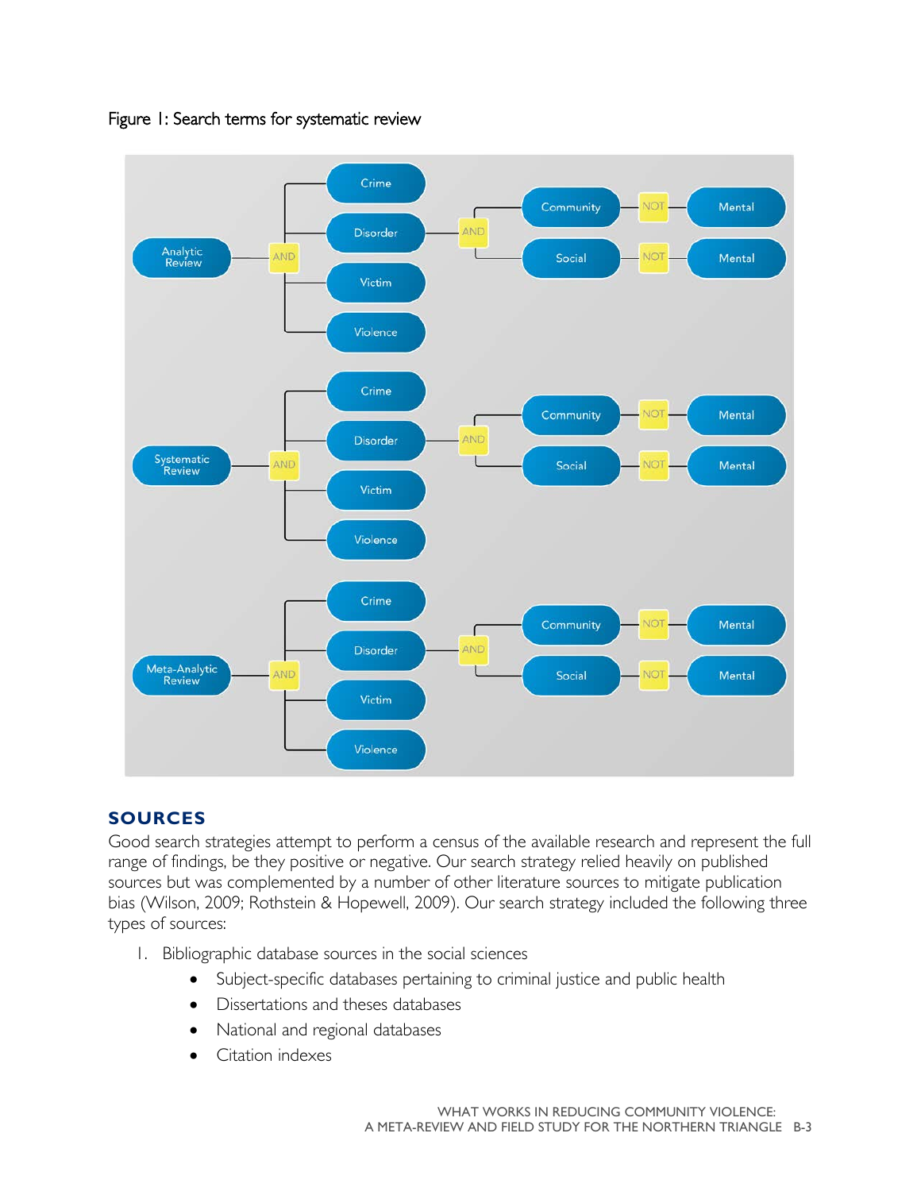Figure 1: Search terms for systematic review

| Review type | | Term | | Term | | Excluded |
|---|---|---|---|---|---|---|
| Analytic Review | AND | Crime | | | | |
| | | Disorder | AND | Community | NOT | Mental |
| | | | | Social | NOT | Mental |
| | | Victim | | | | |
| | | Violence | | | | |
| Systematic Review | AND | Crime | | | | |
| | | Disorder | AND | Community | NOT | Mental |
| | | | | Social | NOT | Mental |
| | | Victim | | | | |
| | | Violence | | | | |
| Meta-Analytic Review | AND | Crime | | | | |
| | | Disorder | AND | Community | NOT | Mental |
| | | | | Social | NOT | Mental |
| | | Victim | | | | |
| | | Violence | | | | |

## SOURCES

Good search strategies attempt to perform a census of the available research and represent the full range of findings, be they positive or negative. Our search strategy relied heavily on published sources but was complemented by a number of other literature sources to mitigate publication bias (Wilson, 2009; Rothstein & Hopewell, 2009). Our search strategy included the following three types of sources:

1. Bibliographic database sources in the social sciences
   - Subject-specific databases pertaining to criminal justice and public health
   - Dissertations and theses databases
   - National and regional databases
   - Citation indexes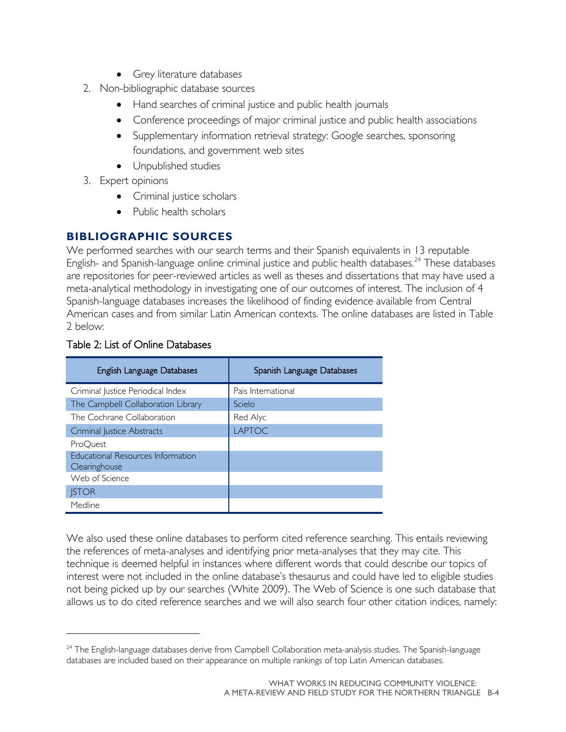- Grey literature databases
2. Non-bibliographic database sources
    - Hand searches of criminal justice and public health journals
    - Conference proceedings of major criminal justice and public health associations
    - Supplementary information retrieval strategy: Google searches, sponsoring foundations, and government web sites
    - Unpublished studies
3. Expert opinions
    - Criminal justice scholars
    - Public health scholars

## BIBLIOGRAPHIC SOURCES

We performed searches with our search terms and their Spanish equivalents in 13 reputable English- and Spanish-language online criminal justice and public health databases.[24] These databases are repositories for peer-reviewed articles as well as theses and dissertations that may have used a meta-analytical methodology in investigating one of our outcomes of interest. The inclusion of 4 Spanish-language databases increases the likelihood of finding evidence available from Central American cases and from similar Latin American contexts. The online databases are listed in Table 2 below:

Table 2: List of Online Databases

| English Language Databases | Spanish Language Databases |
|---|---|
| Criminal Justice Periodical Index | Pais International |
| The Campbell Collaboration Library | Scielo |
| The Cochrane Collaboration | Red Alyc |
| Criminal Justice Abstracts | LAPTOC |
| ProQuest | |
| Educational Resources Information Clearinghouse | |
| Web of Science | |
| JSTOR | |
| Medline | |

We also used these online databases to perform cited reference searching. This entails reviewing the references of meta-analyses and identifying prior meta-analyses that they may cite. This technique is deemed helpful in instances where different words that could describe our topics of interest were not included in the online database's thesaurus and could have led to eligible studies not being picked up by our searches (White 2009). The Web of Science is one such database that allows us to do cited reference searches and we will also search four other citation indices, namely:

[24] The English-language databases derive from Campbell Collaboration meta-analysis studies. The Spanish-language databases are included based on their appearance on multiple rankings of top Latin American databases.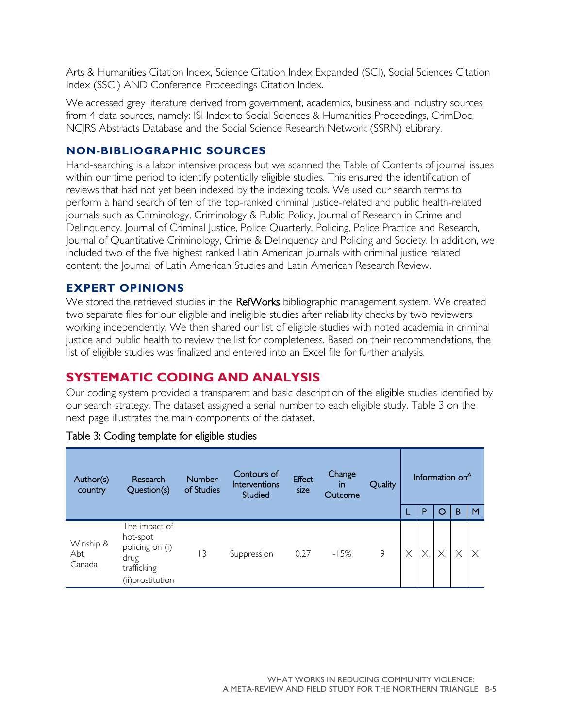Arts & Humanities Citation Index, Science Citation Index Expanded (SCI), Social Sciences Citation Index (SSCI) AND Conference Proceedings Citation Index.

We accessed grey literature derived from government, academics, business and industry sources from 4 data sources, namely: ISI Index to Social Sciences & Humanities Proceedings, CrimDoc, NCJRS Abstracts Database and the Social Science Research Network (SSRN) eLibrary.

### NON-BIBLIOGRAPHIC SOURCES

Hand-searching is a labor intensive process but we scanned the Table of Contents of journal issues within our time period to identify potentially eligible studies. This ensured the identification of reviews that had not yet been indexed by the indexing tools. We used our search terms to perform a hand search of ten of the top-ranked criminal justice-related and public health-related journals such as Criminology, Criminology & Public Policy, Journal of Research in Crime and Delinquency, Journal of Criminal Justice, Police Quarterly, Policing, Police Practice and Research, Journal of Quantitative Criminology, Crime & Delinquency and Policing and Society. In addition, we included two of the five highest ranked Latin American journals with criminal justice related content: the Journal of Latin American Studies and Latin American Research Review.

### EXPERT OPINIONS

We stored the retrieved studies in the RefWorks bibliographic management system. We created two separate files for our eligible and ineligible studies after reliability checks by two reviewers working independently. We then shared our list of eligible studies with noted academia in criminal justice and public health to review the list for completeness. Based on their recommendations, the list of eligible studies was finalized and entered into an Excel file for further analysis.

## SYSTEMATIC CODING AND ANALYSIS

Our coding system provided a transparent and basic description of the eligible studies identified by our search strategy. The dataset assigned a serial number to each eligible study. Table 3 on the next page illustrates the main components of the dataset.

Table 3: Coding template for eligible studies

| Author(s) country | Research Question(s) | Number of Studies | Contours of Interventions Studied | Effect size | Change in Outcome | Quality | Information on[A] | | | | |
|---|---|---|---|---|---|---|---|---|---|---|---|
| | | | | | | | L | P | O | B | M |
| Winship & Abt Canada | The impact of hot-spot policing on (i) drug trafficking (ii)prostitution | 13 | Suppression | 0.27 | -15% | 9 | X | X | X | X | X |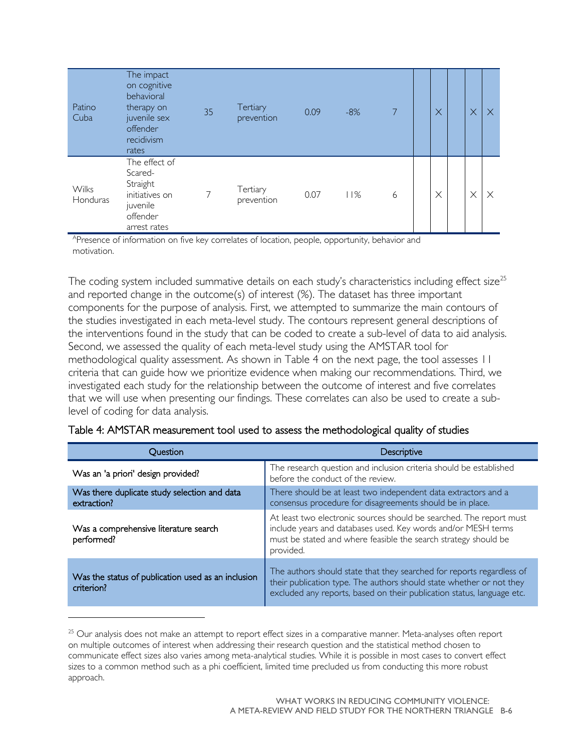| | | | | | | | | | | | |
|---|---|---|---|---|---|---|---|---|---|---|---|
| Patino Cuba | The impact on cognitive behavioral therapy on juvenile sex offender recidivism rates | 35 | Tertiary prevention | 0.09 | -8% | 7 | | X | | X | X |
| Wilks Honduras | The effect of Scared-Straight initiatives on juvenile offender arrest rates | 7 | Tertiary prevention | 0.07 | 11% | 6 | | X | | X | X |

[A]Presence of information on five key correlates of location, people, opportunity, behavior and motivation.

The coding system included summative details on each study's characteristics including effect size[25] and reported change in the outcome(s) of interest (%). The dataset has three important components for the purpose of analysis. First, we attempted to summarize the main contours of the studies investigated in each meta-level study. The contours represent general descriptions of the interventions found in the study that can be coded to create a sub-level of data to aid analysis. Second, we assessed the quality of each meta-level study using the AMSTAR tool for methodological quality assessment. As shown in Table 4 on the next page, the tool assesses 11 criteria that can guide how we prioritize evidence when making our recommendations. Third, we investigated each study for the relationship between the outcome of interest and five correlates that we will use when presenting our findings. These correlates can also be used to create a sub-level of coding for data analysis.

Table 4: AMSTAR measurement tool used to assess the methodological quality of studies

| Question | Descriptive |
|---|---|
| Was an 'a priori' design provided? | The research question and inclusion criteria should be established before the conduct of the review. |
| Was there duplicate study selection and data extraction? | There should be at least two independent data extractors and a consensus procedure for disagreements should be in place. |
| Was a comprehensive literature search performed? | At least two electronic sources should be searched. The report must include years and databases used. Key words and/or MESH terms must be stated and where feasible the search strategy should be provided. |
| Was the status of publication used as an inclusion criterion? | The authors should state that they searched for reports regardless of their publication type. The authors should state whether or not they excluded any reports, based on their publication status, language etc. |

[25] Our analysis does not make an attempt to report effect sizes in a comparative manner. Meta-analyses often report on multiple outcomes of interest when addressing their research question and the statistical method chosen to communicate effect sizes also varies among meta-analytical studies. While it is possible in most cases to convert effect sizes to a common method such as a phi coefficient, limited time precluded us from conducting this more robust approach.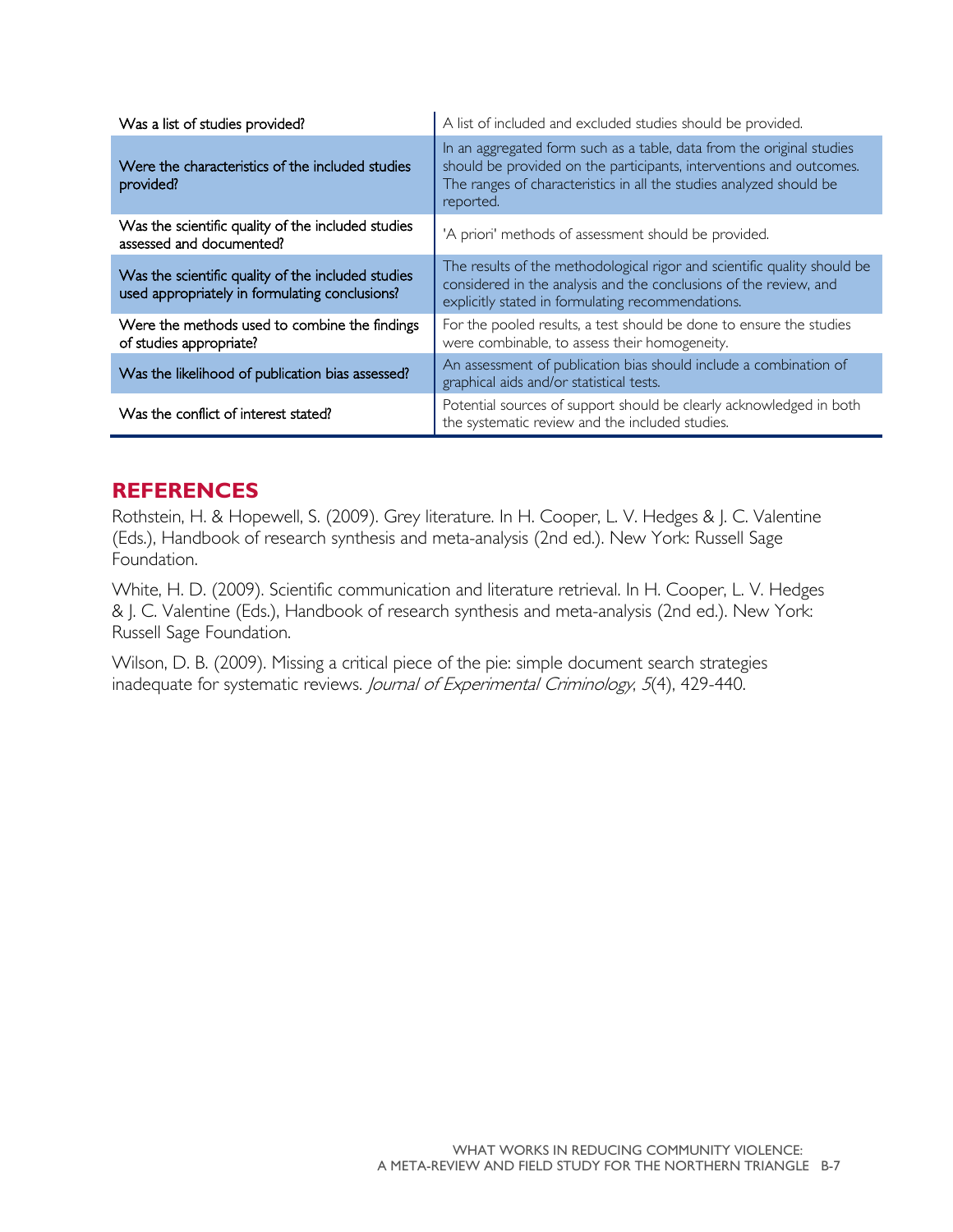| | |
|---|---|
| Was a list of studies provided? | A list of included and excluded studies should be provided. |
| Were the characteristics of the included studies provided? | In an aggregated form such as a table, data from the original studies should be provided on the participants, interventions and outcomes. The ranges of characteristics in all the studies analyzed should be reported. |
| Was the scientific quality of the included studies assessed and documented? | 'A priori' methods of assessment should be provided. |
| Was the scientific quality of the included studies used appropriately in formulating conclusions? | The results of the methodological rigor and scientific quality should be considered in the analysis and the conclusions of the review, and explicitly stated in formulating recommendations. |
| Were the methods used to combine the findings of studies appropriate? | For the pooled results, a test should be done to ensure the studies were combinable, to assess their homogeneity. |
| Was the likelihood of publication bias assessed? | An assessment of publication bias should include a combination of graphical aids and/or statistical tests. |
| Was the conflict of interest stated? | Potential sources of support should be clearly acknowledged in both the systematic review and the included studies. |

## REFERENCES

Rothstein, H. & Hopewell, S. (2009). Grey literature. In H. Cooper, L. V. Hedges & J. C. Valentine (Eds.), Handbook of research synthesis and meta-analysis (2nd ed.). New York: Russell Sage Foundation.

White, H. D. (2009). Scientific communication and literature retrieval. In H. Cooper, L. V. Hedges & J. C. Valentine (Eds.), Handbook of research synthesis and meta-analysis (2nd ed.). New York: Russell Sage Foundation.

Wilson, D. B. (2009). Missing a critical piece of the pie: simple document search strategies inadequate for systematic reviews. *Journal of Experimental Criminology*, *5*(4), 429-440.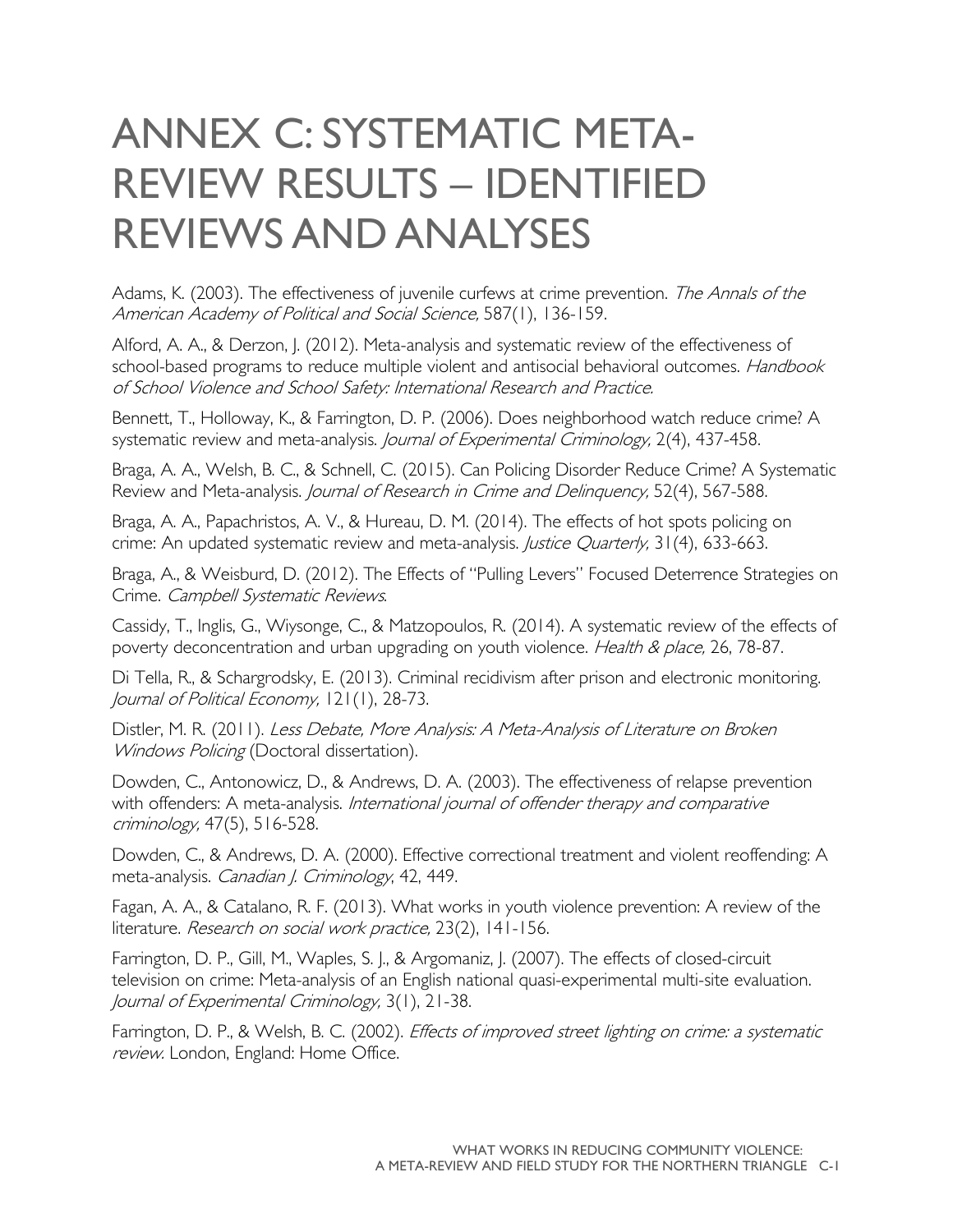# ANNEX C: SYSTEMATIC META-REVIEW RESULTS – IDENTIFIED REVIEWS AND ANALYSES

Adams, K. (2003). The effectiveness of juvenile curfews at crime prevention. *The Annals of the American Academy of Political and Social Science,* 587(1), 136-159.

Alford, A. A., & Derzon, J. (2012). Meta-analysis and systematic review of the effectiveness of school-based programs to reduce multiple violent and antisocial behavioral outcomes. *Handbook of School Violence and School Safety: International Research and Practice.*

Bennett, T., Holloway, K., & Farrington, D. P. (2006). Does neighborhood watch reduce crime? A systematic review and meta-analysis. *Journal of Experimental Criminology,* 2(4), 437-458.

Braga, A. A., Welsh, B. C., & Schnell, C. (2015). Can Policing Disorder Reduce Crime? A Systematic Review and Meta-analysis. *Journal of Research in Crime and Delinquency,* 52(4), 567-588.

Braga, A. A., Papachristos, A. V., & Hureau, D. M. (2014). The effects of hot spots policing on crime: An updated systematic review and meta-analysis. *Justice Quarterly,* 31(4), 633-663.

Braga, A., & Weisburd, D. (2012). The Effects of "Pulling Levers" Focused Deterrence Strategies on Crime. *Campbell Systematic Reviews*.

Cassidy, T., Inglis, G., Wiysonge, C., & Matzopoulos, R. (2014). A systematic review of the effects of poverty deconcentration and urban upgrading on youth violence. *Health & place,* 26, 78-87.

Di Tella, R., & Schargrodsky, E. (2013). Criminal recidivism after prison and electronic monitoring. *Journal of Political Economy,* 121(1), 28-73.

Distler, M. R. (2011). *Less Debate, More Analysis: A Meta-Analysis of Literature on Broken Windows Policing* (Doctoral dissertation).

Dowden, C., Antonowicz, D., & Andrews, D. A. (2003). The effectiveness of relapse prevention with offenders: A meta-analysis. *International journal of offender therapy and comparative criminology,* 47(5), 516-528.

Dowden, C., & Andrews, D. A. (2000). Effective correctional treatment and violent reoffending: A meta-analysis. *Canadian J. Criminology*, 42, 449.

Fagan, A. A., & Catalano, R. F. (2013). What works in youth violence prevention: A review of the literature. *Research on social work practice,* 23(2), 141-156.

Farrington, D. P., Gill, M., Waples, S. J., & Argomaniz, J. (2007). The effects of closed-circuit television on crime: Meta-analysis of an English national quasi-experimental multi-site evaluation. *Journal of Experimental Criminology*, 3(1), 21-38.

Farrington, D. P., & Welsh, B. C. (2002). *Effects of improved street lighting on crime: a systematic review.* London, England: Home Office.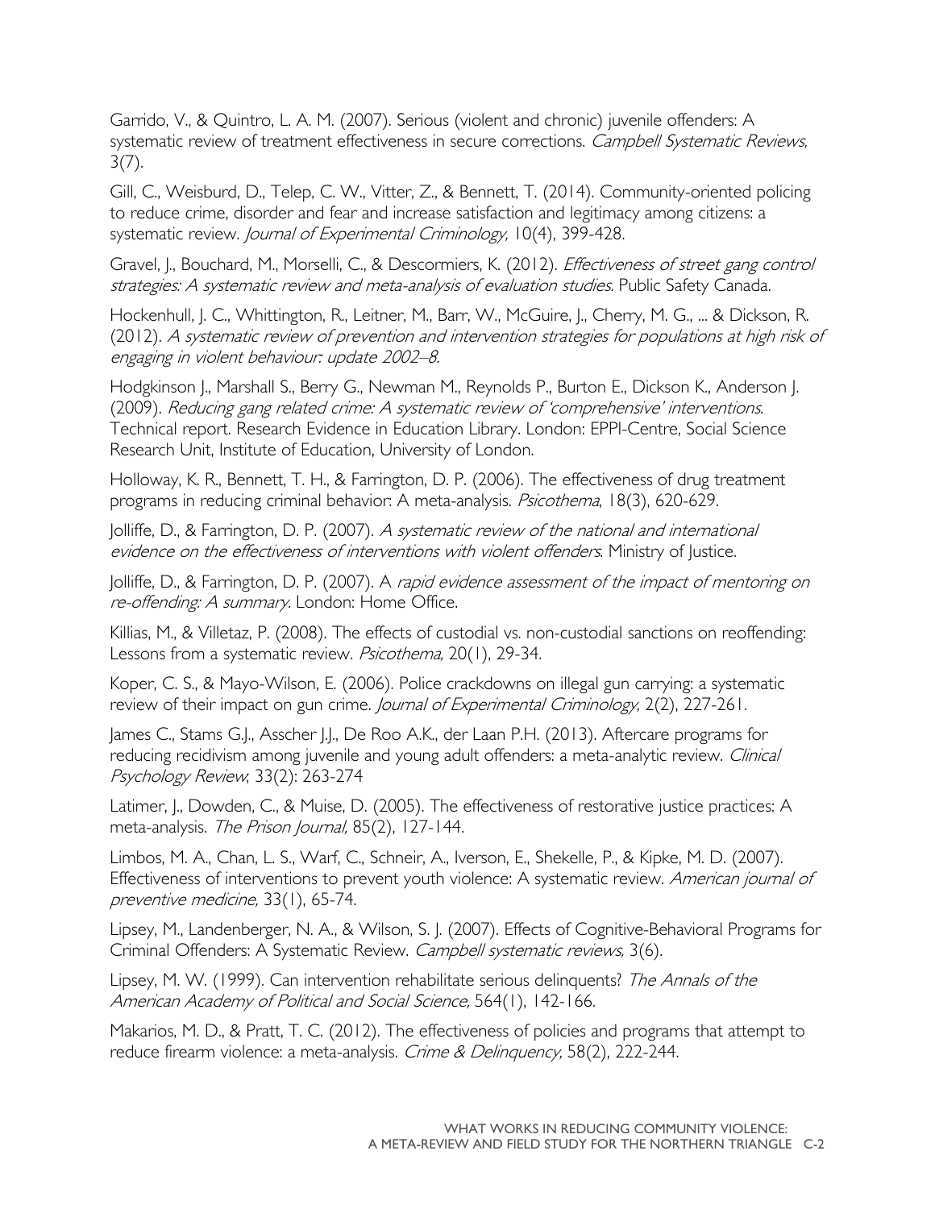Garrido, V., & Quintro, L. A. M. (2007). Serious (violent and chronic) juvenile offenders: A systematic review of treatment effectiveness in secure corrections. *Campbell Systematic Reviews,* 3(7).

Gill, C., Weisburd, D., Telep, C. W., Vitter, Z., & Bennett, T. (2014). Community-oriented policing to reduce crime, disorder and fear and increase satisfaction and legitimacy among citizens: a systematic review. *Journal of Experimental Criminology,* 10(4), 399-428.

Gravel, J., Bouchard, M., Morselli, C., & Descormiers, K. (2012). *Effectiveness of street gang control strategies: A systematic review and meta-analysis of evaluation studies.* Public Safety Canada.

Hockenhull, J. C., Whittington, R., Leitner, M., Barr, W., McGuire, J., Cherry, M. G., ... & Dickson, R. (2012). *A systematic review of prevention and intervention strategies for populations at high risk of engaging in violent behaviour: update 2002–8.*

Hodgkinson J., Marshall S., Berry G., Newman M., Reynolds P., Burton E., Dickson K., Anderson J. (2009). *Reducing gang related crime: A systematic review of 'comprehensive' interventions.* Technical report. Research Evidence in Education Library. London: EPPI-Centre, Social Science Research Unit, Institute of Education, University of London.

Holloway, K. R., Bennett, T. H., & Farrington, D. P. (2006). The effectiveness of drug treatment programs in reducing criminal behavior: A meta-analysis. *Psicothema*, 18(3), 620-629.

Jolliffe, D., & Farrington, D. P. (2007). *A systematic review of the national and international evidence on the effectiveness of interventions with violent offenders*. Ministry of Justice.

Jolliffe, D., & Farrington, D. P. (2007). A *rapid evidence assessment of the impact of mentoring on re-offending: A summary.* London: Home Office.

Killias, M., & Villetaz, P. (2008). The effects of custodial vs. non-custodial sanctions on reoffending: Lessons from a systematic review. *Psicothema,* 20(1), 29-34.

Koper, C. S., & Mayo-Wilson, E. (2006). Police crackdowns on illegal gun carrying: a systematic review of their impact on gun crime. *Journal of Experimental Criminology,* 2(2), 227-261.

James C., Stams G.J., Asscher J.J., De Roo A.K., der Laan P.H. (2013). Aftercare programs for reducing recidivism among juvenile and young adult offenders: a meta-analytic review. *Clinical Psychology Review*; 33(2): 263-274

Latimer, J., Dowden, C., & Muise, D. (2005). The effectiveness of restorative justice practices: A meta-analysis. *The Prison Journal,* 85(2), 127-144.

Limbos, M. A., Chan, L. S., Warf, C., Schneir, A., Iverson, E., Shekelle, P., & Kipke, M. D. (2007). Effectiveness of interventions to prevent youth violence: A systematic review. *American journal of preventive medicine,* 33(1), 65-74.

Lipsey, M., Landenberger, N. A., & Wilson, S. J. (2007). Effects of Cognitive-Behavioral Programs for Criminal Offenders: A Systematic Review. *Campbell systematic reviews,* 3(6).

Lipsey, M. W. (1999). Can intervention rehabilitate serious delinquents? *The Annals of the American Academy of Political and Social Science,* 564(1), 142-166.

Makarios, M. D., & Pratt, T. C. (2012). The effectiveness of policies and programs that attempt to reduce firearm violence: a meta-analysis. *Crime & Delinquency,* 58(2), 222-244.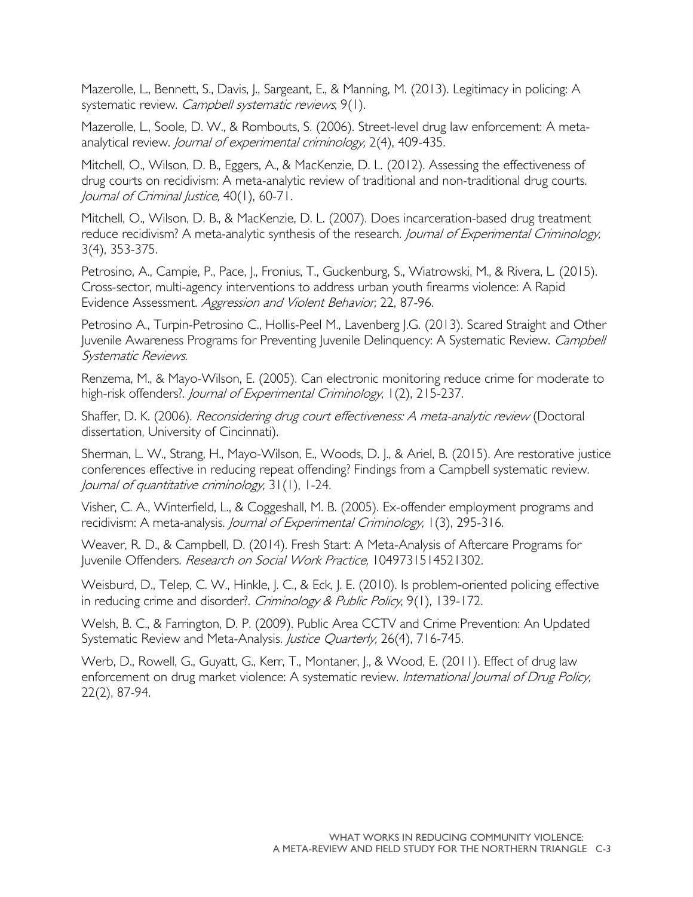Mazerolle, L., Bennett, S., Davis, J., Sargeant, E., & Manning, M. (2013). Legitimacy in policing: A systematic review. *Campbell systematic reviews*, 9(1).

Mazerolle, L., Soole, D. W., & Rombouts, S. (2006). Street-level drug law enforcement: A meta-analytical review. *Journal of experimental criminology,* 2(4), 409-435.

Mitchell, O., Wilson, D. B., Eggers, A., & MacKenzie, D. L. (2012). Assessing the effectiveness of drug courts on recidivism: A meta-analytic review of traditional and non-traditional drug courts. *Journal of Criminal Justice,* 40(1), 60-71.

Mitchell, O., Wilson, D. B., & MacKenzie, D. L. (2007). Does incarceration-based drug treatment reduce recidivism? A meta-analytic synthesis of the research. *Journal of Experimental Criminology,* 3(4), 353-375.

Petrosino, A., Campie, P., Pace, J., Fronius, T., Guckenburg, S., Wiatrowski, M., & Rivera, L. (2015). Cross-sector, multi-agency interventions to address urban youth firearms violence: A Rapid Evidence Assessment. *Aggression and Violent Behavior,* 22, 87-96.

Petrosino A., Turpin-Petrosino C., Hollis-Peel M., Lavenberg J.G. (2013). Scared Straight and Other Juvenile Awareness Programs for Preventing Juvenile Delinquency: A Systematic Review. *Campbell Systematic Reviews.*

Renzema, M., & Mayo-Wilson, E. (2005). Can electronic monitoring reduce crime for moderate to high-risk offenders?. *Journal of Experimental Criminology*, 1(2), 215-237.

Shaffer, D. K. (2006). *Reconsidering drug court effectiveness: A meta-analytic review* (Doctoral dissertation, University of Cincinnati).

Sherman, L. W., Strang, H., Mayo-Wilson, E., Woods, D. J., & Ariel, B. (2015). Are restorative justice conferences effective in reducing repeat offending? Findings from a Campbell systematic review. *Journal of quantitative criminology,* 31(1), 1-24.

Visher, C. A., Winterfield, L., & Coggeshall, M. B. (2005). Ex-offender employment programs and recidivism: A meta-analysis. *Journal of Experimental Criminology,* 1(3), 295-316.

Weaver, R. D., & Campbell, D. (2014). Fresh Start: A Meta-Analysis of Aftercare Programs for Juvenile Offenders. *Research on Social Work Practice,* 1049731514521302.

Weisburd, D., Telep, C. W., Hinkle, J. C., & Eck, J. E. (2010). Is problem-oriented policing effective in reducing crime and disorder?. *Criminology & Public Policy*, 9(1), 139-172.

Welsh, B. C., & Farrington, D. P. (2009). Public Area CCTV and Crime Prevention: An Updated Systematic Review and Meta-Analysis. *Justice Quarterly*, 26(4), 716-745.

Werb, D., Rowell, G., Guyatt, G., Kerr, T., Montaner, J., & Wood, E. (2011). Effect of drug law enforcement on drug market violence: A systematic review. *International Journal of Drug Policy,* 22(2), 87-94.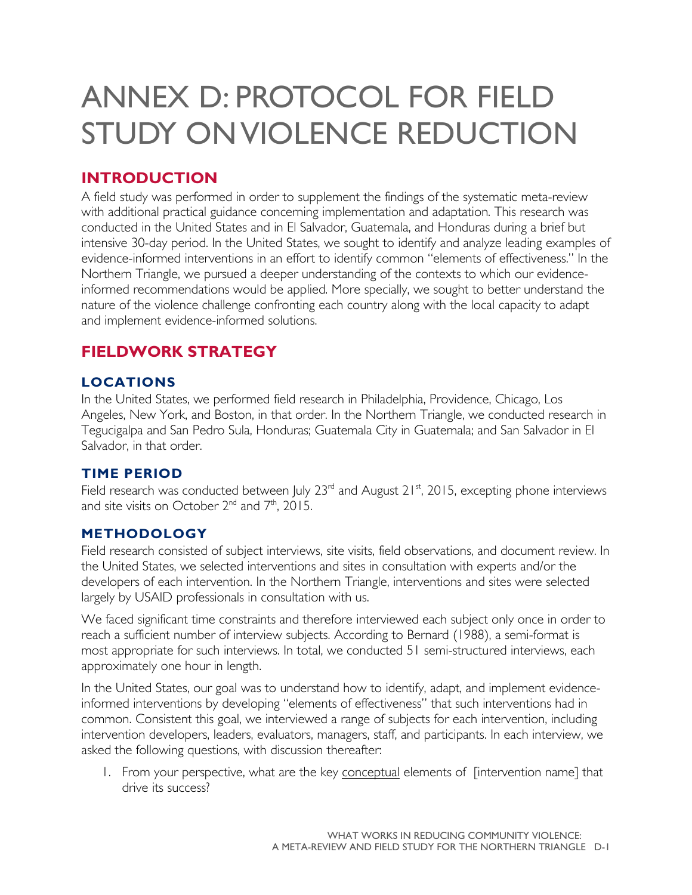# ANNEX D: PROTOCOL FOR FIELD STUDY ON VIOLENCE REDUCTION

## INTRODUCTION

A field study was performed in order to supplement the findings of the systematic meta-review with additional practical guidance concerning implementation and adaptation. This research was conducted in the United States and in El Salvador, Guatemala, and Honduras during a brief but intensive 30-day period. In the United States, we sought to identify and analyze leading examples of evidence-informed interventions in an effort to identify common "elements of effectiveness." In the Northern Triangle, we pursued a deeper understanding of the contexts to which our evidence-informed recommendations would be applied. More specially, we sought to better understand the nature of the violence challenge confronting each country along with the local capacity to adapt and implement evidence-informed solutions.

## FIELDWORK STRATEGY

### LOCATIONS

In the United States, we performed field research in Philadelphia, Providence, Chicago, Los Angeles, New York, and Boston, in that order. In the Northern Triangle, we conducted research in Tegucigalpa and San Pedro Sula, Honduras; Guatemala City in Guatemala; and San Salvador in El Salvador, in that order.

### TIME PERIOD

Field research was conducted between July 23rd and August 21st, 2015, excepting phone interviews and site visits on October 2nd and 7th, 2015.

### METHODOLOGY

Field research consisted of subject interviews, site visits, field observations, and document review. In the United States, we selected interventions and sites in consultation with experts and/or the developers of each intervention. In the Northern Triangle, interventions and sites were selected largely by USAID professionals in consultation with us.

We faced significant time constraints and therefore interviewed each subject only once in order to reach a sufficient number of interview subjects. According to Bernard (1988), a semi-format is most appropriate for such interviews. In total, we conducted 51 semi-structured interviews, each approximately one hour in length.

In the United States, our goal was to understand how to identify, adapt, and implement evidence-informed interventions by developing "elements of effectiveness" that such interventions had in common. Consistent this goal, we interviewed a range of subjects for each intervention, including intervention developers, leaders, evaluators, managers, staff, and participants. In each interview, we asked the following questions, with discussion thereafter:

1. From your perspective, what are the key conceptual elements of [intervention name] that drive its success?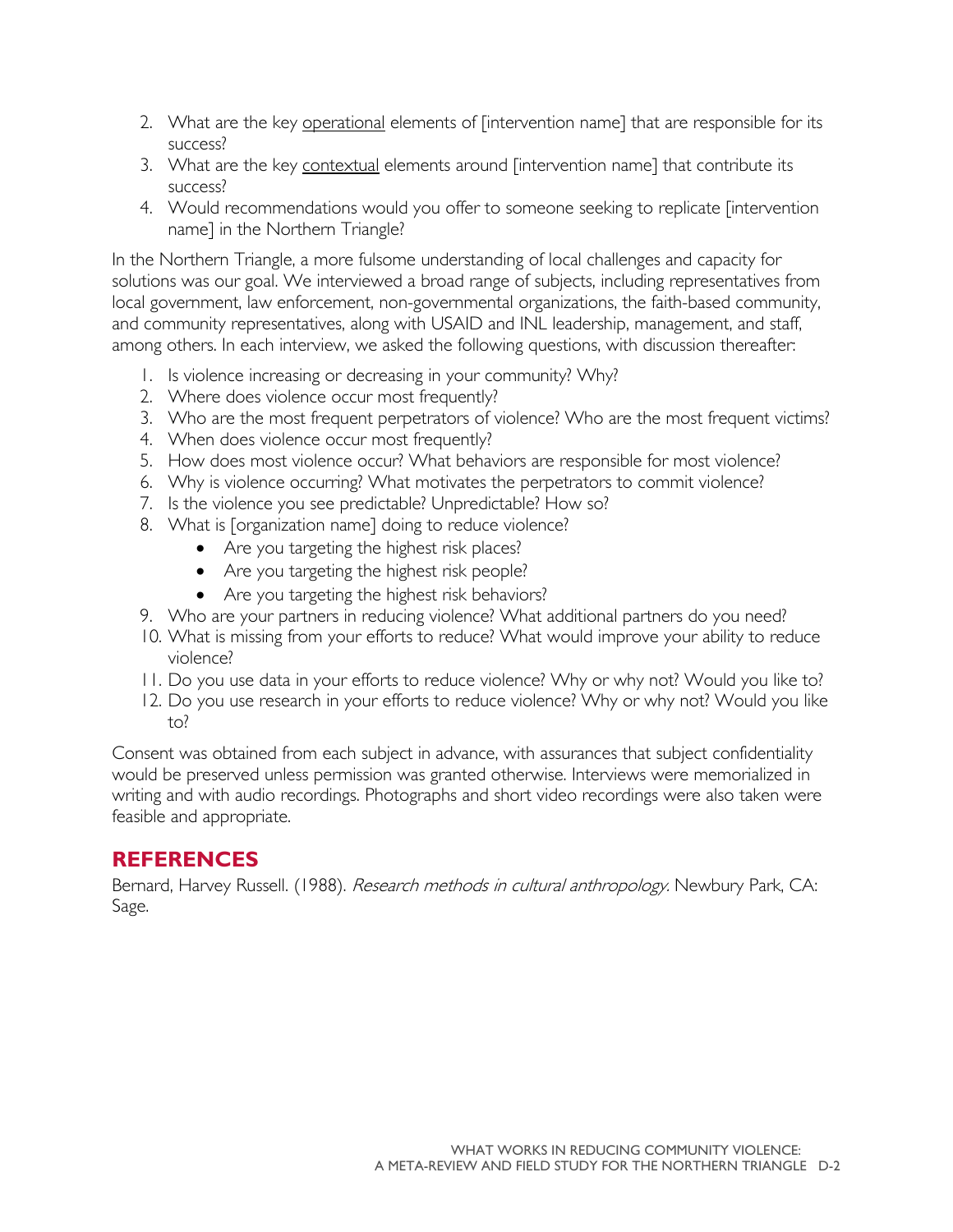2. What are the key <u>operational</u> elements of [intervention name] that are responsible for its success?
3. What are the key <u>contextual</u> elements around [intervention name] that contribute its success?
4. Would recommendations would you offer to someone seeking to replicate [intervention name] in the Northern Triangle?

In the Northern Triangle, a more fulsome understanding of local challenges and capacity for solutions was our goal. We interviewed a broad range of subjects, including representatives from local government, law enforcement, non-governmental organizations, the faith-based community, and community representatives, along with USAID and INL leadership, management, and staff, among others. In each interview, we asked the following questions, with discussion thereafter:

1. Is violence increasing or decreasing in your community? Why?
2. Where does violence occur most frequently?
3. Who are the most frequent perpetrators of violence? Who are the most frequent victims?
4. When does violence occur most frequently?
5. How does most violence occur? What behaviors are responsible for most violence?
6. Why is violence occurring? What motivates the perpetrators to commit violence?
7. Is the violence you see predictable? Unpredictable? How so?
8. What is [organization name] doing to reduce violence?
   - Are you targeting the highest risk places?
   - Are you targeting the highest risk people?
   - Are you targeting the highest risk behaviors?
9. Who are your partners in reducing violence? What additional partners do you need?
10. What is missing from your efforts to reduce? What would improve your ability to reduce violence?
11. Do you use data in your efforts to reduce violence? Why or why not? Would you like to?
12. Do you use research in your efforts to reduce violence? Why or why not? Would you like to?

Consent was obtained from each subject in advance, with assurances that subject confidentiality would be preserved unless permission was granted otherwise. Interviews were memorialized in writing and with audio recordings. Photographs and short video recordings were also taken were feasible and appropriate.

## REFERENCES

Bernard, Harvey Russell. (1988). *Research methods in cultural anthropology.* Newbury Park, CA: Sage.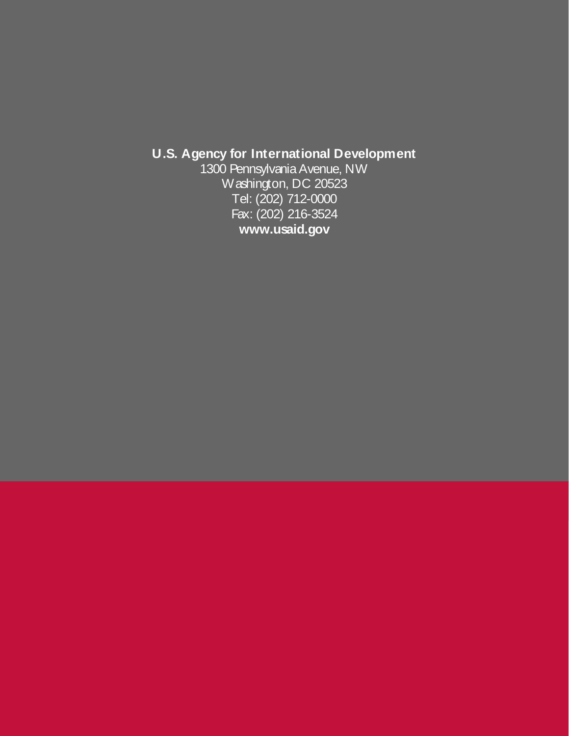**U.S. Agency for International Development**
1300 Pennsylvania Avenue, NW
Washington, DC 20523
Tel: (202) 712-0000
Fax: (202) 216-3524
**www.usaid.gov**